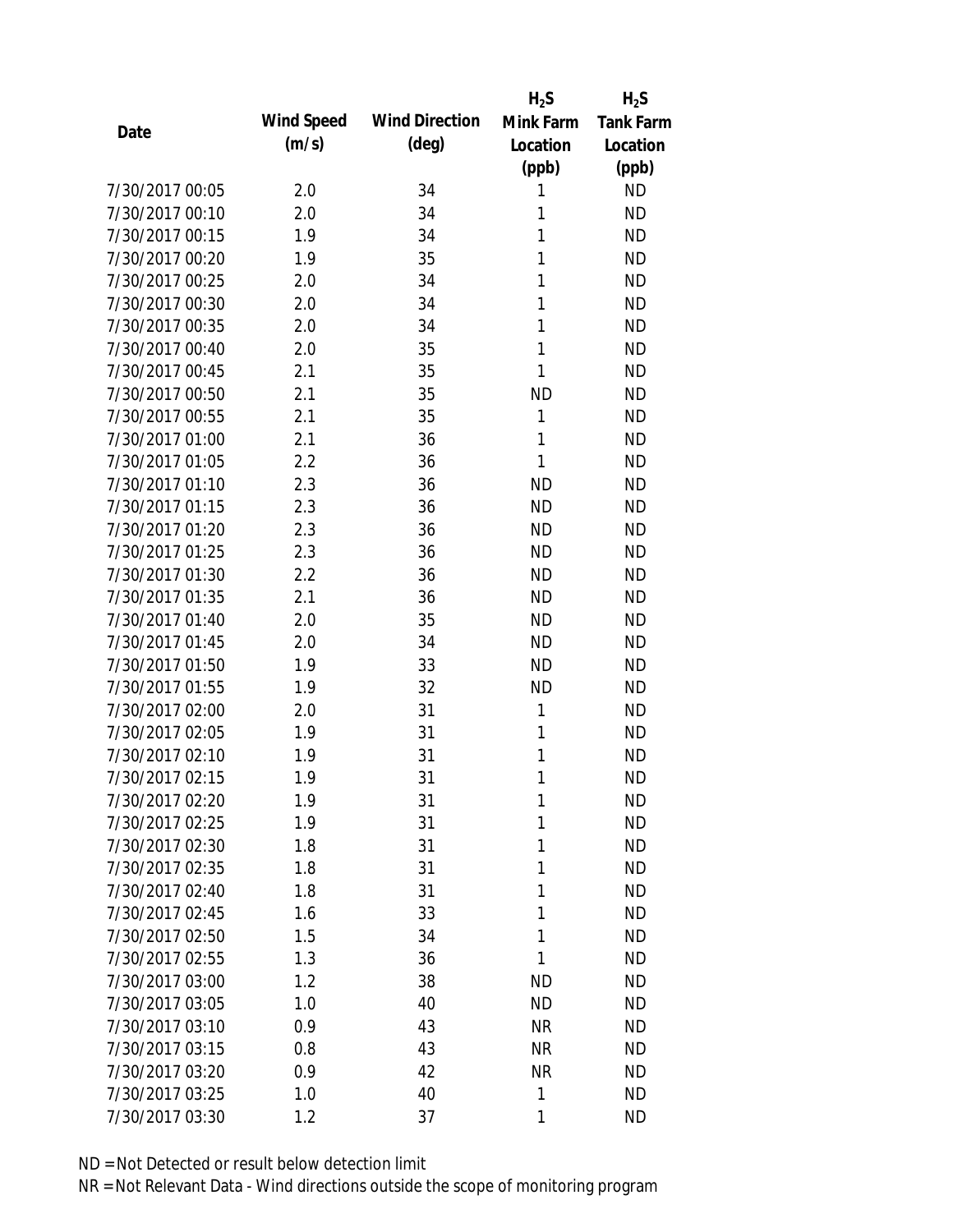| Date | Wind Speed (m/s) | Wind Direction (deg) | $H_2S$ Mink Farm Location (ppb) | $H_2S$ Tank Farm Location (ppb) |
|---|---|---|---|---|
| 7/30/2017 00:05 | 2.0 | 34 | 1 | ND |
| 7/30/2017 00:10 | 2.0 | 34 | 1 | ND |
| 7/30/2017 00:15 | 1.9 | 34 | 1 | ND |
| 7/30/2017 00:20 | 1.9 | 35 | 1 | ND |
| 7/30/2017 00:25 | 2.0 | 34 | 1 | ND |
| 7/30/2017 00:30 | 2.0 | 34 | 1 | ND |
| 7/30/2017 00:35 | 2.0 | 34 | 1 | ND |
| 7/30/2017 00:40 | 2.0 | 35 | 1 | ND |
| 7/30/2017 00:45 | 2.1 | 35 | 1 | ND |
| 7/30/2017 00:50 | 2.1 | 35 | ND | ND |
| 7/30/2017 00:55 | 2.1 | 35 | 1 | ND |
| 7/30/2017 01:00 | 2.1 | 36 | 1 | ND |
| 7/30/2017 01:05 | 2.2 | 36 | 1 | ND |
| 7/30/2017 01:10 | 2.3 | 36 | ND | ND |
| 7/30/2017 01:15 | 2.3 | 36 | ND | ND |
| 7/30/2017 01:20 | 2.3 | 36 | ND | ND |
| 7/30/2017 01:25 | 2.3 | 36 | ND | ND |
| 7/30/2017 01:30 | 2.2 | 36 | ND | ND |
| 7/30/2017 01:35 | 2.1 | 36 | ND | ND |
| 7/30/2017 01:40 | 2.0 | 35 | ND | ND |
| 7/30/2017 01:45 | 2.0 | 34 | ND | ND |
| 7/30/2017 01:50 | 1.9 | 33 | ND | ND |
| 7/30/2017 01:55 | 1.9 | 32 | ND | ND |
| 7/30/2017 02:00 | 2.0 | 31 | 1 | ND |
| 7/30/2017 02:05 | 1.9 | 31 | 1 | ND |
| 7/30/2017 02:10 | 1.9 | 31 | 1 | ND |
| 7/30/2017 02:15 | 1.9 | 31 | 1 | ND |
| 7/30/2017 02:20 | 1.9 | 31 | 1 | ND |
| 7/30/2017 02:25 | 1.9 | 31 | 1 | ND |
| 7/30/2017 02:30 | 1.8 | 31 | 1 | ND |
| 7/30/2017 02:35 | 1.8 | 31 | 1 | ND |
| 7/30/2017 02:40 | 1.8 | 31 | 1 | ND |
| 7/30/2017 02:45 | 1.6 | 33 | 1 | ND |
| 7/30/2017 02:50 | 1.5 | 34 | 1 | ND |
| 7/30/2017 02:55 | 1.3 | 36 | 1 | ND |
| 7/30/2017 03:00 | 1.2 | 38 | ND | ND |
| 7/30/2017 03:05 | 1.0 | 40 | ND | ND |
| 7/30/2017 03:10 | 0.9 | 43 | NR | ND |
| 7/30/2017 03:15 | 0.8 | 43 | NR | ND |
| 7/30/2017 03:20 | 0.9 | 42 | NR | ND |
| 7/30/2017 03:25 | 1.0 | 40 | 1 | ND |
| 7/30/2017 03:30 | 1.2 | 37 | 1 | ND |

ND = Not Detected or result below detection limit

NR = Not Relevant Data - Wind directions outside the scope of monitoring program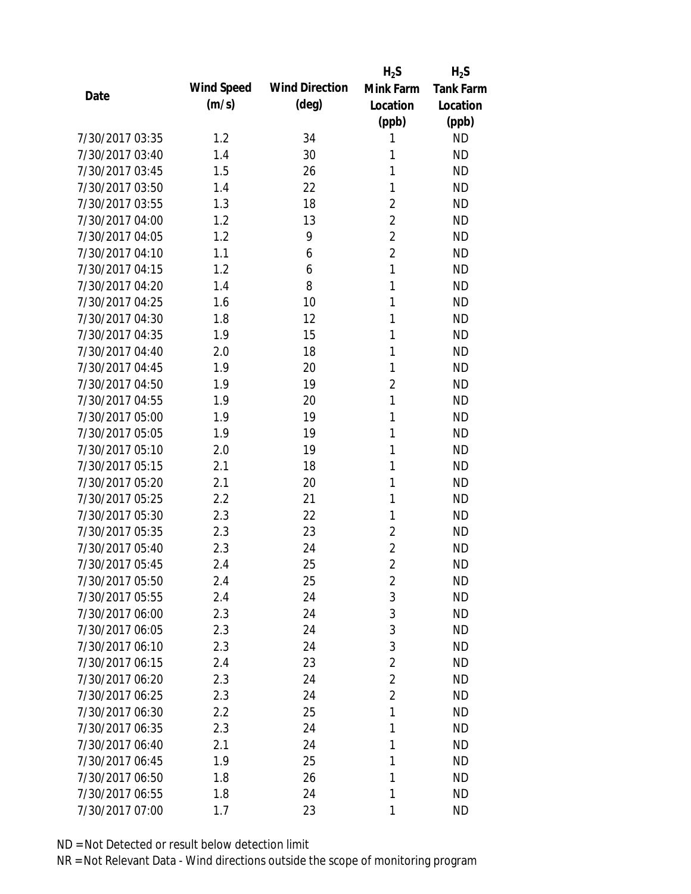| Date | Wind Speed (m/s) | Wind Direction (deg) | $H_2S$ Mink Farm Location (ppb) | $H_2S$ Tank Farm Location (ppb) |
|---|---|---|---|---|
| 7/30/2017 03:35 | 1.2 | 34 | 1 | ND |
| 7/30/2017 03:40 | 1.4 | 30 | 1 | ND |
| 7/30/2017 03:45 | 1.5 | 26 | 1 | ND |
| 7/30/2017 03:50 | 1.4 | 22 | 1 | ND |
| 7/30/2017 03:55 | 1.3 | 18 | 2 | ND |
| 7/30/2017 04:00 | 1.2 | 13 | 2 | ND |
| 7/30/2017 04:05 | 1.2 | 9 | 2 | ND |
| 7/30/2017 04:10 | 1.1 | 6 | 2 | ND |
| 7/30/2017 04:15 | 1.2 | 6 | 1 | ND |
| 7/30/2017 04:20 | 1.4 | 8 | 1 | ND |
| 7/30/2017 04:25 | 1.6 | 10 | 1 | ND |
| 7/30/2017 04:30 | 1.8 | 12 | 1 | ND |
| 7/30/2017 04:35 | 1.9 | 15 | 1 | ND |
| 7/30/2017 04:40 | 2.0 | 18 | 1 | ND |
| 7/30/2017 04:45 | 1.9 | 20 | 1 | ND |
| 7/30/2017 04:50 | 1.9 | 19 | 2 | ND |
| 7/30/2017 04:55 | 1.9 | 20 | 1 | ND |
| 7/30/2017 05:00 | 1.9 | 19 | 1 | ND |
| 7/30/2017 05:05 | 1.9 | 19 | 1 | ND |
| 7/30/2017 05:10 | 2.0 | 19 | 1 | ND |
| 7/30/2017 05:15 | 2.1 | 18 | 1 | ND |
| 7/30/2017 05:20 | 2.1 | 20 | 1 | ND |
| 7/30/2017 05:25 | 2.2 | 21 | 1 | ND |
| 7/30/2017 05:30 | 2.3 | 22 | 1 | ND |
| 7/30/2017 05:35 | 2.3 | 23 | 2 | ND |
| 7/30/2017 05:40 | 2.3 | 24 | 2 | ND |
| 7/30/2017 05:45 | 2.4 | 25 | 2 | ND |
| 7/30/2017 05:50 | 2.4 | 25 | 2 | ND |
| 7/30/2017 05:55 | 2.4 | 24 | 3 | ND |
| 7/30/2017 06:00 | 2.3 | 24 | 3 | ND |
| 7/30/2017 06:05 | 2.3 | 24 | 3 | ND |
| 7/30/2017 06:10 | 2.3 | 24 | 3 | ND |
| 7/30/2017 06:15 | 2.4 | 23 | 2 | ND |
| 7/30/2017 06:20 | 2.3 | 24 | 2 | ND |
| 7/30/2017 06:25 | 2.3 | 24 | 2 | ND |
| 7/30/2017 06:30 | 2.2 | 25 | 1 | ND |
| 7/30/2017 06:35 | 2.3 | 24 | 1 | ND |
| 7/30/2017 06:40 | 2.1 | 24 | 1 | ND |
| 7/30/2017 06:45 | 1.9 | 25 | 1 | ND |
| 7/30/2017 06:50 | 1.8 | 26 | 1 | ND |
| 7/30/2017 06:55 | 1.8 | 24 | 1 | ND |
| 7/30/2017 07:00 | 1.7 | 23 | 1 | ND |

ND = Not Detected or result below detection limit

NR = Not Relevant Data - Wind directions outside the scope of monitoring program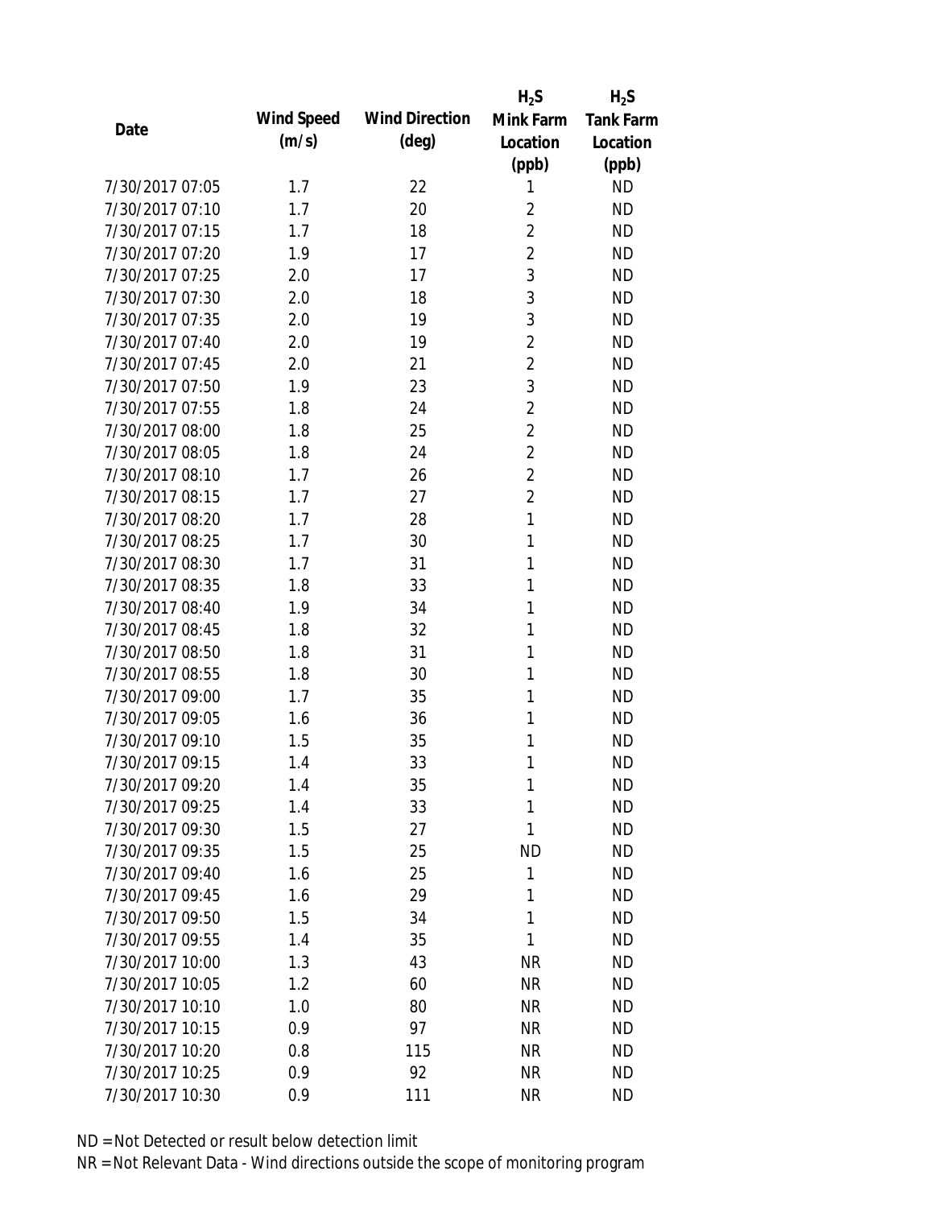| Date | Wind Speed (m/s) | Wind Direction (deg) | $H_2S$ Mink Farm Location (ppb) | $H_2S$ Tank Farm Location (ppb) |
|---|---|---|---|---|
| 7/30/2017 07:05 | 1.7 | 22 | 1 | ND |
| 7/30/2017 07:10 | 1.7 | 20 | 2 | ND |
| 7/30/2017 07:15 | 1.7 | 18 | 2 | ND |
| 7/30/2017 07:20 | 1.9 | 17 | 2 | ND |
| 7/30/2017 07:25 | 2.0 | 17 | 3 | ND |
| 7/30/2017 07:30 | 2.0 | 18 | 3 | ND |
| 7/30/2017 07:35 | 2.0 | 19 | 3 | ND |
| 7/30/2017 07:40 | 2.0 | 19 | 2 | ND |
| 7/30/2017 07:45 | 2.0 | 21 | 2 | ND |
| 7/30/2017 07:50 | 1.9 | 23 | 3 | ND |
| 7/30/2017 07:55 | 1.8 | 24 | 2 | ND |
| 7/30/2017 08:00 | 1.8 | 25 | 2 | ND |
| 7/30/2017 08:05 | 1.8 | 24 | 2 | ND |
| 7/30/2017 08:10 | 1.7 | 26 | 2 | ND |
| 7/30/2017 08:15 | 1.7 | 27 | 2 | ND |
| 7/30/2017 08:20 | 1.7 | 28 | 1 | ND |
| 7/30/2017 08:25 | 1.7 | 30 | 1 | ND |
| 7/30/2017 08:30 | 1.7 | 31 | 1 | ND |
| 7/30/2017 08:35 | 1.8 | 33 | 1 | ND |
| 7/30/2017 08:40 | 1.9 | 34 | 1 | ND |
| 7/30/2017 08:45 | 1.8 | 32 | 1 | ND |
| 7/30/2017 08:50 | 1.8 | 31 | 1 | ND |
| 7/30/2017 08:55 | 1.8 | 30 | 1 | ND |
| 7/30/2017 09:00 | 1.7 | 35 | 1 | ND |
| 7/30/2017 09:05 | 1.6 | 36 | 1 | ND |
| 7/30/2017 09:10 | 1.5 | 35 | 1 | ND |
| 7/30/2017 09:15 | 1.4 | 33 | 1 | ND |
| 7/30/2017 09:20 | 1.4 | 35 | 1 | ND |
| 7/30/2017 09:25 | 1.4 | 33 | 1 | ND |
| 7/30/2017 09:30 | 1.5 | 27 | 1 | ND |
| 7/30/2017 09:35 | 1.5 | 25 | ND | ND |
| 7/30/2017 09:40 | 1.6 | 25 | 1 | ND |
| 7/30/2017 09:45 | 1.6 | 29 | 1 | ND |
| 7/30/2017 09:50 | 1.5 | 34 | 1 | ND |
| 7/30/2017 09:55 | 1.4 | 35 | 1 | ND |
| 7/30/2017 10:00 | 1.3 | 43 | NR | ND |
| 7/30/2017 10:05 | 1.2 | 60 | NR | ND |
| 7/30/2017 10:10 | 1.0 | 80 | NR | ND |
| 7/30/2017 10:15 | 0.9 | 97 | NR | ND |
| 7/30/2017 10:20 | 0.8 | 115 | NR | ND |
| 7/30/2017 10:25 | 0.9 | 92 | NR | ND |
| 7/30/2017 10:30 | 0.9 | 111 | NR | ND |

ND = Not Detected or result below detection limit

NR = Not Relevant Data - Wind directions outside the scope of monitoring program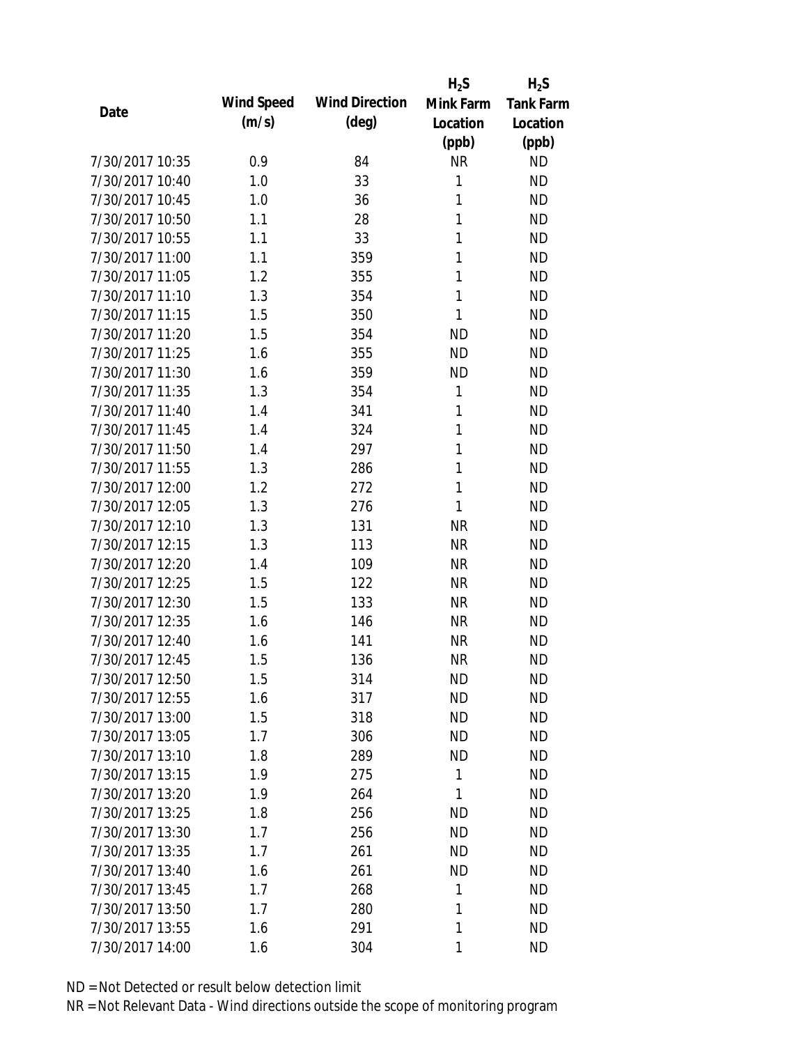| Date | Wind Speed (m/s) | Wind Direction (deg) | $H_2S$ Mink Farm Location (ppb) | $H_2S$ Tank Farm Location (ppb) |
|---|---|---|---|---|
| 7/30/2017 10:35 | 0.9 | 84 | NR | ND |
| 7/30/2017 10:40 | 1.0 | 33 | 1 | ND |
| 7/30/2017 10:45 | 1.0 | 36 | 1 | ND |
| 7/30/2017 10:50 | 1.1 | 28 | 1 | ND |
| 7/30/2017 10:55 | 1.1 | 33 | 1 | ND |
| 7/30/2017 11:00 | 1.1 | 359 | 1 | ND |
| 7/30/2017 11:05 | 1.2 | 355 | 1 | ND |
| 7/30/2017 11:10 | 1.3 | 354 | 1 | ND |
| 7/30/2017 11:15 | 1.5 | 350 | 1 | ND |
| 7/30/2017 11:20 | 1.5 | 354 | ND | ND |
| 7/30/2017 11:25 | 1.6 | 355 | ND | ND |
| 7/30/2017 11:30 | 1.6 | 359 | ND | ND |
| 7/30/2017 11:35 | 1.3 | 354 | 1 | ND |
| 7/30/2017 11:40 | 1.4 | 341 | 1 | ND |
| 7/30/2017 11:45 | 1.4 | 324 | 1 | ND |
| 7/30/2017 11:50 | 1.4 | 297 | 1 | ND |
| 7/30/2017 11:55 | 1.3 | 286 | 1 | ND |
| 7/30/2017 12:00 | 1.2 | 272 | 1 | ND |
| 7/30/2017 12:05 | 1.3 | 276 | 1 | ND |
| 7/30/2017 12:10 | 1.3 | 131 | NR | ND |
| 7/30/2017 12:15 | 1.3 | 113 | NR | ND |
| 7/30/2017 12:20 | 1.4 | 109 | NR | ND |
| 7/30/2017 12:25 | 1.5 | 122 | NR | ND |
| 7/30/2017 12:30 | 1.5 | 133 | NR | ND |
| 7/30/2017 12:35 | 1.6 | 146 | NR | ND |
| 7/30/2017 12:40 | 1.6 | 141 | NR | ND |
| 7/30/2017 12:45 | 1.5 | 136 | NR | ND |
| 7/30/2017 12:50 | 1.5 | 314 | ND | ND |
| 7/30/2017 12:55 | 1.6 | 317 | ND | ND |
| 7/30/2017 13:00 | 1.5 | 318 | ND | ND |
| 7/30/2017 13:05 | 1.7 | 306 | ND | ND |
| 7/30/2017 13:10 | 1.8 | 289 | ND | ND |
| 7/30/2017 13:15 | 1.9 | 275 | 1 | ND |
| 7/30/2017 13:20 | 1.9 | 264 | 1 | ND |
| 7/30/2017 13:25 | 1.8 | 256 | ND | ND |
| 7/30/2017 13:30 | 1.7 | 256 | ND | ND |
| 7/30/2017 13:35 | 1.7 | 261 | ND | ND |
| 7/30/2017 13:40 | 1.6 | 261 | ND | ND |
| 7/30/2017 13:45 | 1.7 | 268 | 1 | ND |
| 7/30/2017 13:50 | 1.7 | 280 | 1 | ND |
| 7/30/2017 13:55 | 1.6 | 291 | 1 | ND |
| 7/30/2017 14:00 | 1.6 | 304 | 1 | ND |

ND = Not Detected or result below detection limit

NR = Not Relevant Data - Wind directions outside the scope of monitoring program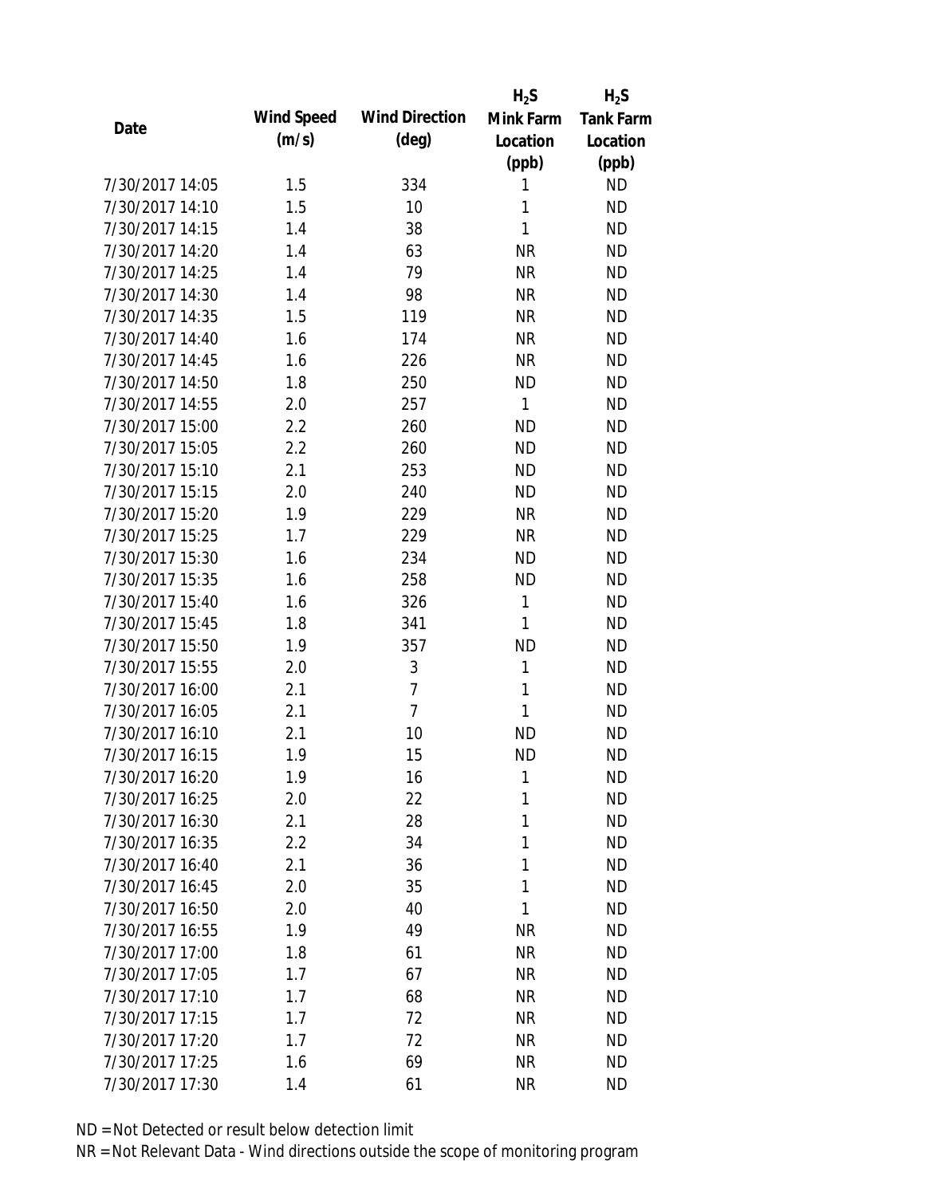| Date | Wind Speed (m/s) | Wind Direction (deg) | $H_2S$ Mink Farm Location (ppb) | $H_2S$ Tank Farm Location (ppb) |
|---|---|---|---|---|
| 7/30/2017 14:05 | 1.5 | 334 | 1 | ND |
| 7/30/2017 14:10 | 1.5 | 10 | 1 | ND |
| 7/30/2017 14:15 | 1.4 | 38 | 1 | ND |
| 7/30/2017 14:20 | 1.4 | 63 | NR | ND |
| 7/30/2017 14:25 | 1.4 | 79 | NR | ND |
| 7/30/2017 14:30 | 1.4 | 98 | NR | ND |
| 7/30/2017 14:35 | 1.5 | 119 | NR | ND |
| 7/30/2017 14:40 | 1.6 | 174 | NR | ND |
| 7/30/2017 14:45 | 1.6 | 226 | NR | ND |
| 7/30/2017 14:50 | 1.8 | 250 | ND | ND |
| 7/30/2017 14:55 | 2.0 | 257 | 1 | ND |
| 7/30/2017 15:00 | 2.2 | 260 | ND | ND |
| 7/30/2017 15:05 | 2.2 | 260 | ND | ND |
| 7/30/2017 15:10 | 2.1 | 253 | ND | ND |
| 7/30/2017 15:15 | 2.0 | 240 | ND | ND |
| 7/30/2017 15:20 | 1.9 | 229 | NR | ND |
| 7/30/2017 15:25 | 1.7 | 229 | NR | ND |
| 7/30/2017 15:30 | 1.6 | 234 | ND | ND |
| 7/30/2017 15:35 | 1.6 | 258 | ND | ND |
| 7/30/2017 15:40 | 1.6 | 326 | 1 | ND |
| 7/30/2017 15:45 | 1.8 | 341 | 1 | ND |
| 7/30/2017 15:50 | 1.9 | 357 | ND | ND |
| 7/30/2017 15:55 | 2.0 | 3 | 1 | ND |
| 7/30/2017 16:00 | 2.1 | 7 | 1 | ND |
| 7/30/2017 16:05 | 2.1 | 7 | 1 | ND |
| 7/30/2017 16:10 | 2.1 | 10 | ND | ND |
| 7/30/2017 16:15 | 1.9 | 15 | ND | ND |
| 7/30/2017 16:20 | 1.9 | 16 | 1 | ND |
| 7/30/2017 16:25 | 2.0 | 22 | 1 | ND |
| 7/30/2017 16:30 | 2.1 | 28 | 1 | ND |
| 7/30/2017 16:35 | 2.2 | 34 | 1 | ND |
| 7/30/2017 16:40 | 2.1 | 36 | 1 | ND |
| 7/30/2017 16:45 | 2.0 | 35 | 1 | ND |
| 7/30/2017 16:50 | 2.0 | 40 | 1 | ND |
| 7/30/2017 16:55 | 1.9 | 49 | NR | ND |
| 7/30/2017 17:00 | 1.8 | 61 | NR | ND |
| 7/30/2017 17:05 | 1.7 | 67 | NR | ND |
| 7/30/2017 17:10 | 1.7 | 68 | NR | ND |
| 7/30/2017 17:15 | 1.7 | 72 | NR | ND |
| 7/30/2017 17:20 | 1.7 | 72 | NR | ND |
| 7/30/2017 17:25 | 1.6 | 69 | NR | ND |
| 7/30/2017 17:30 | 1.4 | 61 | NR | ND |

ND = Not Detected or result below detection limit
NR = Not Relevant Data - Wind directions outside the scope of monitoring program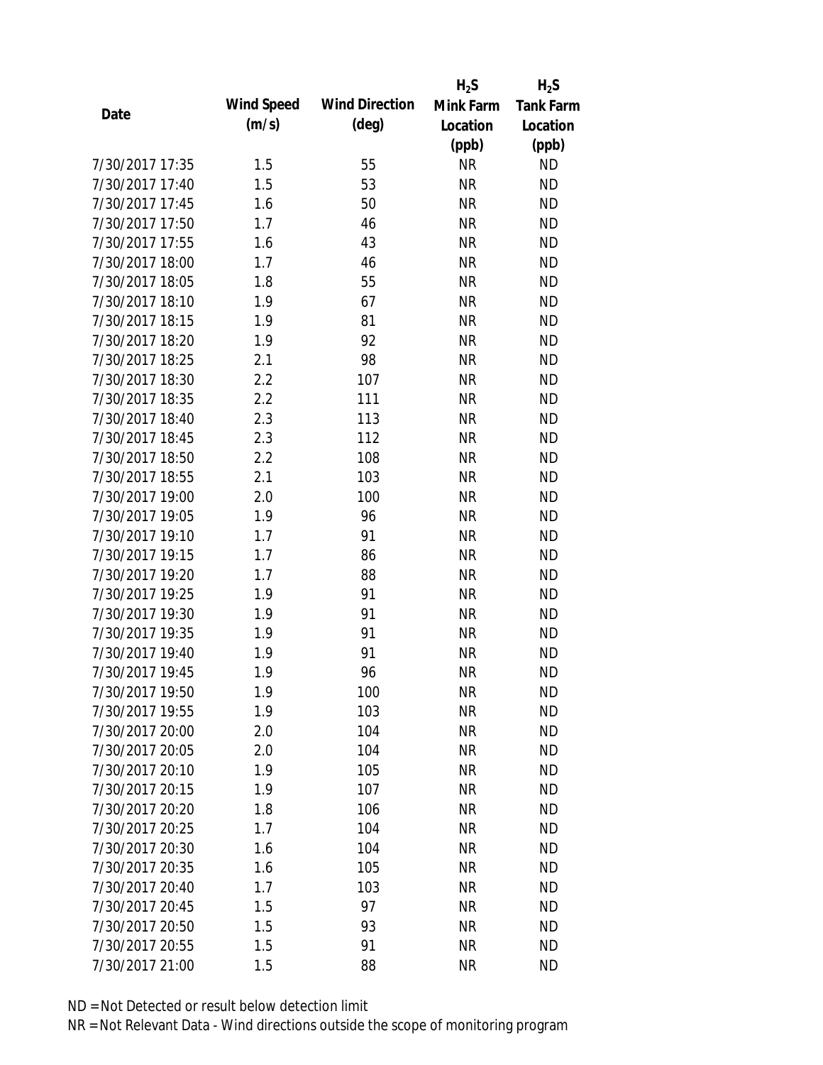| Date | Wind Speed (m/s) | Wind Direction (deg) | $H_2S$ Mink Farm Location (ppb) | $H_2S$ Tank Farm Location (ppb) |
|---|---|---|---|---|
| 7/30/2017 17:35 | 1.5 | 55 | NR | ND |
| 7/30/2017 17:40 | 1.5 | 53 | NR | ND |
| 7/30/2017 17:45 | 1.6 | 50 | NR | ND |
| 7/30/2017 17:50 | 1.7 | 46 | NR | ND |
| 7/30/2017 17:55 | 1.6 | 43 | NR | ND |
| 7/30/2017 18:00 | 1.7 | 46 | NR | ND |
| 7/30/2017 18:05 | 1.8 | 55 | NR | ND |
| 7/30/2017 18:10 | 1.9 | 67 | NR | ND |
| 7/30/2017 18:15 | 1.9 | 81 | NR | ND |
| 7/30/2017 18:20 | 1.9 | 92 | NR | ND |
| 7/30/2017 18:25 | 2.1 | 98 | NR | ND |
| 7/30/2017 18:30 | 2.2 | 107 | NR | ND |
| 7/30/2017 18:35 | 2.2 | 111 | NR | ND |
| 7/30/2017 18:40 | 2.3 | 113 | NR | ND |
| 7/30/2017 18:45 | 2.3 | 112 | NR | ND |
| 7/30/2017 18:50 | 2.2 | 108 | NR | ND |
| 7/30/2017 18:55 | 2.1 | 103 | NR | ND |
| 7/30/2017 19:00 | 2.0 | 100 | NR | ND |
| 7/30/2017 19:05 | 1.9 | 96 | NR | ND |
| 7/30/2017 19:10 | 1.7 | 91 | NR | ND |
| 7/30/2017 19:15 | 1.7 | 86 | NR | ND |
| 7/30/2017 19:20 | 1.7 | 88 | NR | ND |
| 7/30/2017 19:25 | 1.9 | 91 | NR | ND |
| 7/30/2017 19:30 | 1.9 | 91 | NR | ND |
| 7/30/2017 19:35 | 1.9 | 91 | NR | ND |
| 7/30/2017 19:40 | 1.9 | 91 | NR | ND |
| 7/30/2017 19:45 | 1.9 | 96 | NR | ND |
| 7/30/2017 19:50 | 1.9 | 100 | NR | ND |
| 7/30/2017 19:55 | 1.9 | 103 | NR | ND |
| 7/30/2017 20:00 | 2.0 | 104 | NR | ND |
| 7/30/2017 20:05 | 2.0 | 104 | NR | ND |
| 7/30/2017 20:10 | 1.9 | 105 | NR | ND |
| 7/30/2017 20:15 | 1.9 | 107 | NR | ND |
| 7/30/2017 20:20 | 1.8 | 106 | NR | ND |
| 7/30/2017 20:25 | 1.7 | 104 | NR | ND |
| 7/30/2017 20:30 | 1.6 | 104 | NR | ND |
| 7/30/2017 20:35 | 1.6 | 105 | NR | ND |
| 7/30/2017 20:40 | 1.7 | 103 | NR | ND |
| 7/30/2017 20:45 | 1.5 | 97 | NR | ND |
| 7/30/2017 20:50 | 1.5 | 93 | NR | ND |
| 7/30/2017 20:55 | 1.5 | 91 | NR | ND |
| 7/30/2017 21:00 | 1.5 | 88 | NR | ND |

ND = Not Detected or result below detection limit

NR = Not Relevant Data - Wind directions outside the scope of monitoring program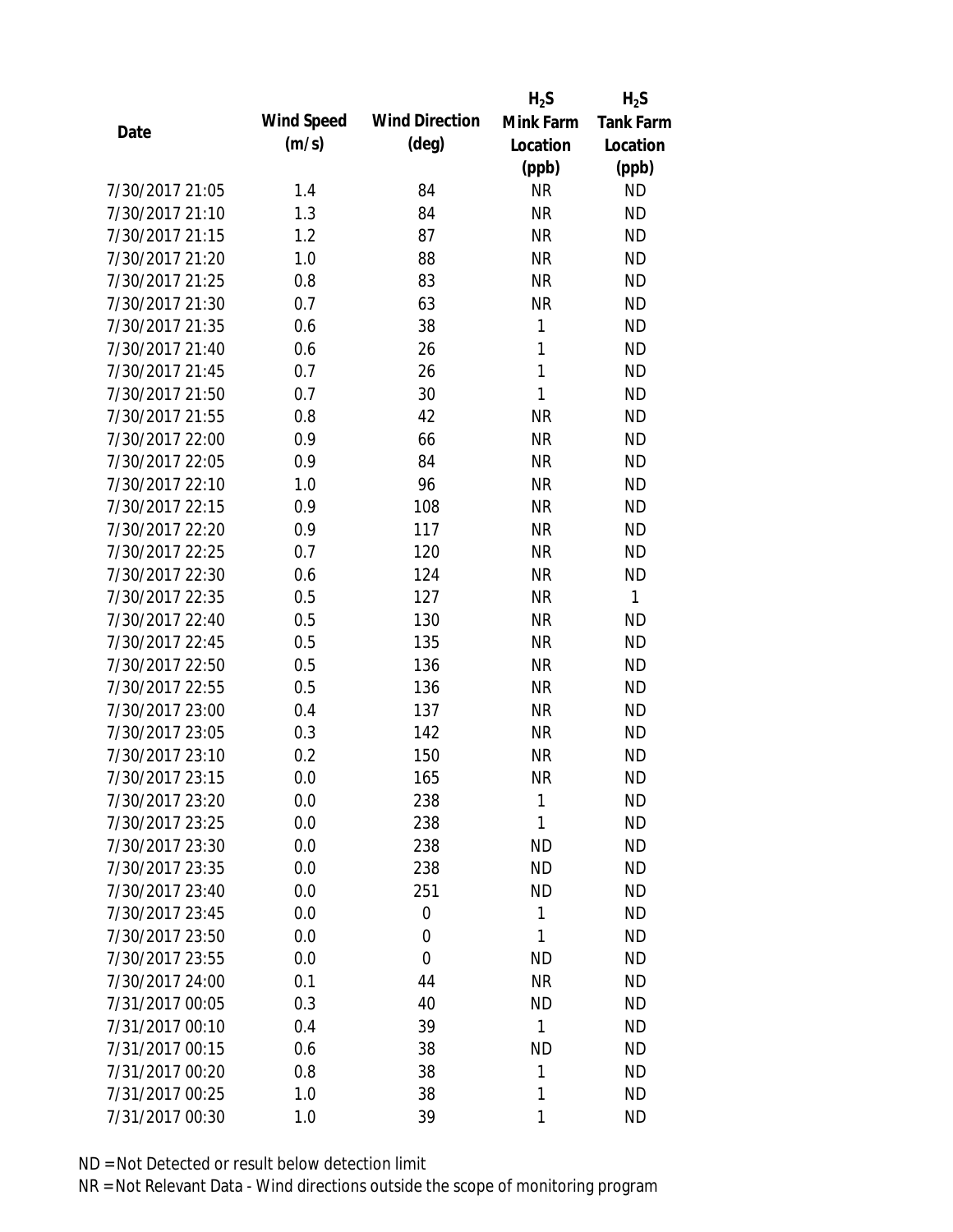| Date | Wind Speed (m/s) | Wind Direction (deg) | $H_2S$ Mink Farm Location (ppb) | $H_2S$ Tank Farm Location (ppb) |
|---|---|---|---|---|
| 7/30/2017 21:05 | 1.4 | 84 | NR | ND |
| 7/30/2017 21:10 | 1.3 | 84 | NR | ND |
| 7/30/2017 21:15 | 1.2 | 87 | NR | ND |
| 7/30/2017 21:20 | 1.0 | 88 | NR | ND |
| 7/30/2017 21:25 | 0.8 | 83 | NR | ND |
| 7/30/2017 21:30 | 0.7 | 63 | NR | ND |
| 7/30/2017 21:35 | 0.6 | 38 | 1 | ND |
| 7/30/2017 21:40 | 0.6 | 26 | 1 | ND |
| 7/30/2017 21:45 | 0.7 | 26 | 1 | ND |
| 7/30/2017 21:50 | 0.7 | 30 | 1 | ND |
| 7/30/2017 21:55 | 0.8 | 42 | NR | ND |
| 7/30/2017 22:00 | 0.9 | 66 | NR | ND |
| 7/30/2017 22:05 | 0.9 | 84 | NR | ND |
| 7/30/2017 22:10 | 1.0 | 96 | NR | ND |
| 7/30/2017 22:15 | 0.9 | 108 | NR | ND |
| 7/30/2017 22:20 | 0.9 | 117 | NR | ND |
| 7/30/2017 22:25 | 0.7 | 120 | NR | ND |
| 7/30/2017 22:30 | 0.6 | 124 | NR | ND |
| 7/30/2017 22:35 | 0.5 | 127 | NR | 1 |
| 7/30/2017 22:40 | 0.5 | 130 | NR | ND |
| 7/30/2017 22:45 | 0.5 | 135 | NR | ND |
| 7/30/2017 22:50 | 0.5 | 136 | NR | ND |
| 7/30/2017 22:55 | 0.5 | 136 | NR | ND |
| 7/30/2017 23:00 | 0.4 | 137 | NR | ND |
| 7/30/2017 23:05 | 0.3 | 142 | NR | ND |
| 7/30/2017 23:10 | 0.2 | 150 | NR | ND |
| 7/30/2017 23:15 | 0.0 | 165 | NR | ND |
| 7/30/2017 23:20 | 0.0 | 238 | 1 | ND |
| 7/30/2017 23:25 | 0.0 | 238 | 1 | ND |
| 7/30/2017 23:30 | 0.0 | 238 | ND | ND |
| 7/30/2017 23:35 | 0.0 | 238 | ND | ND |
| 7/30/2017 23:40 | 0.0 | 251 | ND | ND |
| 7/30/2017 23:45 | 0.0 | 0 | 1 | ND |
| 7/30/2017 23:50 | 0.0 | 0 | 1 | ND |
| 7/30/2017 23:55 | 0.0 | 0 | ND | ND |
| 7/30/2017 24:00 | 0.1 | 44 | NR | ND |
| 7/31/2017 00:05 | 0.3 | 40 | ND | ND |
| 7/31/2017 00:10 | 0.4 | 39 | 1 | ND |
| 7/31/2017 00:15 | 0.6 | 38 | ND | ND |
| 7/31/2017 00:20 | 0.8 | 38 | 1 | ND |
| 7/31/2017 00:25 | 1.0 | 38 | 1 | ND |
| 7/31/2017 00:30 | 1.0 | 39 | 1 | ND |

ND = Not Detected or result below detection limit

NR = Not Relevant Data - Wind directions outside the scope of monitoring program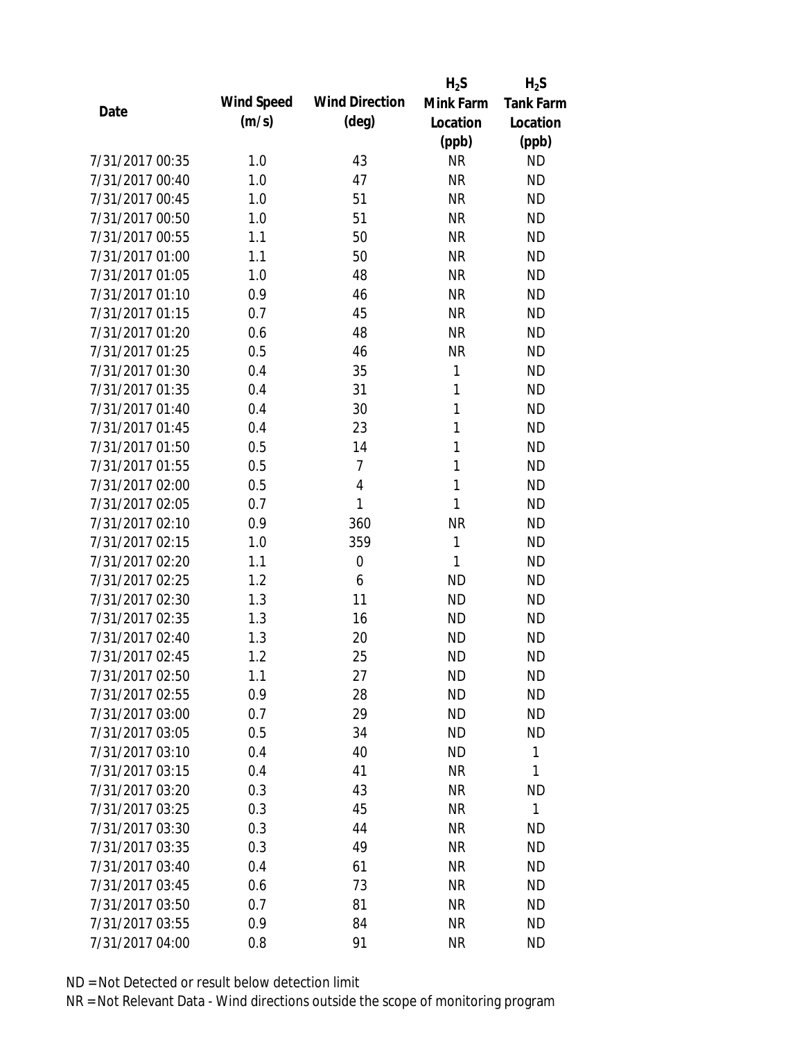| Date | Wind Speed (m/s) | Wind Direction (deg) | $H_2S$ Mink Farm Location (ppb) | $H_2S$ Tank Farm Location (ppb) |
|---|---|---|---|---|
| 7/31/2017 00:35 | 1.0 | 43 | NR | ND |
| 7/31/2017 00:40 | 1.0 | 47 | NR | ND |
| 7/31/2017 00:45 | 1.0 | 51 | NR | ND |
| 7/31/2017 00:50 | 1.0 | 51 | NR | ND |
| 7/31/2017 00:55 | 1.1 | 50 | NR | ND |
| 7/31/2017 01:00 | 1.1 | 50 | NR | ND |
| 7/31/2017 01:05 | 1.0 | 48 | NR | ND |
| 7/31/2017 01:10 | 0.9 | 46 | NR | ND |
| 7/31/2017 01:15 | 0.7 | 45 | NR | ND |
| 7/31/2017 01:20 | 0.6 | 48 | NR | ND |
| 7/31/2017 01:25 | 0.5 | 46 | NR | ND |
| 7/31/2017 01:30 | 0.4 | 35 | 1 | ND |
| 7/31/2017 01:35 | 0.4 | 31 | 1 | ND |
| 7/31/2017 01:40 | 0.4 | 30 | 1 | ND |
| 7/31/2017 01:45 | 0.4 | 23 | 1 | ND |
| 7/31/2017 01:50 | 0.5 | 14 | 1 | ND |
| 7/31/2017 01:55 | 0.5 | 7 | 1 | ND |
| 7/31/2017 02:00 | 0.5 | 4 | 1 | ND |
| 7/31/2017 02:05 | 0.7 | 1 | 1 | ND |
| 7/31/2017 02:10 | 0.9 | 360 | NR | ND |
| 7/31/2017 02:15 | 1.0 | 359 | 1 | ND |
| 7/31/2017 02:20 | 1.1 | 0 | 1 | ND |
| 7/31/2017 02:25 | 1.2 | 6 | ND | ND |
| 7/31/2017 02:30 | 1.3 | 11 | ND | ND |
| 7/31/2017 02:35 | 1.3 | 16 | ND | ND |
| 7/31/2017 02:40 | 1.3 | 20 | ND | ND |
| 7/31/2017 02:45 | 1.2 | 25 | ND | ND |
| 7/31/2017 02:50 | 1.1 | 27 | ND | ND |
| 7/31/2017 02:55 | 0.9 | 28 | ND | ND |
| 7/31/2017 03:00 | 0.7 | 29 | ND | ND |
| 7/31/2017 03:05 | 0.5 | 34 | ND | ND |
| 7/31/2017 03:10 | 0.4 | 40 | ND | 1 |
| 7/31/2017 03:15 | 0.4 | 41 | NR | 1 |
| 7/31/2017 03:20 | 0.3 | 43 | NR | ND |
| 7/31/2017 03:25 | 0.3 | 45 | NR | 1 |
| 7/31/2017 03:30 | 0.3 | 44 | NR | ND |
| 7/31/2017 03:35 | 0.3 | 49 | NR | ND |
| 7/31/2017 03:40 | 0.4 | 61 | NR | ND |
| 7/31/2017 03:45 | 0.6 | 73 | NR | ND |
| 7/31/2017 03:50 | 0.7 | 81 | NR | ND |
| 7/31/2017 03:55 | 0.9 | 84 | NR | ND |
| 7/31/2017 04:00 | 0.8 | 91 | NR | ND |

ND = Not Detected or result below detection limit

NR = Not Relevant Data - Wind directions outside the scope of monitoring program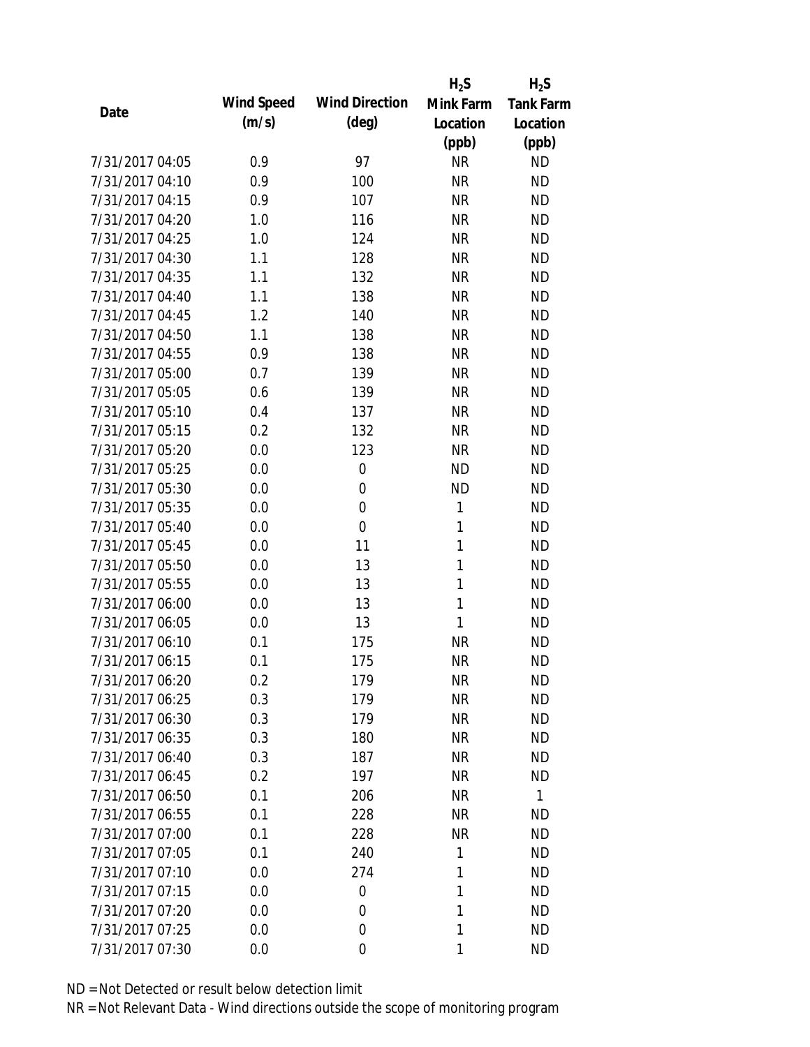| Date | Wind Speed (m/s) | Wind Direction (deg) | $H_2S$ Mink Farm Location (ppb) | $H_2S$ Tank Farm Location (ppb) |
|---|---|---|---|---|
| 7/31/2017 04:05 | 0.9 | 97 | NR | ND |
| 7/31/2017 04:10 | 0.9 | 100 | NR | ND |
| 7/31/2017 04:15 | 0.9 | 107 | NR | ND |
| 7/31/2017 04:20 | 1.0 | 116 | NR | ND |
| 7/31/2017 04:25 | 1.0 | 124 | NR | ND |
| 7/31/2017 04:30 | 1.1 | 128 | NR | ND |
| 7/31/2017 04:35 | 1.1 | 132 | NR | ND |
| 7/31/2017 04:40 | 1.1 | 138 | NR | ND |
| 7/31/2017 04:45 | 1.2 | 140 | NR | ND |
| 7/31/2017 04:50 | 1.1 | 138 | NR | ND |
| 7/31/2017 04:55 | 0.9 | 138 | NR | ND |
| 7/31/2017 05:00 | 0.7 | 139 | NR | ND |
| 7/31/2017 05:05 | 0.6 | 139 | NR | ND |
| 7/31/2017 05:10 | 0.4 | 137 | NR | ND |
| 7/31/2017 05:15 | 0.2 | 132 | NR | ND |
| 7/31/2017 05:20 | 0.0 | 123 | NR | ND |
| 7/31/2017 05:25 | 0.0 | 0 | ND | ND |
| 7/31/2017 05:30 | 0.0 | 0 | ND | ND |
| 7/31/2017 05:35 | 0.0 | 0 | 1 | ND |
| 7/31/2017 05:40 | 0.0 | 0 | 1 | ND |
| 7/31/2017 05:45 | 0.0 | 11 | 1 | ND |
| 7/31/2017 05:50 | 0.0 | 13 | 1 | ND |
| 7/31/2017 05:55 | 0.0 | 13 | 1 | ND |
| 7/31/2017 06:00 | 0.0 | 13 | 1 | ND |
| 7/31/2017 06:05 | 0.0 | 13 | 1 | ND |
| 7/31/2017 06:10 | 0.1 | 175 | NR | ND |
| 7/31/2017 06:15 | 0.1 | 175 | NR | ND |
| 7/31/2017 06:20 | 0.2 | 179 | NR | ND |
| 7/31/2017 06:25 | 0.3 | 179 | NR | ND |
| 7/31/2017 06:30 | 0.3 | 179 | NR | ND |
| 7/31/2017 06:35 | 0.3 | 180 | NR | ND |
| 7/31/2017 06:40 | 0.3 | 187 | NR | ND |
| 7/31/2017 06:45 | 0.2 | 197 | NR | ND |
| 7/31/2017 06:50 | 0.1 | 206 | NR | 1 |
| 7/31/2017 06:55 | 0.1 | 228 | NR | ND |
| 7/31/2017 07:00 | 0.1 | 228 | NR | ND |
| 7/31/2017 07:05 | 0.1 | 240 | 1 | ND |
| 7/31/2017 07:10 | 0.0 | 274 | 1 | ND |
| 7/31/2017 07:15 | 0.0 | 0 | 1 | ND |
| 7/31/2017 07:20 | 0.0 | 0 | 1 | ND |
| 7/31/2017 07:25 | 0.0 | 0 | 1 | ND |
| 7/31/2017 07:30 | 0.0 | 0 | 1 | ND |

ND = Not Detected or result below detection limit

NR = Not Relevant Data - Wind directions outside the scope of monitoring program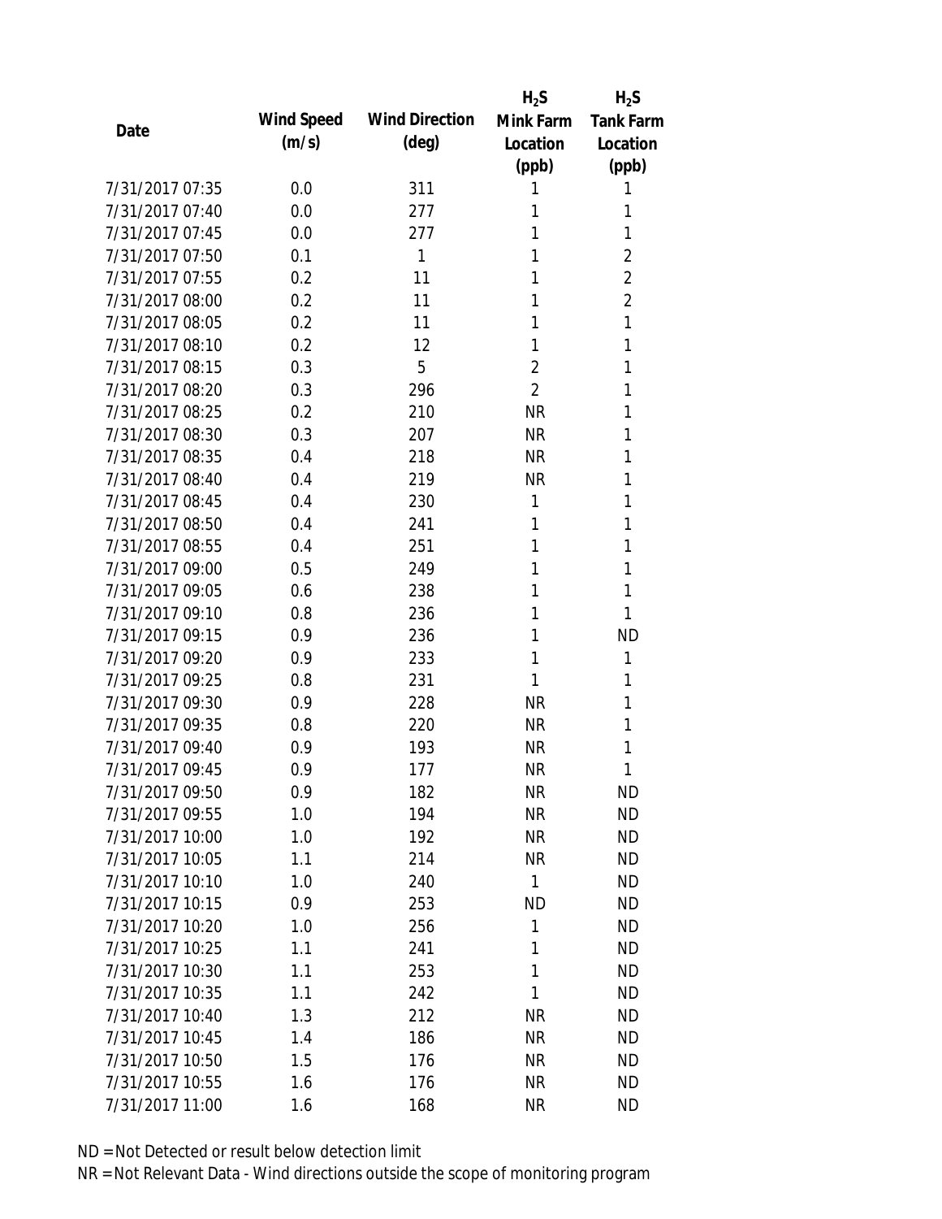| Date | Wind Speed (m/s) | Wind Direction (deg) | $H_2S$ Mink Farm Location (ppb) | $H_2S$ Tank Farm Location (ppb) |
|---|---|---|---|---|
| 7/31/2017 07:35 | 0.0 | 311 | 1 | 1 |
| 7/31/2017 07:40 | 0.0 | 277 | 1 | 1 |
| 7/31/2017 07:45 | 0.0 | 277 | 1 | 1 |
| 7/31/2017 07:50 | 0.1 | 1 | 1 | 2 |
| 7/31/2017 07:55 | 0.2 | 11 | 1 | 2 |
| 7/31/2017 08:00 | 0.2 | 11 | 1 | 2 |
| 7/31/2017 08:05 | 0.2 | 11 | 1 | 1 |
| 7/31/2017 08:10 | 0.2 | 12 | 1 | 1 |
| 7/31/2017 08:15 | 0.3 | 5 | 2 | 1 |
| 7/31/2017 08:20 | 0.3 | 296 | 2 | 1 |
| 7/31/2017 08:25 | 0.2 | 210 | NR | 1 |
| 7/31/2017 08:30 | 0.3 | 207 | NR | 1 |
| 7/31/2017 08:35 | 0.4 | 218 | NR | 1 |
| 7/31/2017 08:40 | 0.4 | 219 | NR | 1 |
| 7/31/2017 08:45 | 0.4 | 230 | 1 | 1 |
| 7/31/2017 08:50 | 0.4 | 241 | 1 | 1 |
| 7/31/2017 08:55 | 0.4 | 251 | 1 | 1 |
| 7/31/2017 09:00 | 0.5 | 249 | 1 | 1 |
| 7/31/2017 09:05 | 0.6 | 238 | 1 | 1 |
| 7/31/2017 09:10 | 0.8 | 236 | 1 | 1 |
| 7/31/2017 09:15 | 0.9 | 236 | 1 | ND |
| 7/31/2017 09:20 | 0.9 | 233 | 1 | 1 |
| 7/31/2017 09:25 | 0.8 | 231 | 1 | 1 |
| 7/31/2017 09:30 | 0.9 | 228 | NR | 1 |
| 7/31/2017 09:35 | 0.8 | 220 | NR | 1 |
| 7/31/2017 09:40 | 0.9 | 193 | NR | 1 |
| 7/31/2017 09:45 | 0.9 | 177 | NR | 1 |
| 7/31/2017 09:50 | 0.9 | 182 | NR | ND |
| 7/31/2017 09:55 | 1.0 | 194 | NR | ND |
| 7/31/2017 10:00 | 1.0 | 192 | NR | ND |
| 7/31/2017 10:05 | 1.1 | 214 | NR | ND |
| 7/31/2017 10:10 | 1.0 | 240 | 1 | ND |
| 7/31/2017 10:15 | 0.9 | 253 | ND | ND |
| 7/31/2017 10:20 | 1.0 | 256 | 1 | ND |
| 7/31/2017 10:25 | 1.1 | 241 | 1 | ND |
| 7/31/2017 10:30 | 1.1 | 253 | 1 | ND |
| 7/31/2017 10:35 | 1.1 | 242 | 1 | ND |
| 7/31/2017 10:40 | 1.3 | 212 | NR | ND |
| 7/31/2017 10:45 | 1.4 | 186 | NR | ND |
| 7/31/2017 10:50 | 1.5 | 176 | NR | ND |
| 7/31/2017 10:55 | 1.6 | 176 | NR | ND |
| 7/31/2017 11:00 | 1.6 | 168 | NR | ND |

ND = Not Detected or result below detection limit
NR = Not Relevant Data - Wind directions outside the scope of monitoring program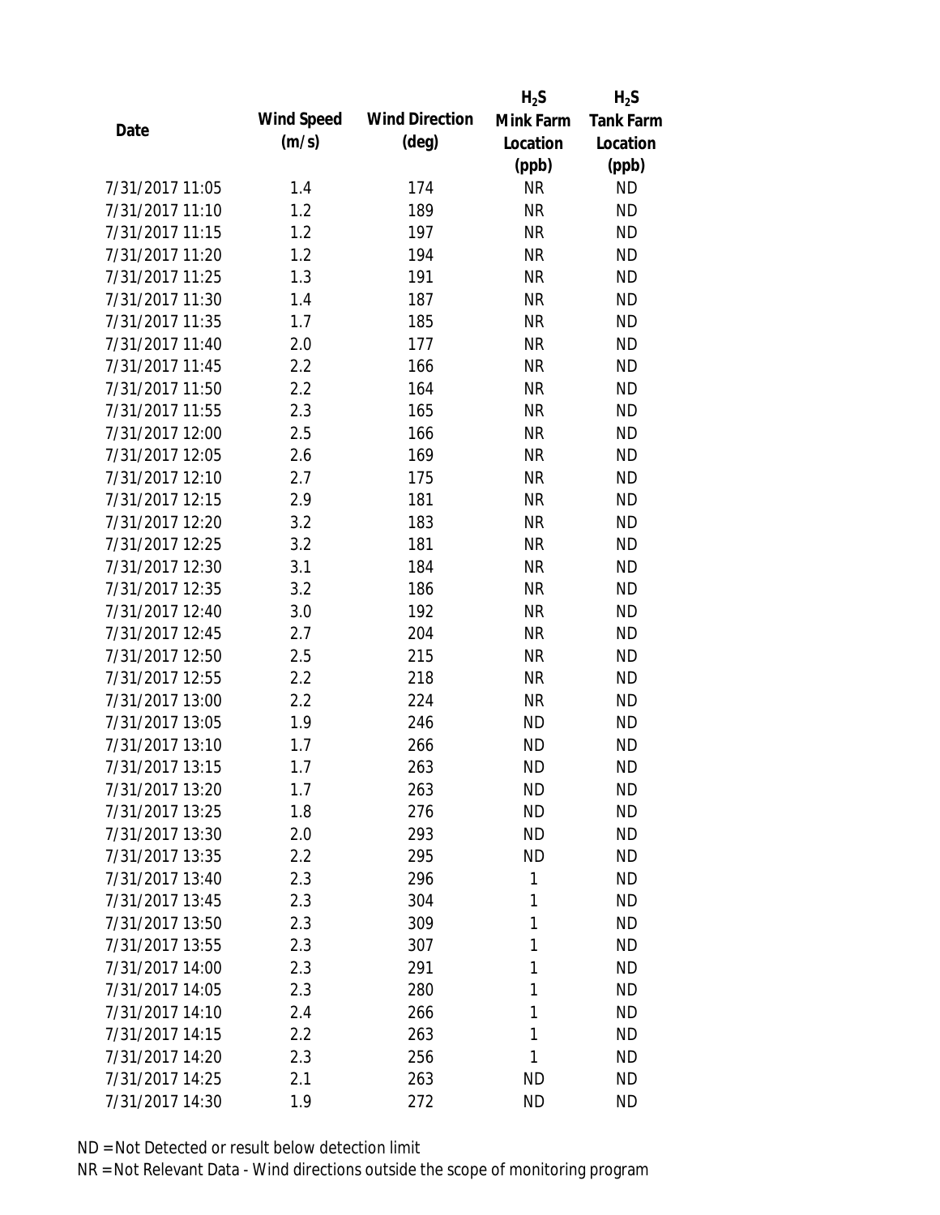| Date | Wind Speed (m/s) | Wind Direction (deg) | $H_2S$ Mink Farm Location (ppb) | $H_2S$ Tank Farm Location (ppb) |
|---|---|---|---|---|
| 7/31/2017 11:05 | 1.4 | 174 | NR | ND |
| 7/31/2017 11:10 | 1.2 | 189 | NR | ND |
| 7/31/2017 11:15 | 1.2 | 197 | NR | ND |
| 7/31/2017 11:20 | 1.2 | 194 | NR | ND |
| 7/31/2017 11:25 | 1.3 | 191 | NR | ND |
| 7/31/2017 11:30 | 1.4 | 187 | NR | ND |
| 7/31/2017 11:35 | 1.7 | 185 | NR | ND |
| 7/31/2017 11:40 | 2.0 | 177 | NR | ND |
| 7/31/2017 11:45 | 2.2 | 166 | NR | ND |
| 7/31/2017 11:50 | 2.2 | 164 | NR | ND |
| 7/31/2017 11:55 | 2.3 | 165 | NR | ND |
| 7/31/2017 12:00 | 2.5 | 166 | NR | ND |
| 7/31/2017 12:05 | 2.6 | 169 | NR | ND |
| 7/31/2017 12:10 | 2.7 | 175 | NR | ND |
| 7/31/2017 12:15 | 2.9 | 181 | NR | ND |
| 7/31/2017 12:20 | 3.2 | 183 | NR | ND |
| 7/31/2017 12:25 | 3.2 | 181 | NR | ND |
| 7/31/2017 12:30 | 3.1 | 184 | NR | ND |
| 7/31/2017 12:35 | 3.2 | 186 | NR | ND |
| 7/31/2017 12:40 | 3.0 | 192 | NR | ND |
| 7/31/2017 12:45 | 2.7 | 204 | NR | ND |
| 7/31/2017 12:50 | 2.5 | 215 | NR | ND |
| 7/31/2017 12:55 | 2.2 | 218 | NR | ND |
| 7/31/2017 13:00 | 2.2 | 224 | NR | ND |
| 7/31/2017 13:05 | 1.9 | 246 | ND | ND |
| 7/31/2017 13:10 | 1.7 | 266 | ND | ND |
| 7/31/2017 13:15 | 1.7 | 263 | ND | ND |
| 7/31/2017 13:20 | 1.7 | 263 | ND | ND |
| 7/31/2017 13:25 | 1.8 | 276 | ND | ND |
| 7/31/2017 13:30 | 2.0 | 293 | ND | ND |
| 7/31/2017 13:35 | 2.2 | 295 | ND | ND |
| 7/31/2017 13:40 | 2.3 | 296 | 1 | ND |
| 7/31/2017 13:45 | 2.3 | 304 | 1 | ND |
| 7/31/2017 13:50 | 2.3 | 309 | 1 | ND |
| 7/31/2017 13:55 | 2.3 | 307 | 1 | ND |
| 7/31/2017 14:00 | 2.3 | 291 | 1 | ND |
| 7/31/2017 14:05 | 2.3 | 280 | 1 | ND |
| 7/31/2017 14:10 | 2.4 | 266 | 1 | ND |
| 7/31/2017 14:15 | 2.2 | 263 | 1 | ND |
| 7/31/2017 14:20 | 2.3 | 256 | 1 | ND |
| 7/31/2017 14:25 | 2.1 | 263 | ND | ND |
| 7/31/2017 14:30 | 1.9 | 272 | ND | ND |

ND = Not Detected or result below detection limit

NR = Not Relevant Data - Wind directions outside the scope of monitoring program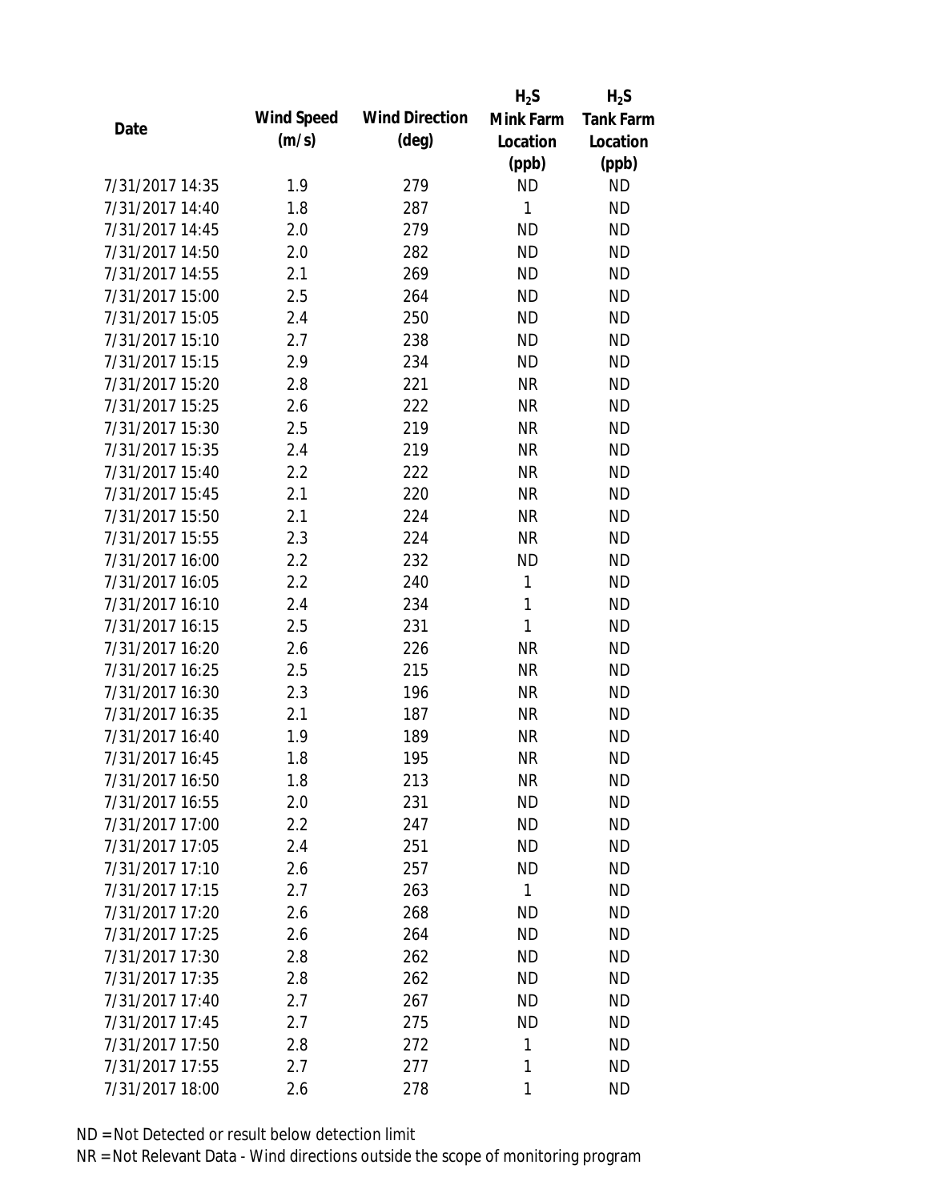| Date | Wind Speed (m/s) | Wind Direction (deg) | $H_2S$ Mink Farm Location (ppb) | $H_2S$ Tank Farm Location (ppb) |
|---|---|---|---|---|
| 7/31/2017 14:35 | 1.9 | 279 | ND | ND |
| 7/31/2017 14:40 | 1.8 | 287 | 1 | ND |
| 7/31/2017 14:45 | 2.0 | 279 | ND | ND |
| 7/31/2017 14:50 | 2.0 | 282 | ND | ND |
| 7/31/2017 14:55 | 2.1 | 269 | ND | ND |
| 7/31/2017 15:00 | 2.5 | 264 | ND | ND |
| 7/31/2017 15:05 | 2.4 | 250 | ND | ND |
| 7/31/2017 15:10 | 2.7 | 238 | ND | ND |
| 7/31/2017 15:15 | 2.9 | 234 | ND | ND |
| 7/31/2017 15:20 | 2.8 | 221 | NR | ND |
| 7/31/2017 15:25 | 2.6 | 222 | NR | ND |
| 7/31/2017 15:30 | 2.5 | 219 | NR | ND |
| 7/31/2017 15:35 | 2.4 | 219 | NR | ND |
| 7/31/2017 15:40 | 2.2 | 222 | NR | ND |
| 7/31/2017 15:45 | 2.1 | 220 | NR | ND |
| 7/31/2017 15:50 | 2.1 | 224 | NR | ND |
| 7/31/2017 15:55 | 2.3 | 224 | NR | ND |
| 7/31/2017 16:00 | 2.2 | 232 | ND | ND |
| 7/31/2017 16:05 | 2.2 | 240 | 1 | ND |
| 7/31/2017 16:10 | 2.4 | 234 | 1 | ND |
| 7/31/2017 16:15 | 2.5 | 231 | 1 | ND |
| 7/31/2017 16:20 | 2.6 | 226 | NR | ND |
| 7/31/2017 16:25 | 2.5 | 215 | NR | ND |
| 7/31/2017 16:30 | 2.3 | 196 | NR | ND |
| 7/31/2017 16:35 | 2.1 | 187 | NR | ND |
| 7/31/2017 16:40 | 1.9 | 189 | NR | ND |
| 7/31/2017 16:45 | 1.8 | 195 | NR | ND |
| 7/31/2017 16:50 | 1.8 | 213 | NR | ND |
| 7/31/2017 16:55 | 2.0 | 231 | ND | ND |
| 7/31/2017 17:00 | 2.2 | 247 | ND | ND |
| 7/31/2017 17:05 | 2.4 | 251 | ND | ND |
| 7/31/2017 17:10 | 2.6 | 257 | ND | ND |
| 7/31/2017 17:15 | 2.7 | 263 | 1 | ND |
| 7/31/2017 17:20 | 2.6 | 268 | ND | ND |
| 7/31/2017 17:25 | 2.6 | 264 | ND | ND |
| 7/31/2017 17:30 | 2.8 | 262 | ND | ND |
| 7/31/2017 17:35 | 2.8 | 262 | ND | ND |
| 7/31/2017 17:40 | 2.7 | 267 | ND | ND |
| 7/31/2017 17:45 | 2.7 | 275 | ND | ND |
| 7/31/2017 17:50 | 2.8 | 272 | 1 | ND |
| 7/31/2017 17:55 | 2.7 | 277 | 1 | ND |
| 7/31/2017 18:00 | 2.6 | 278 | 1 | ND |

ND = Not Detected or result below detection limit

NR = Not Relevant Data - Wind directions outside the scope of monitoring program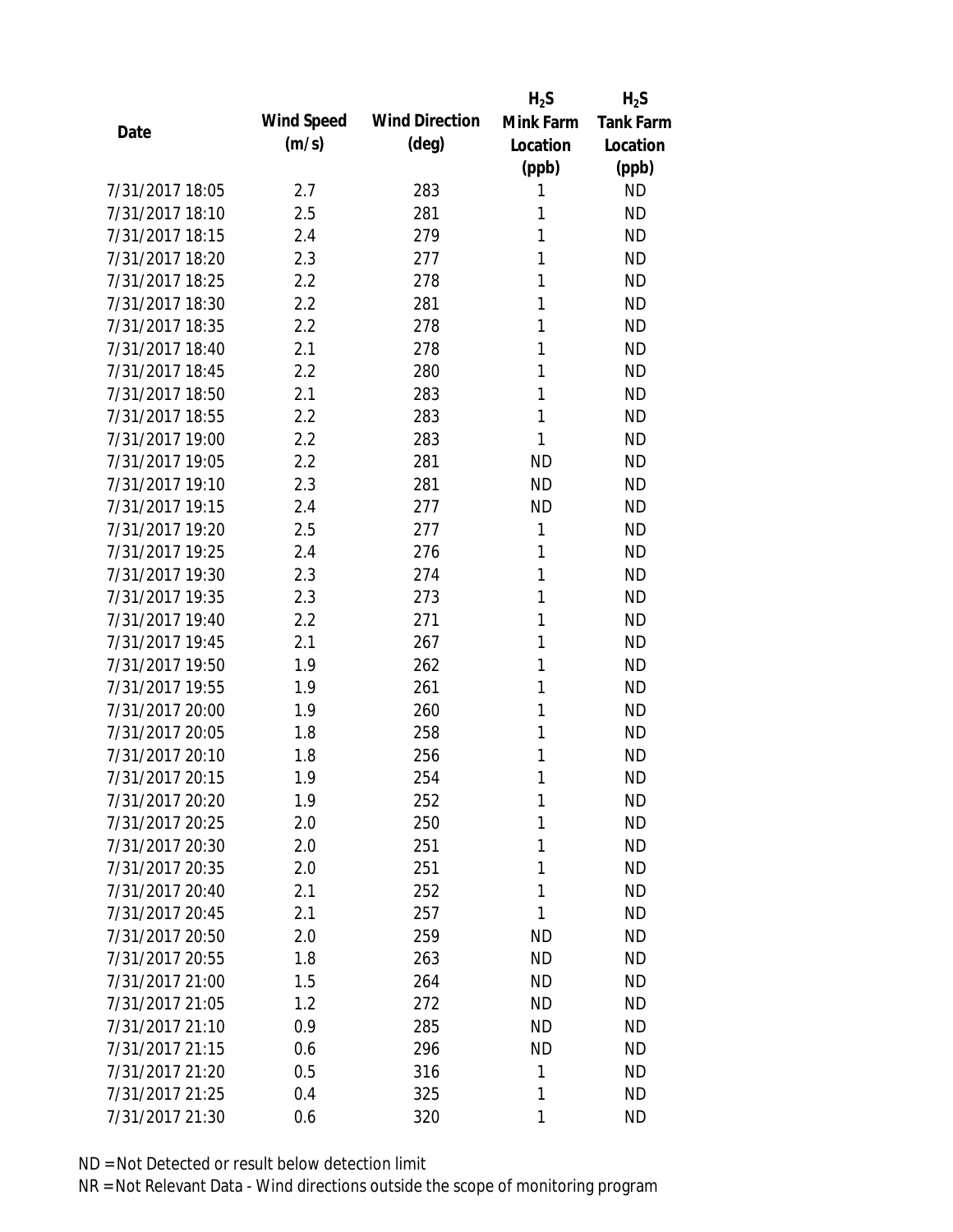| Date | Wind Speed (m/s) | Wind Direction (deg) | $H_2S$ Mink Farm Location (ppb) | $H_2S$ Tank Farm Location (ppb) |
|---|---|---|---|---|
| 7/31/2017 18:05 | 2.7 | 283 | 1 | ND |
| 7/31/2017 18:10 | 2.5 | 281 | 1 | ND |
| 7/31/2017 18:15 | 2.4 | 279 | 1 | ND |
| 7/31/2017 18:20 | 2.3 | 277 | 1 | ND |
| 7/31/2017 18:25 | 2.2 | 278 | 1 | ND |
| 7/31/2017 18:30 | 2.2 | 281 | 1 | ND |
| 7/31/2017 18:35 | 2.2 | 278 | 1 | ND |
| 7/31/2017 18:40 | 2.1 | 278 | 1 | ND |
| 7/31/2017 18:45 | 2.2 | 280 | 1 | ND |
| 7/31/2017 18:50 | 2.1 | 283 | 1 | ND |
| 7/31/2017 18:55 | 2.2 | 283 | 1 | ND |
| 7/31/2017 19:00 | 2.2 | 283 | 1 | ND |
| 7/31/2017 19:05 | 2.2 | 281 | ND | ND |
| 7/31/2017 19:10 | 2.3 | 281 | ND | ND |
| 7/31/2017 19:15 | 2.4 | 277 | ND | ND |
| 7/31/2017 19:20 | 2.5 | 277 | 1 | ND |
| 7/31/2017 19:25 | 2.4 | 276 | 1 | ND |
| 7/31/2017 19:30 | 2.3 | 274 | 1 | ND |
| 7/31/2017 19:35 | 2.3 | 273 | 1 | ND |
| 7/31/2017 19:40 | 2.2 | 271 | 1 | ND |
| 7/31/2017 19:45 | 2.1 | 267 | 1 | ND |
| 7/31/2017 19:50 | 1.9 | 262 | 1 | ND |
| 7/31/2017 19:55 | 1.9 | 261 | 1 | ND |
| 7/31/2017 20:00 | 1.9 | 260 | 1 | ND |
| 7/31/2017 20:05 | 1.8 | 258 | 1 | ND |
| 7/31/2017 20:10 | 1.8 | 256 | 1 | ND |
| 7/31/2017 20:15 | 1.9 | 254 | 1 | ND |
| 7/31/2017 20:20 | 1.9 | 252 | 1 | ND |
| 7/31/2017 20:25 | 2.0 | 250 | 1 | ND |
| 7/31/2017 20:30 | 2.0 | 251 | 1 | ND |
| 7/31/2017 20:35 | 2.0 | 251 | 1 | ND |
| 7/31/2017 20:40 | 2.1 | 252 | 1 | ND |
| 7/31/2017 20:45 | 2.1 | 257 | 1 | ND |
| 7/31/2017 20:50 | 2.0 | 259 | ND | ND |
| 7/31/2017 20:55 | 1.8 | 263 | ND | ND |
| 7/31/2017 21:00 | 1.5 | 264 | ND | ND |
| 7/31/2017 21:05 | 1.2 | 272 | ND | ND |
| 7/31/2017 21:10 | 0.9 | 285 | ND | ND |
| 7/31/2017 21:15 | 0.6 | 296 | ND | ND |
| 7/31/2017 21:20 | 0.5 | 316 | 1 | ND |
| 7/31/2017 21:25 | 0.4 | 325 | 1 | ND |
| 7/31/2017 21:30 | 0.6 | 320 | 1 | ND |

ND = Not Detected or result below detection limit

NR = Not Relevant Data - Wind directions outside the scope of monitoring program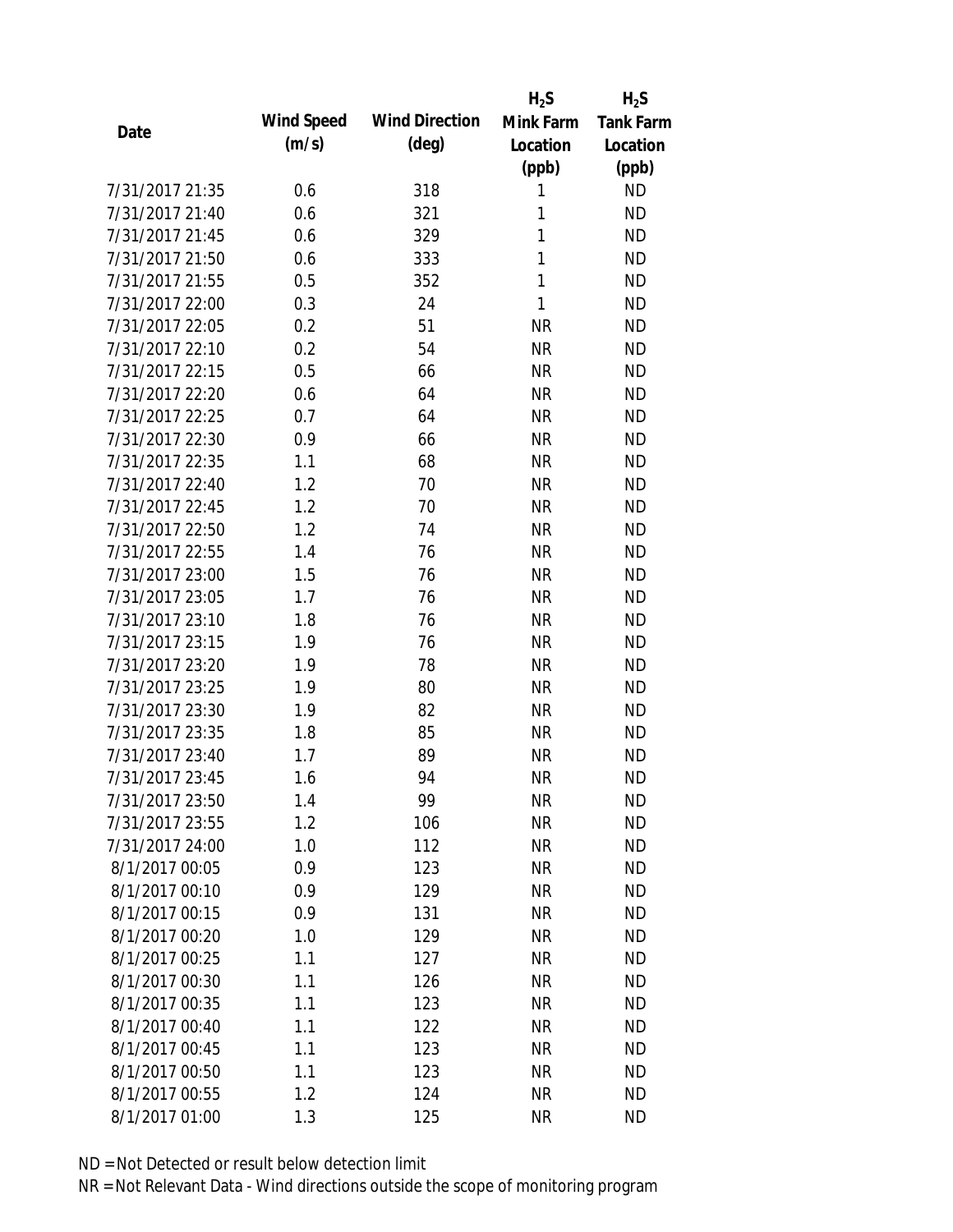| Date | Wind Speed (m/s) | Wind Direction (deg) | $H_2S$ Mink Farm Location (ppb) | $H_2S$ Tank Farm Location (ppb) |
|---|---|---|---|---|
| 7/31/2017 21:35 | 0.6 | 318 | 1 | ND |
| 7/31/2017 21:40 | 0.6 | 321 | 1 | ND |
| 7/31/2017 21:45 | 0.6 | 329 | 1 | ND |
| 7/31/2017 21:50 | 0.6 | 333 | 1 | ND |
| 7/31/2017 21:55 | 0.5 | 352 | 1 | ND |
| 7/31/2017 22:00 | 0.3 | 24 | 1 | ND |
| 7/31/2017 22:05 | 0.2 | 51 | NR | ND |
| 7/31/2017 22:10 | 0.2 | 54 | NR | ND |
| 7/31/2017 22:15 | 0.5 | 66 | NR | ND |
| 7/31/2017 22:20 | 0.6 | 64 | NR | ND |
| 7/31/2017 22:25 | 0.7 | 64 | NR | ND |
| 7/31/2017 22:30 | 0.9 | 66 | NR | ND |
| 7/31/2017 22:35 | 1.1 | 68 | NR | ND |
| 7/31/2017 22:40 | 1.2 | 70 | NR | ND |
| 7/31/2017 22:45 | 1.2 | 70 | NR | ND |
| 7/31/2017 22:50 | 1.2 | 74 | NR | ND |
| 7/31/2017 22:55 | 1.4 | 76 | NR | ND |
| 7/31/2017 23:00 | 1.5 | 76 | NR | ND |
| 7/31/2017 23:05 | 1.7 | 76 | NR | ND |
| 7/31/2017 23:10 | 1.8 | 76 | NR | ND |
| 7/31/2017 23:15 | 1.9 | 76 | NR | ND |
| 7/31/2017 23:20 | 1.9 | 78 | NR | ND |
| 7/31/2017 23:25 | 1.9 | 80 | NR | ND |
| 7/31/2017 23:30 | 1.9 | 82 | NR | ND |
| 7/31/2017 23:35 | 1.8 | 85 | NR | ND |
| 7/31/2017 23:40 | 1.7 | 89 | NR | ND |
| 7/31/2017 23:45 | 1.6 | 94 | NR | ND |
| 7/31/2017 23:50 | 1.4 | 99 | NR | ND |
| 7/31/2017 23:55 | 1.2 | 106 | NR | ND |
| 7/31/2017 24:00 | 1.0 | 112 | NR | ND |
| 8/1/2017 00:05 | 0.9 | 123 | NR | ND |
| 8/1/2017 00:10 | 0.9 | 129 | NR | ND |
| 8/1/2017 00:15 | 0.9 | 131 | NR | ND |
| 8/1/2017 00:20 | 1.0 | 129 | NR | ND |
| 8/1/2017 00:25 | 1.1 | 127 | NR | ND |
| 8/1/2017 00:30 | 1.1 | 126 | NR | ND |
| 8/1/2017 00:35 | 1.1 | 123 | NR | ND |
| 8/1/2017 00:40 | 1.1 | 122 | NR | ND |
| 8/1/2017 00:45 | 1.1 | 123 | NR | ND |
| 8/1/2017 00:50 | 1.1 | 123 | NR | ND |
| 8/1/2017 00:55 | 1.2 | 124 | NR | ND |
| 8/1/2017 01:00 | 1.3 | 125 | NR | ND |

ND = Not Detected or result below detection limit

NR = Not Relevant Data - Wind directions outside the scope of monitoring program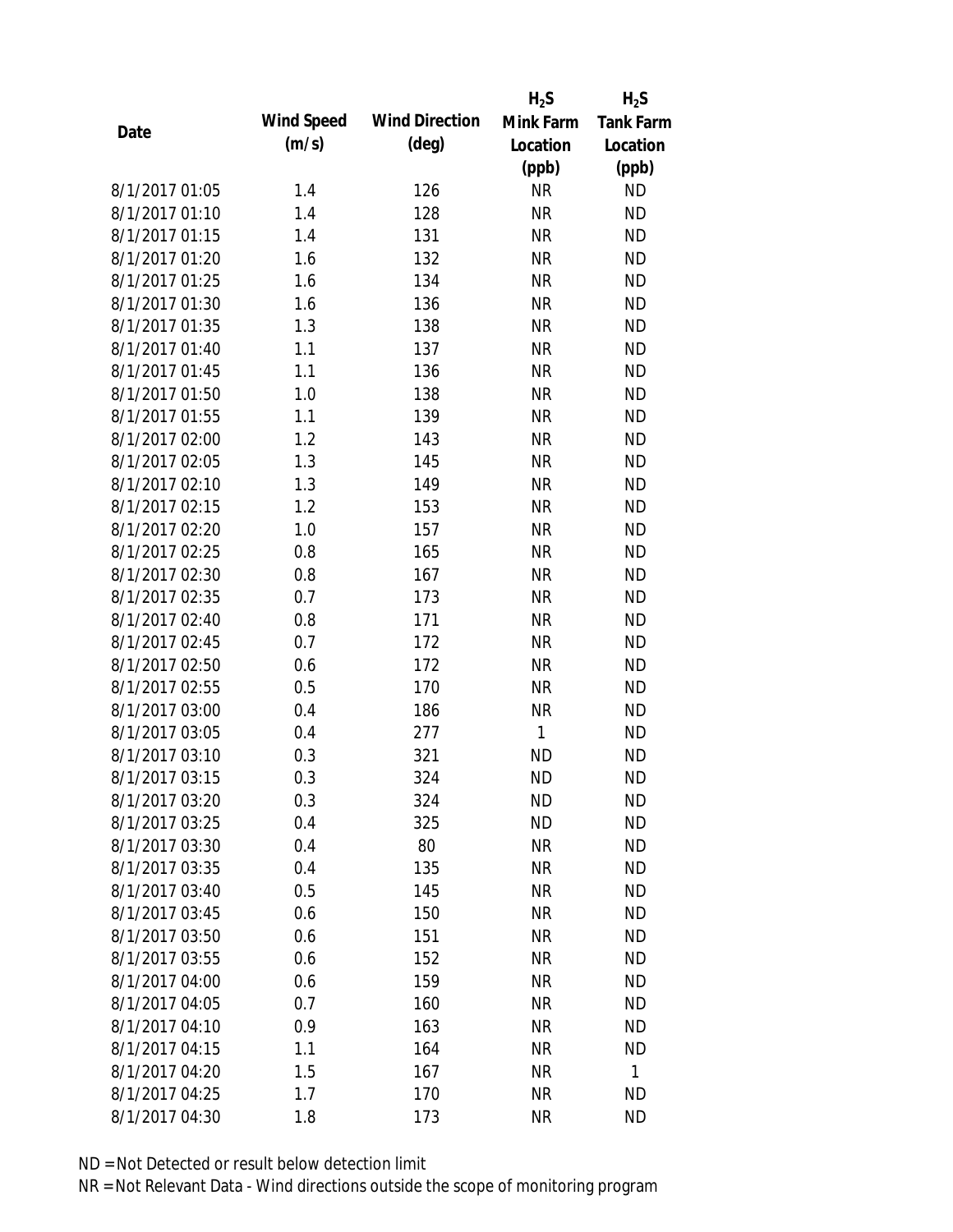| Date | Wind Speed (m/s) | Wind Direction (deg) | $H_2S$ Mink Farm Location (ppb) | $H_2S$ Tank Farm Location (ppb) |
|---|---|---|---|---|
| 8/1/2017 01:05 | 1.4 | 126 | NR | ND |
| 8/1/2017 01:10 | 1.4 | 128 | NR | ND |
| 8/1/2017 01:15 | 1.4 | 131 | NR | ND |
| 8/1/2017 01:20 | 1.6 | 132 | NR | ND |
| 8/1/2017 01:25 | 1.6 | 134 | NR | ND |
| 8/1/2017 01:30 | 1.6 | 136 | NR | ND |
| 8/1/2017 01:35 | 1.3 | 138 | NR | ND |
| 8/1/2017 01:40 | 1.1 | 137 | NR | ND |
| 8/1/2017 01:45 | 1.1 | 136 | NR | ND |
| 8/1/2017 01:50 | 1.0 | 138 | NR | ND |
| 8/1/2017 01:55 | 1.1 | 139 | NR | ND |
| 8/1/2017 02:00 | 1.2 | 143 | NR | ND |
| 8/1/2017 02:05 | 1.3 | 145 | NR | ND |
| 8/1/2017 02:10 | 1.3 | 149 | NR | ND |
| 8/1/2017 02:15 | 1.2 | 153 | NR | ND |
| 8/1/2017 02:20 | 1.0 | 157 | NR | ND |
| 8/1/2017 02:25 | 0.8 | 165 | NR | ND |
| 8/1/2017 02:30 | 0.8 | 167 | NR | ND |
| 8/1/2017 02:35 | 0.7 | 173 | NR | ND |
| 8/1/2017 02:40 | 0.8 | 171 | NR | ND |
| 8/1/2017 02:45 | 0.7 | 172 | NR | ND |
| 8/1/2017 02:50 | 0.6 | 172 | NR | ND |
| 8/1/2017 02:55 | 0.5 | 170 | NR | ND |
| 8/1/2017 03:00 | 0.4 | 186 | NR | ND |
| 8/1/2017 03:05 | 0.4 | 277 | 1 | ND |
| 8/1/2017 03:10 | 0.3 | 321 | ND | ND |
| 8/1/2017 03:15 | 0.3 | 324 | ND | ND |
| 8/1/2017 03:20 | 0.3 | 324 | ND | ND |
| 8/1/2017 03:25 | 0.4 | 325 | ND | ND |
| 8/1/2017 03:30 | 0.4 | 80 | NR | ND |
| 8/1/2017 03:35 | 0.4 | 135 | NR | ND |
| 8/1/2017 03:40 | 0.5 | 145 | NR | ND |
| 8/1/2017 03:45 | 0.6 | 150 | NR | ND |
| 8/1/2017 03:50 | 0.6 | 151 | NR | ND |
| 8/1/2017 03:55 | 0.6 | 152 | NR | ND |
| 8/1/2017 04:00 | 0.6 | 159 | NR | ND |
| 8/1/2017 04:05 | 0.7 | 160 | NR | ND |
| 8/1/2017 04:10 | 0.9 | 163 | NR | ND |
| 8/1/2017 04:15 | 1.1 | 164 | NR | ND |
| 8/1/2017 04:20 | 1.5 | 167 | NR | 1 |
| 8/1/2017 04:25 | 1.7 | 170 | NR | ND |
| 8/1/2017 04:30 | 1.8 | 173 | NR | ND |

ND = Not Detected or result below detection limit

NR = Not Relevant Data - Wind directions outside the scope of monitoring program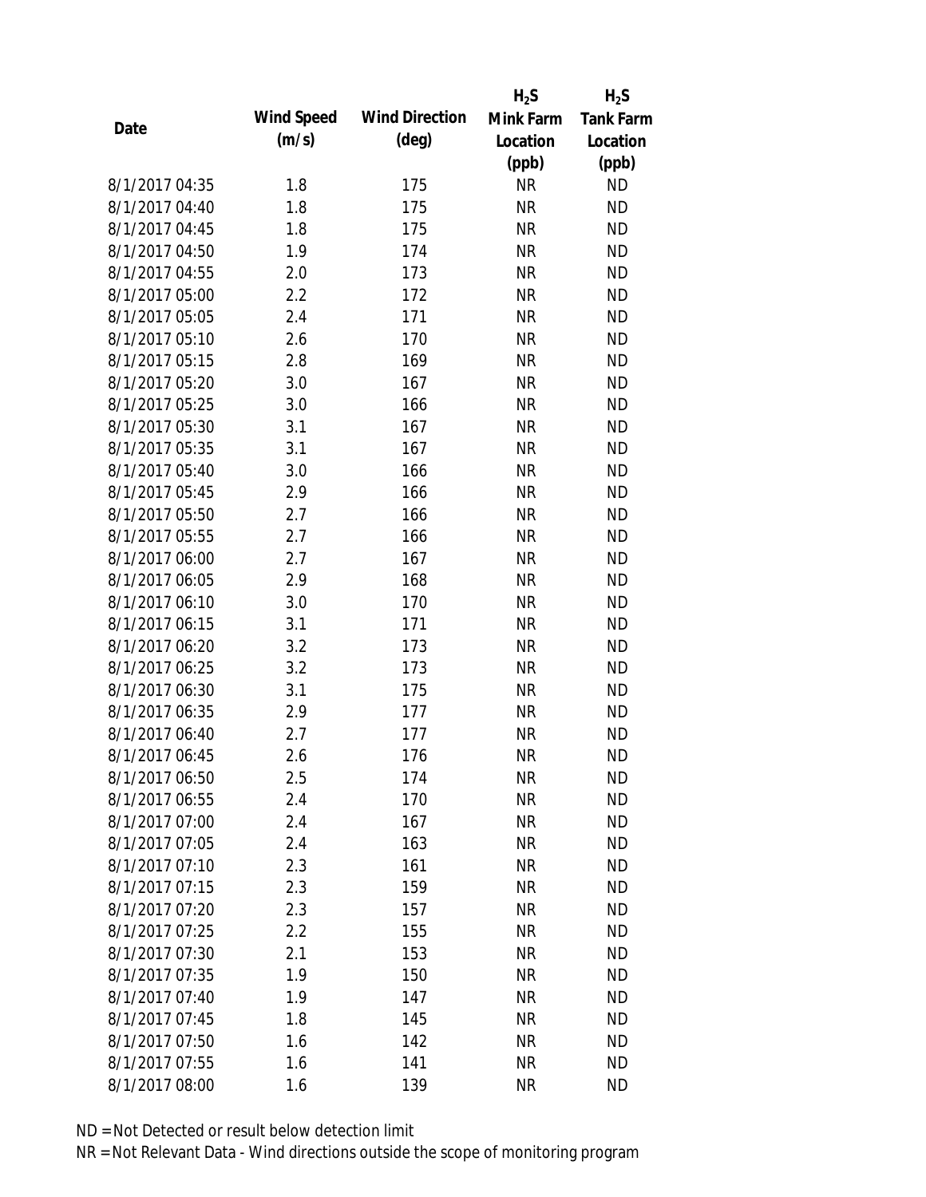| Date | Wind Speed (m/s) | Wind Direction (deg) | $H_2S$ Mink Farm Location (ppb) | $H_2S$ Tank Farm Location (ppb) |
|---|---|---|---|---|
| 8/1/2017 04:35 | 1.8 | 175 | NR | ND |
| 8/1/2017 04:40 | 1.8 | 175 | NR | ND |
| 8/1/2017 04:45 | 1.8 | 175 | NR | ND |
| 8/1/2017 04:50 | 1.9 | 174 | NR | ND |
| 8/1/2017 04:55 | 2.0 | 173 | NR | ND |
| 8/1/2017 05:00 | 2.2 | 172 | NR | ND |
| 8/1/2017 05:05 | 2.4 | 171 | NR | ND |
| 8/1/2017 05:10 | 2.6 | 170 | NR | ND |
| 8/1/2017 05:15 | 2.8 | 169 | NR | ND |
| 8/1/2017 05:20 | 3.0 | 167 | NR | ND |
| 8/1/2017 05:25 | 3.0 | 166 | NR | ND |
| 8/1/2017 05:30 | 3.1 | 167 | NR | ND |
| 8/1/2017 05:35 | 3.1 | 167 | NR | ND |
| 8/1/2017 05:40 | 3.0 | 166 | NR | ND |
| 8/1/2017 05:45 | 2.9 | 166 | NR | ND |
| 8/1/2017 05:50 | 2.7 | 166 | NR | ND |
| 8/1/2017 05:55 | 2.7 | 166 | NR | ND |
| 8/1/2017 06:00 | 2.7 | 167 | NR | ND |
| 8/1/2017 06:05 | 2.9 | 168 | NR | ND |
| 8/1/2017 06:10 | 3.0 | 170 | NR | ND |
| 8/1/2017 06:15 | 3.1 | 171 | NR | ND |
| 8/1/2017 06:20 | 3.2 | 173 | NR | ND |
| 8/1/2017 06:25 | 3.2 | 173 | NR | ND |
| 8/1/2017 06:30 | 3.1 | 175 | NR | ND |
| 8/1/2017 06:35 | 2.9 | 177 | NR | ND |
| 8/1/2017 06:40 | 2.7 | 177 | NR | ND |
| 8/1/2017 06:45 | 2.6 | 176 | NR | ND |
| 8/1/2017 06:50 | 2.5 | 174 | NR | ND |
| 8/1/2017 06:55 | 2.4 | 170 | NR | ND |
| 8/1/2017 07:00 | 2.4 | 167 | NR | ND |
| 8/1/2017 07:05 | 2.4 | 163 | NR | ND |
| 8/1/2017 07:10 | 2.3 | 161 | NR | ND |
| 8/1/2017 07:15 | 2.3 | 159 | NR | ND |
| 8/1/2017 07:20 | 2.3 | 157 | NR | ND |
| 8/1/2017 07:25 | 2.2 | 155 | NR | ND |
| 8/1/2017 07:30 | 2.1 | 153 | NR | ND |
| 8/1/2017 07:35 | 1.9 | 150 | NR | ND |
| 8/1/2017 07:40 | 1.9 | 147 | NR | ND |
| 8/1/2017 07:45 | 1.8 | 145 | NR | ND |
| 8/1/2017 07:50 | 1.6 | 142 | NR | ND |
| 8/1/2017 07:55 | 1.6 | 141 | NR | ND |
| 8/1/2017 08:00 | 1.6 | 139 | NR | ND |

ND = Not Detected or result below detection limit

NR = Not Relevant Data - Wind directions outside the scope of monitoring program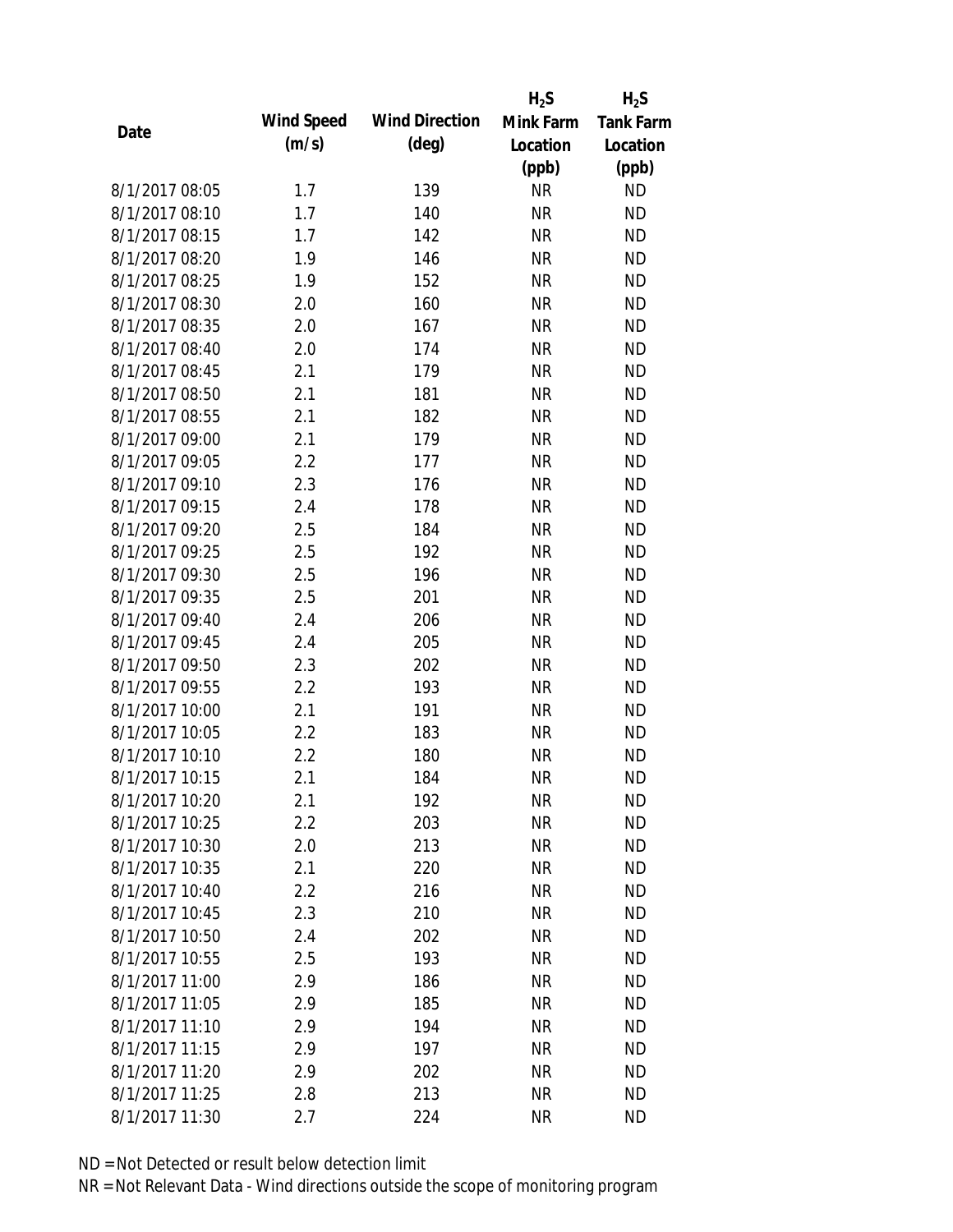| Date | Wind Speed (m/s) | Wind Direction (deg) | $H_2S$ Mink Farm Location (ppb) | $H_2S$ Tank Farm Location (ppb) |
|---|---|---|---|---|
| 8/1/2017 08:05 | 1.7 | 139 | NR | ND |
| 8/1/2017 08:10 | 1.7 | 140 | NR | ND |
| 8/1/2017 08:15 | 1.7 | 142 | NR | ND |
| 8/1/2017 08:20 | 1.9 | 146 | NR | ND |
| 8/1/2017 08:25 | 1.9 | 152 | NR | ND |
| 8/1/2017 08:30 | 2.0 | 160 | NR | ND |
| 8/1/2017 08:35 | 2.0 | 167 | NR | ND |
| 8/1/2017 08:40 | 2.0 | 174 | NR | ND |
| 8/1/2017 08:45 | 2.1 | 179 | NR | ND |
| 8/1/2017 08:50 | 2.1 | 181 | NR | ND |
| 8/1/2017 08:55 | 2.1 | 182 | NR | ND |
| 8/1/2017 09:00 | 2.1 | 179 | NR | ND |
| 8/1/2017 09:05 | 2.2 | 177 | NR | ND |
| 8/1/2017 09:10 | 2.3 | 176 | NR | ND |
| 8/1/2017 09:15 | 2.4 | 178 | NR | ND |
| 8/1/2017 09:20 | 2.5 | 184 | NR | ND |
| 8/1/2017 09:25 | 2.5 | 192 | NR | ND |
| 8/1/2017 09:30 | 2.5 | 196 | NR | ND |
| 8/1/2017 09:35 | 2.5 | 201 | NR | ND |
| 8/1/2017 09:40 | 2.4 | 206 | NR | ND |
| 8/1/2017 09:45 | 2.4 | 205 | NR | ND |
| 8/1/2017 09:50 | 2.3 | 202 | NR | ND |
| 8/1/2017 09:55 | 2.2 | 193 | NR | ND |
| 8/1/2017 10:00 | 2.1 | 191 | NR | ND |
| 8/1/2017 10:05 | 2.2 | 183 | NR | ND |
| 8/1/2017 10:10 | 2.2 | 180 | NR | ND |
| 8/1/2017 10:15 | 2.1 | 184 | NR | ND |
| 8/1/2017 10:20 | 2.1 | 192 | NR | ND |
| 8/1/2017 10:25 | 2.2 | 203 | NR | ND |
| 8/1/2017 10:30 | 2.0 | 213 | NR | ND |
| 8/1/2017 10:35 | 2.1 | 220 | NR | ND |
| 8/1/2017 10:40 | 2.2 | 216 | NR | ND |
| 8/1/2017 10:45 | 2.3 | 210 | NR | ND |
| 8/1/2017 10:50 | 2.4 | 202 | NR | ND |
| 8/1/2017 10:55 | 2.5 | 193 | NR | ND |
| 8/1/2017 11:00 | 2.9 | 186 | NR | ND |
| 8/1/2017 11:05 | 2.9 | 185 | NR | ND |
| 8/1/2017 11:10 | 2.9 | 194 | NR | ND |
| 8/1/2017 11:15 | 2.9 | 197 | NR | ND |
| 8/1/2017 11:20 | 2.9 | 202 | NR | ND |
| 8/1/2017 11:25 | 2.8 | 213 | NR | ND |
| 8/1/2017 11:30 | 2.7 | 224 | NR | ND |

ND = Not Detected or result below detection limit

NR = Not Relevant Data - Wind directions outside the scope of monitoring program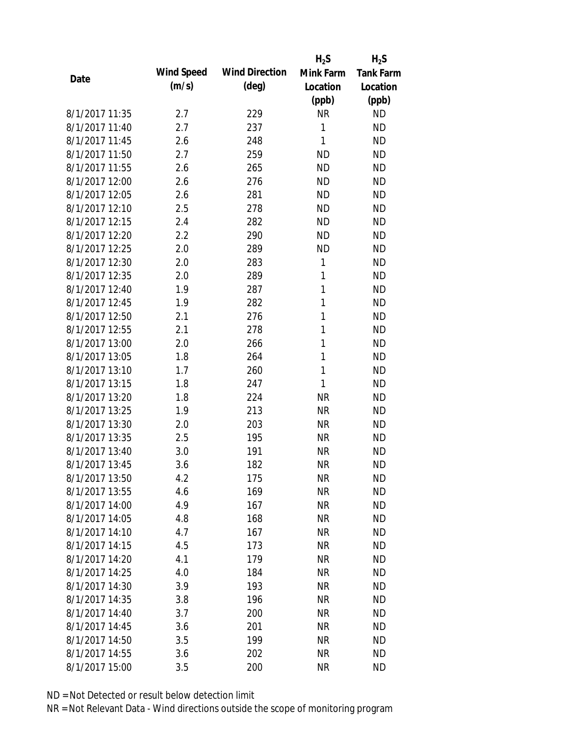| Date | Wind Speed (m/s) | Wind Direction (deg) | $H_2S$ Mink Farm Location (ppb) | $H_2S$ Tank Farm Location (ppb) |
|---|---|---|---|---|
| 8/1/2017 11:35 | 2.7 | 229 | NR | ND |
| 8/1/2017 11:40 | 2.7 | 237 | 1 | ND |
| 8/1/2017 11:45 | 2.6 | 248 | 1 | ND |
| 8/1/2017 11:50 | 2.7 | 259 | ND | ND |
| 8/1/2017 11:55 | 2.6 | 265 | ND | ND |
| 8/1/2017 12:00 | 2.6 | 276 | ND | ND |
| 8/1/2017 12:05 | 2.6 | 281 | ND | ND |
| 8/1/2017 12:10 | 2.5 | 278 | ND | ND |
| 8/1/2017 12:15 | 2.4 | 282 | ND | ND |
| 8/1/2017 12:20 | 2.2 | 290 | ND | ND |
| 8/1/2017 12:25 | 2.0 | 289 | ND | ND |
| 8/1/2017 12:30 | 2.0 | 283 | 1 | ND |
| 8/1/2017 12:35 | 2.0 | 289 | 1 | ND |
| 8/1/2017 12:40 | 1.9 | 287 | 1 | ND |
| 8/1/2017 12:45 | 1.9 | 282 | 1 | ND |
| 8/1/2017 12:50 | 2.1 | 276 | 1 | ND |
| 8/1/2017 12:55 | 2.1 | 278 | 1 | ND |
| 8/1/2017 13:00 | 2.0 | 266 | 1 | ND |
| 8/1/2017 13:05 | 1.8 | 264 | 1 | ND |
| 8/1/2017 13:10 | 1.7 | 260 | 1 | ND |
| 8/1/2017 13:15 | 1.8 | 247 | 1 | ND |
| 8/1/2017 13:20 | 1.8 | 224 | NR | ND |
| 8/1/2017 13:25 | 1.9 | 213 | NR | ND |
| 8/1/2017 13:30 | 2.0 | 203 | NR | ND |
| 8/1/2017 13:35 | 2.5 | 195 | NR | ND |
| 8/1/2017 13:40 | 3.0 | 191 | NR | ND |
| 8/1/2017 13:45 | 3.6 | 182 | NR | ND |
| 8/1/2017 13:50 | 4.2 | 175 | NR | ND |
| 8/1/2017 13:55 | 4.6 | 169 | NR | ND |
| 8/1/2017 14:00 | 4.9 | 167 | NR | ND |
| 8/1/2017 14:05 | 4.8 | 168 | NR | ND |
| 8/1/2017 14:10 | 4.7 | 167 | NR | ND |
| 8/1/2017 14:15 | 4.5 | 173 | NR | ND |
| 8/1/2017 14:20 | 4.1 | 179 | NR | ND |
| 8/1/2017 14:25 | 4.0 | 184 | NR | ND |
| 8/1/2017 14:30 | 3.9 | 193 | NR | ND |
| 8/1/2017 14:35 | 3.8 | 196 | NR | ND |
| 8/1/2017 14:40 | 3.7 | 200 | NR | ND |
| 8/1/2017 14:45 | 3.6 | 201 | NR | ND |
| 8/1/2017 14:50 | 3.5 | 199 | NR | ND |
| 8/1/2017 14:55 | 3.6 | 202 | NR | ND |
| 8/1/2017 15:00 | 3.5 | 200 | NR | ND |

ND = Not Detected or result below detection limit
NR = Not Relevant Data - Wind directions outside the scope of monitoring program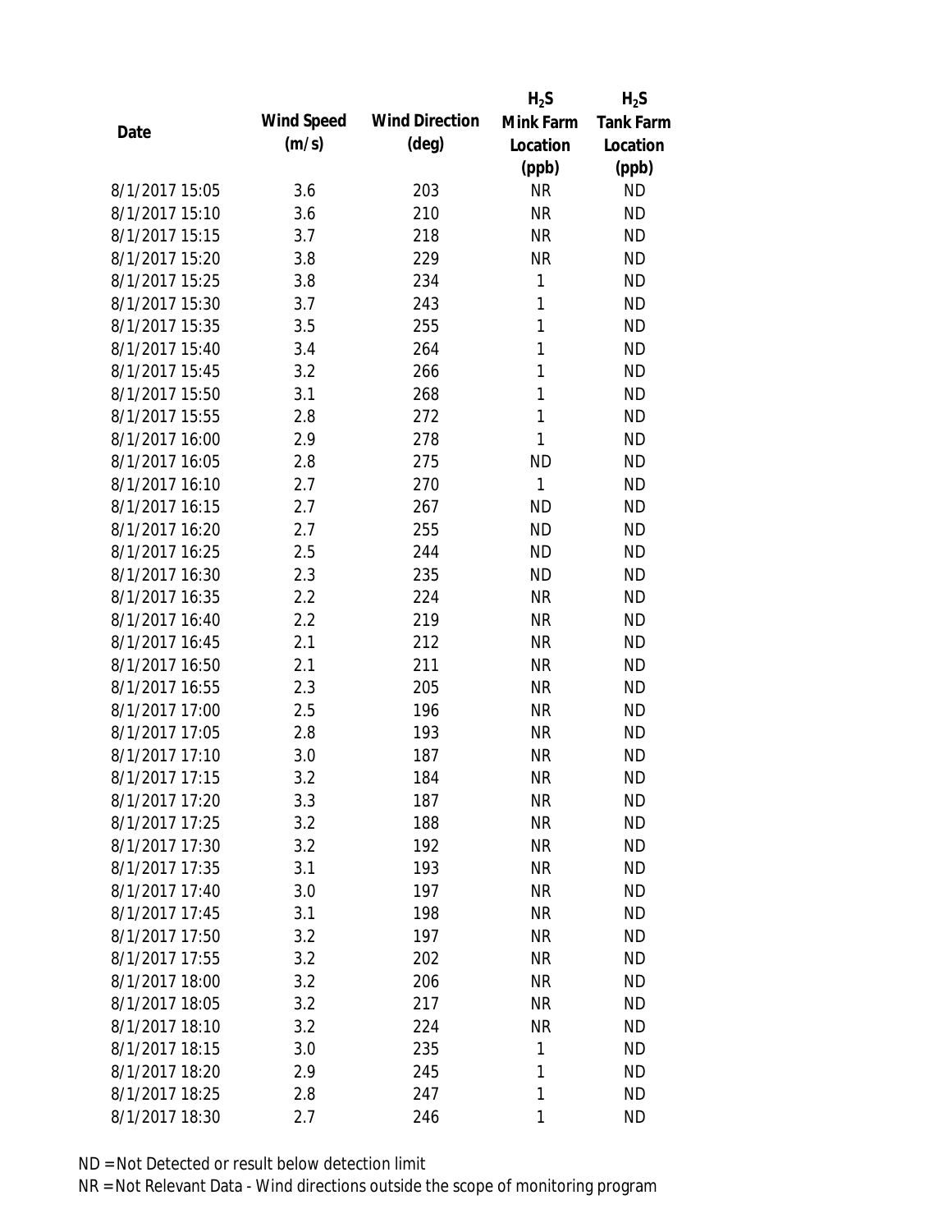| Date | Wind Speed (m/s) | Wind Direction (deg) | $H_2S$ Mink Farm Location (ppb) | $H_2S$ Tank Farm Location (ppb) |
|---|---|---|---|---|
| 8/1/2017 15:05 | 3.6 | 203 | NR | ND |
| 8/1/2017 15:10 | 3.6 | 210 | NR | ND |
| 8/1/2017 15:15 | 3.7 | 218 | NR | ND |
| 8/1/2017 15:20 | 3.8 | 229 | NR | ND |
| 8/1/2017 15:25 | 3.8 | 234 | 1 | ND |
| 8/1/2017 15:30 | 3.7 | 243 | 1 | ND |
| 8/1/2017 15:35 | 3.5 | 255 | 1 | ND |
| 8/1/2017 15:40 | 3.4 | 264 | 1 | ND |
| 8/1/2017 15:45 | 3.2 | 266 | 1 | ND |
| 8/1/2017 15:50 | 3.1 | 268 | 1 | ND |
| 8/1/2017 15:55 | 2.8 | 272 | 1 | ND |
| 8/1/2017 16:00 | 2.9 | 278 | 1 | ND |
| 8/1/2017 16:05 | 2.8 | 275 | ND | ND |
| 8/1/2017 16:10 | 2.7 | 270 | 1 | ND |
| 8/1/2017 16:15 | 2.7 | 267 | ND | ND |
| 8/1/2017 16:20 | 2.7 | 255 | ND | ND |
| 8/1/2017 16:25 | 2.5 | 244 | ND | ND |
| 8/1/2017 16:30 | 2.3 | 235 | ND | ND |
| 8/1/2017 16:35 | 2.2 | 224 | NR | ND |
| 8/1/2017 16:40 | 2.2 | 219 | NR | ND |
| 8/1/2017 16:45 | 2.1 | 212 | NR | ND |
| 8/1/2017 16:50 | 2.1 | 211 | NR | ND |
| 8/1/2017 16:55 | 2.3 | 205 | NR | ND |
| 8/1/2017 17:00 | 2.5 | 196 | NR | ND |
| 8/1/2017 17:05 | 2.8 | 193 | NR | ND |
| 8/1/2017 17:10 | 3.0 | 187 | NR | ND |
| 8/1/2017 17:15 | 3.2 | 184 | NR | ND |
| 8/1/2017 17:20 | 3.3 | 187 | NR | ND |
| 8/1/2017 17:25 | 3.2 | 188 | NR | ND |
| 8/1/2017 17:30 | 3.2 | 192 | NR | ND |
| 8/1/2017 17:35 | 3.1 | 193 | NR | ND |
| 8/1/2017 17:40 | 3.0 | 197 | NR | ND |
| 8/1/2017 17:45 | 3.1 | 198 | NR | ND |
| 8/1/2017 17:50 | 3.2 | 197 | NR | ND |
| 8/1/2017 17:55 | 3.2 | 202 | NR | ND |
| 8/1/2017 18:00 | 3.2 | 206 | NR | ND |
| 8/1/2017 18:05 | 3.2 | 217 | NR | ND |
| 8/1/2017 18:10 | 3.2 | 224 | NR | ND |
| 8/1/2017 18:15 | 3.0 | 235 | 1 | ND |
| 8/1/2017 18:20 | 2.9 | 245 | 1 | ND |
| 8/1/2017 18:25 | 2.8 | 247 | 1 | ND |
| 8/1/2017 18:30 | 2.7 | 246 | 1 | ND |

ND = Not Detected or result below detection limit

NR = Not Relevant Data - Wind directions outside the scope of monitoring program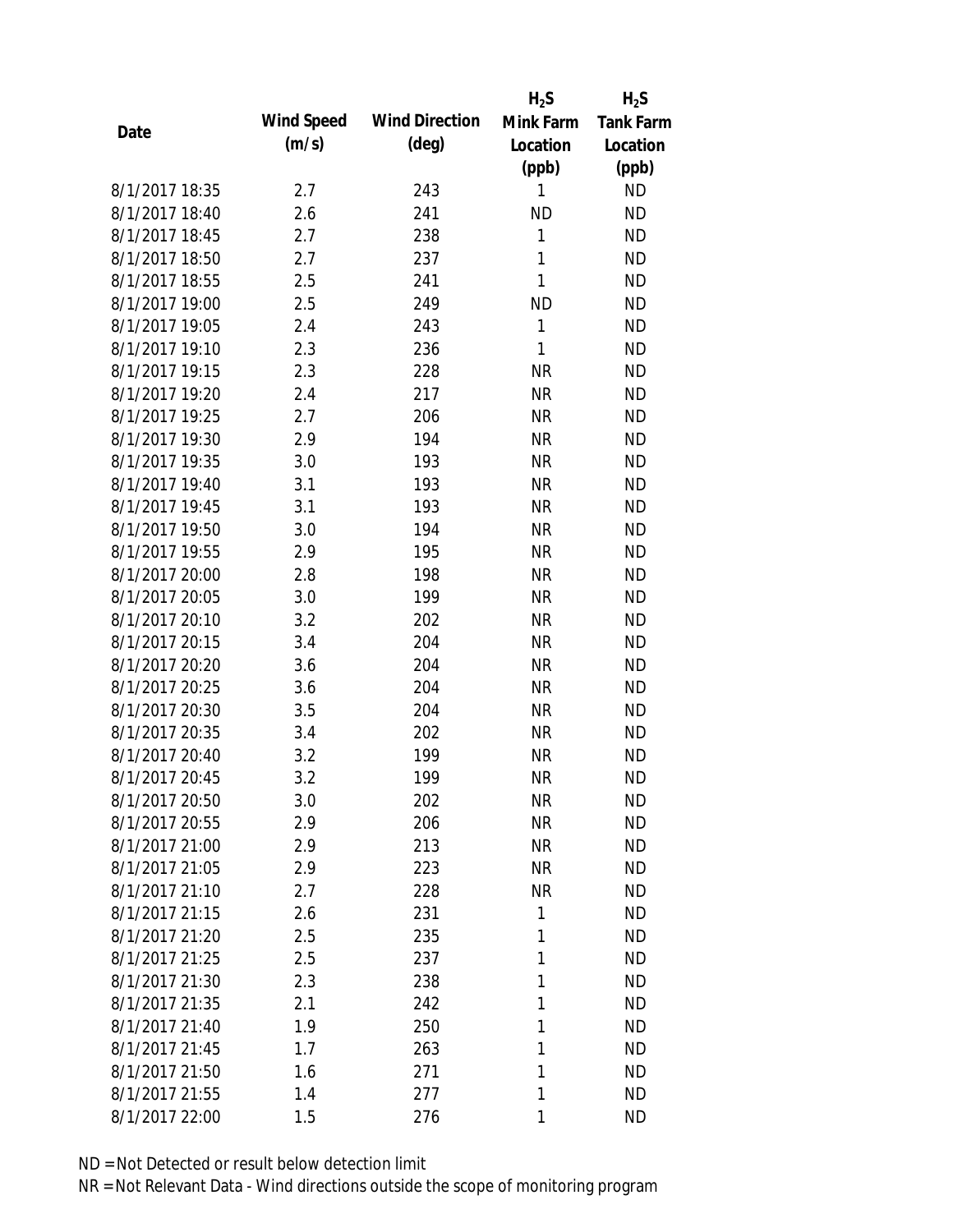| Date | Wind Speed (m/s) | Wind Direction (deg) | $H_2S$ Mink Farm Location (ppb) | $H_2S$ Tank Farm Location (ppb) |
|---|---|---|---|---|
| 8/1/2017 18:35 | 2.7 | 243 | 1 | ND |
| 8/1/2017 18:40 | 2.6 | 241 | ND | ND |
| 8/1/2017 18:45 | 2.7 | 238 | 1 | ND |
| 8/1/2017 18:50 | 2.7 | 237 | 1 | ND |
| 8/1/2017 18:55 | 2.5 | 241 | 1 | ND |
| 8/1/2017 19:00 | 2.5 | 249 | ND | ND |
| 8/1/2017 19:05 | 2.4 | 243 | 1 | ND |
| 8/1/2017 19:10 | 2.3 | 236 | 1 | ND |
| 8/1/2017 19:15 | 2.3 | 228 | NR | ND |
| 8/1/2017 19:20 | 2.4 | 217 | NR | ND |
| 8/1/2017 19:25 | 2.7 | 206 | NR | ND |
| 8/1/2017 19:30 | 2.9 | 194 | NR | ND |
| 8/1/2017 19:35 | 3.0 | 193 | NR | ND |
| 8/1/2017 19:40 | 3.1 | 193 | NR | ND |
| 8/1/2017 19:45 | 3.1 | 193 | NR | ND |
| 8/1/2017 19:50 | 3.0 | 194 | NR | ND |
| 8/1/2017 19:55 | 2.9 | 195 | NR | ND |
| 8/1/2017 20:00 | 2.8 | 198 | NR | ND |
| 8/1/2017 20:05 | 3.0 | 199 | NR | ND |
| 8/1/2017 20:10 | 3.2 | 202 | NR | ND |
| 8/1/2017 20:15 | 3.4 | 204 | NR | ND |
| 8/1/2017 20:20 | 3.6 | 204 | NR | ND |
| 8/1/2017 20:25 | 3.6 | 204 | NR | ND |
| 8/1/2017 20:30 | 3.5 | 204 | NR | ND |
| 8/1/2017 20:35 | 3.4 | 202 | NR | ND |
| 8/1/2017 20:40 | 3.2 | 199 | NR | ND |
| 8/1/2017 20:45 | 3.2 | 199 | NR | ND |
| 8/1/2017 20:50 | 3.0 | 202 | NR | ND |
| 8/1/2017 20:55 | 2.9 | 206 | NR | ND |
| 8/1/2017 21:00 | 2.9 | 213 | NR | ND |
| 8/1/2017 21:05 | 2.9 | 223 | NR | ND |
| 8/1/2017 21:10 | 2.7 | 228 | NR | ND |
| 8/1/2017 21:15 | 2.6 | 231 | 1 | ND |
| 8/1/2017 21:20 | 2.5 | 235 | 1 | ND |
| 8/1/2017 21:25 | 2.5 | 237 | 1 | ND |
| 8/1/2017 21:30 | 2.3 | 238 | 1 | ND |
| 8/1/2017 21:35 | 2.1 | 242 | 1 | ND |
| 8/1/2017 21:40 | 1.9 | 250 | 1 | ND |
| 8/1/2017 21:45 | 1.7 | 263 | 1 | ND |
| 8/1/2017 21:50 | 1.6 | 271 | 1 | ND |
| 8/1/2017 21:55 | 1.4 | 277 | 1 | ND |
| 8/1/2017 22:00 | 1.5 | 276 | 1 | ND |

ND = Not Detected or result below detection limit

NR = Not Relevant Data - Wind directions outside the scope of monitoring program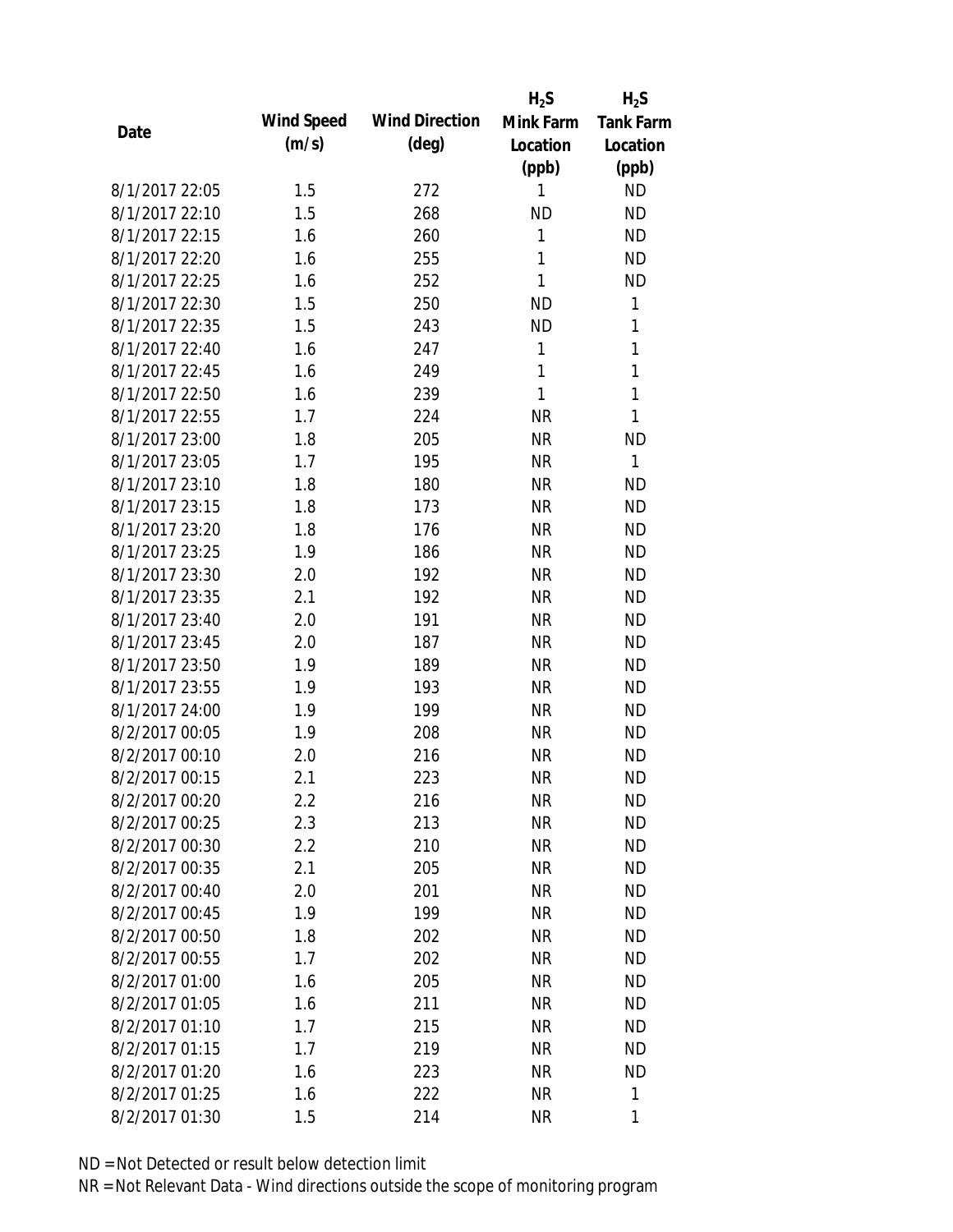| Date | Wind Speed (m/s) | Wind Direction (deg) | $H_2S$ Mink Farm Location (ppb) | $H_2S$ Tank Farm Location (ppb) |
|---|---|---|---|---|
| 8/1/2017 22:05 | 1.5 | 272 | 1 | ND |
| 8/1/2017 22:10 | 1.5 | 268 | ND | ND |
| 8/1/2017 22:15 | 1.6 | 260 | 1 | ND |
| 8/1/2017 22:20 | 1.6 | 255 | 1 | ND |
| 8/1/2017 22:25 | 1.6 | 252 | 1 | ND |
| 8/1/2017 22:30 | 1.5 | 250 | ND | 1 |
| 8/1/2017 22:35 | 1.5 | 243 | ND | 1 |
| 8/1/2017 22:40 | 1.6 | 247 | 1 | 1 |
| 8/1/2017 22:45 | 1.6 | 249 | 1 | 1 |
| 8/1/2017 22:50 | 1.6 | 239 | 1 | 1 |
| 8/1/2017 22:55 | 1.7 | 224 | NR | 1 |
| 8/1/2017 23:00 | 1.8 | 205 | NR | ND |
| 8/1/2017 23:05 | 1.7 | 195 | NR | 1 |
| 8/1/2017 23:10 | 1.8 | 180 | NR | ND |
| 8/1/2017 23:15 | 1.8 | 173 | NR | ND |
| 8/1/2017 23:20 | 1.8 | 176 | NR | ND |
| 8/1/2017 23:25 | 1.9 | 186 | NR | ND |
| 8/1/2017 23:30 | 2.0 | 192 | NR | ND |
| 8/1/2017 23:35 | 2.1 | 192 | NR | ND |
| 8/1/2017 23:40 | 2.0 | 191 | NR | ND |
| 8/1/2017 23:45 | 2.0 | 187 | NR | ND |
| 8/1/2017 23:50 | 1.9 | 189 | NR | ND |
| 8/1/2017 23:55 | 1.9 | 193 | NR | ND |
| 8/1/2017 24:00 | 1.9 | 199 | NR | ND |
| 8/2/2017 00:05 | 1.9 | 208 | NR | ND |
| 8/2/2017 00:10 | 2.0 | 216 | NR | ND |
| 8/2/2017 00:15 | 2.1 | 223 | NR | ND |
| 8/2/2017 00:20 | 2.2 | 216 | NR | ND |
| 8/2/2017 00:25 | 2.3 | 213 | NR | ND |
| 8/2/2017 00:30 | 2.2 | 210 | NR | ND |
| 8/2/2017 00:35 | 2.1 | 205 | NR | ND |
| 8/2/2017 00:40 | 2.0 | 201 | NR | ND |
| 8/2/2017 00:45 | 1.9 | 199 | NR | ND |
| 8/2/2017 00:50 | 1.8 | 202 | NR | ND |
| 8/2/2017 00:55 | 1.7 | 202 | NR | ND |
| 8/2/2017 01:00 | 1.6 | 205 | NR | ND |
| 8/2/2017 01:05 | 1.6 | 211 | NR | ND |
| 8/2/2017 01:10 | 1.7 | 215 | NR | ND |
| 8/2/2017 01:15 | 1.7 | 219 | NR | ND |
| 8/2/2017 01:20 | 1.6 | 223 | NR | ND |
| 8/2/2017 01:25 | 1.6 | 222 | NR | 1 |
| 8/2/2017 01:30 | 1.5 | 214 | NR | 1 |

ND = Not Detected or result below detection limit

NR = Not Relevant Data - Wind directions outside the scope of monitoring program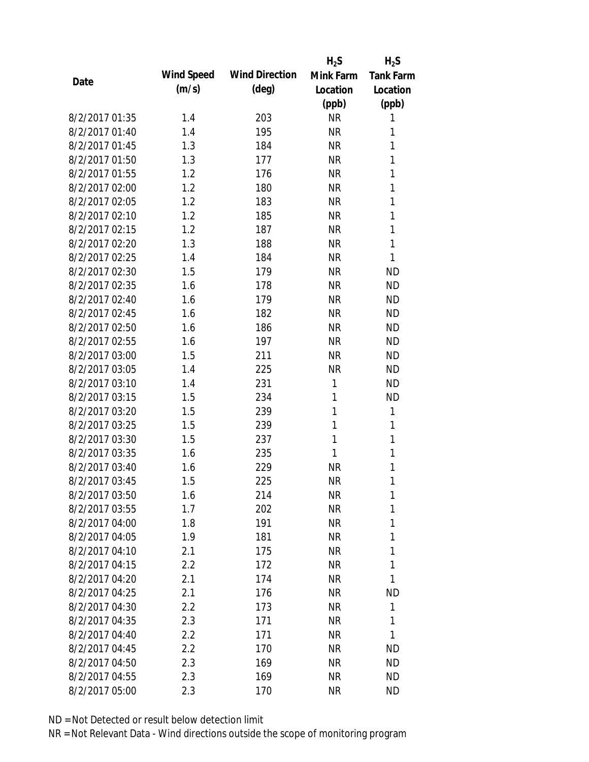| Date | Wind Speed (m/s) | Wind Direction (deg) | $H_2S$ Mink Farm Location (ppb) | $H_2S$ Tank Farm Location (ppb) |
|---|---|---|---|---|
| 8/2/2017 01:35 | 1.4 | 203 | NR | 1 |
| 8/2/2017 01:40 | 1.4 | 195 | NR | 1 |
| 8/2/2017 01:45 | 1.3 | 184 | NR | 1 |
| 8/2/2017 01:50 | 1.3 | 177 | NR | 1 |
| 8/2/2017 01:55 | 1.2 | 176 | NR | 1 |
| 8/2/2017 02:00 | 1.2 | 180 | NR | 1 |
| 8/2/2017 02:05 | 1.2 | 183 | NR | 1 |
| 8/2/2017 02:10 | 1.2 | 185 | NR | 1 |
| 8/2/2017 02:15 | 1.2 | 187 | NR | 1 |
| 8/2/2017 02:20 | 1.3 | 188 | NR | 1 |
| 8/2/2017 02:25 | 1.4 | 184 | NR | 1 |
| 8/2/2017 02:30 | 1.5 | 179 | NR | ND |
| 8/2/2017 02:35 | 1.6 | 178 | NR | ND |
| 8/2/2017 02:40 | 1.6 | 179 | NR | ND |
| 8/2/2017 02:45 | 1.6 | 182 | NR | ND |
| 8/2/2017 02:50 | 1.6 | 186 | NR | ND |
| 8/2/2017 02:55 | 1.6 | 197 | NR | ND |
| 8/2/2017 03:00 | 1.5 | 211 | NR | ND |
| 8/2/2017 03:05 | 1.4 | 225 | NR | ND |
| 8/2/2017 03:10 | 1.4 | 231 | 1 | ND |
| 8/2/2017 03:15 | 1.5 | 234 | 1 | ND |
| 8/2/2017 03:20 | 1.5 | 239 | 1 | 1 |
| 8/2/2017 03:25 | 1.5 | 239 | 1 | 1 |
| 8/2/2017 03:30 | 1.5 | 237 | 1 | 1 |
| 8/2/2017 03:35 | 1.6 | 235 | 1 | 1 |
| 8/2/2017 03:40 | 1.6 | 229 | NR | 1 |
| 8/2/2017 03:45 | 1.5 | 225 | NR | 1 |
| 8/2/2017 03:50 | 1.6 | 214 | NR | 1 |
| 8/2/2017 03:55 | 1.7 | 202 | NR | 1 |
| 8/2/2017 04:00 | 1.8 | 191 | NR | 1 |
| 8/2/2017 04:05 | 1.9 | 181 | NR | 1 |
| 8/2/2017 04:10 | 2.1 | 175 | NR | 1 |
| 8/2/2017 04:15 | 2.2 | 172 | NR | 1 |
| 8/2/2017 04:20 | 2.1 | 174 | NR | 1 |
| 8/2/2017 04:25 | 2.1 | 176 | NR | ND |
| 8/2/2017 04:30 | 2.2 | 173 | NR | 1 |
| 8/2/2017 04:35 | 2.3 | 171 | NR | 1 |
| 8/2/2017 04:40 | 2.2 | 171 | NR | 1 |
| 8/2/2017 04:45 | 2.2 | 170 | NR | ND |
| 8/2/2017 04:50 | 2.3 | 169 | NR | ND |
| 8/2/2017 04:55 | 2.3 | 169 | NR | ND |
| 8/2/2017 05:00 | 2.3 | 170 | NR | ND |

ND = Not Detected or result below detection limit

NR = Not Relevant Data - Wind directions outside the scope of monitoring program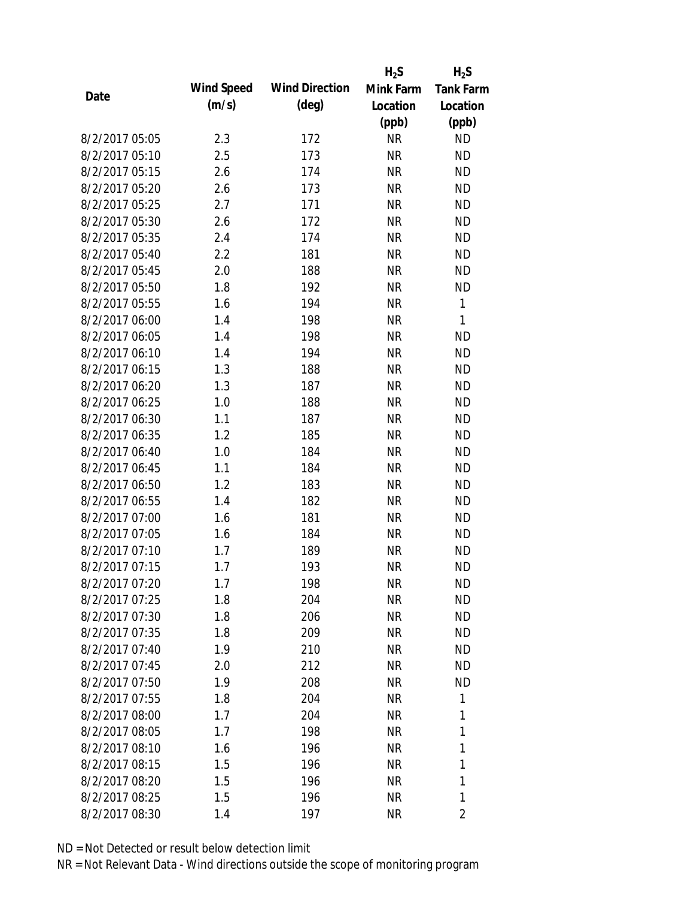| Date | Wind Speed (m/s) | Wind Direction (deg) | $H_2S$ Mink Farm Location (ppb) | $H_2S$ Tank Farm Location (ppb) |
|---|---|---|---|---|
| 8/2/2017 05:05 | 2.3 | 172 | NR | ND |
| 8/2/2017 05:10 | 2.5 | 173 | NR | ND |
| 8/2/2017 05:15 | 2.6 | 174 | NR | ND |
| 8/2/2017 05:20 | 2.6 | 173 | NR | ND |
| 8/2/2017 05:25 | 2.7 | 171 | NR | ND |
| 8/2/2017 05:30 | 2.6 | 172 | NR | ND |
| 8/2/2017 05:35 | 2.4 | 174 | NR | ND |
| 8/2/2017 05:40 | 2.2 | 181 | NR | ND |
| 8/2/2017 05:45 | 2.0 | 188 | NR | ND |
| 8/2/2017 05:50 | 1.8 | 192 | NR | ND |
| 8/2/2017 05:55 | 1.6 | 194 | NR | 1 |
| 8/2/2017 06:00 | 1.4 | 198 | NR | 1 |
| 8/2/2017 06:05 | 1.4 | 198 | NR | ND |
| 8/2/2017 06:10 | 1.4 | 194 | NR | ND |
| 8/2/2017 06:15 | 1.3 | 188 | NR | ND |
| 8/2/2017 06:20 | 1.3 | 187 | NR | ND |
| 8/2/2017 06:25 | 1.0 | 188 | NR | ND |
| 8/2/2017 06:30 | 1.1 | 187 | NR | ND |
| 8/2/2017 06:35 | 1.2 | 185 | NR | ND |
| 8/2/2017 06:40 | 1.0 | 184 | NR | ND |
| 8/2/2017 06:45 | 1.1 | 184 | NR | ND |
| 8/2/2017 06:50 | 1.2 | 183 | NR | ND |
| 8/2/2017 06:55 | 1.4 | 182 | NR | ND |
| 8/2/2017 07:00 | 1.6 | 181 | NR | ND |
| 8/2/2017 07:05 | 1.6 | 184 | NR | ND |
| 8/2/2017 07:10 | 1.7 | 189 | NR | ND |
| 8/2/2017 07:15 | 1.7 | 193 | NR | ND |
| 8/2/2017 07:20 | 1.7 | 198 | NR | ND |
| 8/2/2017 07:25 | 1.8 | 204 | NR | ND |
| 8/2/2017 07:30 | 1.8 | 206 | NR | ND |
| 8/2/2017 07:35 | 1.8 | 209 | NR | ND |
| 8/2/2017 07:40 | 1.9 | 210 | NR | ND |
| 8/2/2017 07:45 | 2.0 | 212 | NR | ND |
| 8/2/2017 07:50 | 1.9 | 208 | NR | ND |
| 8/2/2017 07:55 | 1.8 | 204 | NR | 1 |
| 8/2/2017 08:00 | 1.7 | 204 | NR | 1 |
| 8/2/2017 08:05 | 1.7 | 198 | NR | 1 |
| 8/2/2017 08:10 | 1.6 | 196 | NR | 1 |
| 8/2/2017 08:15 | 1.5 | 196 | NR | 1 |
| 8/2/2017 08:20 | 1.5 | 196 | NR | 1 |
| 8/2/2017 08:25 | 1.5 | 196 | NR | 1 |
| 8/2/2017 08:30 | 1.4 | 197 | NR | 2 |

ND = Not Detected or result below detection limit

NR = Not Relevant Data - Wind directions outside the scope of monitoring program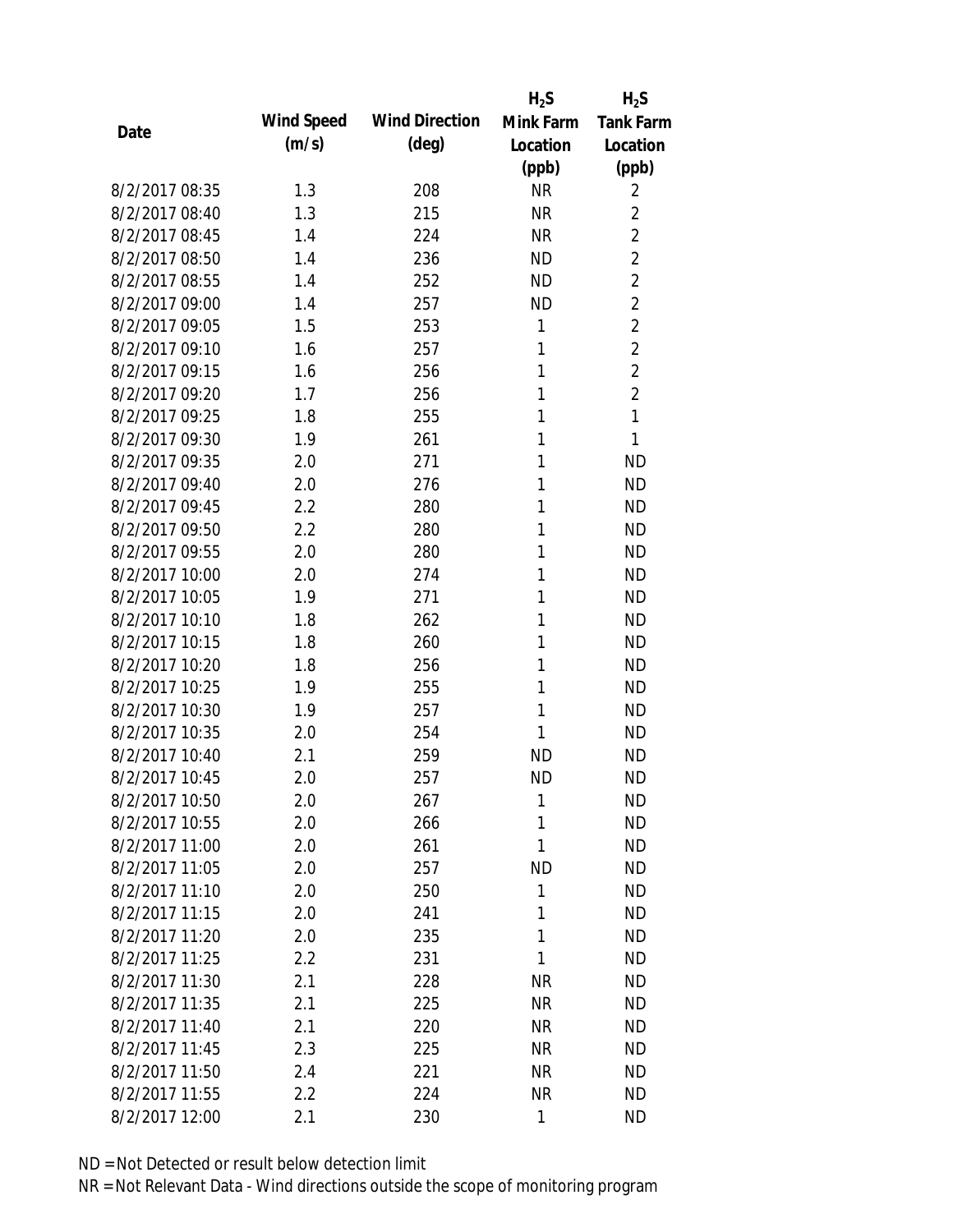| Date | Wind Speed (m/s) | Wind Direction (deg) | $H_2S$ Mink Farm Location (ppb) | $H_2S$ Tank Farm Location (ppb) |
|---|---|---|---|---|
| 8/2/2017 08:35 | 1.3 | 208 | NR | 2 |
| 8/2/2017 08:40 | 1.3 | 215 | NR | 2 |
| 8/2/2017 08:45 | 1.4 | 224 | NR | 2 |
| 8/2/2017 08:50 | 1.4 | 236 | ND | 2 |
| 8/2/2017 08:55 | 1.4 | 252 | ND | 2 |
| 8/2/2017 09:00 | 1.4 | 257 | ND | 2 |
| 8/2/2017 09:05 | 1.5 | 253 | 1 | 2 |
| 8/2/2017 09:10 | 1.6 | 257 | 1 | 2 |
| 8/2/2017 09:15 | 1.6 | 256 | 1 | 2 |
| 8/2/2017 09:20 | 1.7 | 256 | 1 | 2 |
| 8/2/2017 09:25 | 1.8 | 255 | 1 | 1 |
| 8/2/2017 09:30 | 1.9 | 261 | 1 | 1 |
| 8/2/2017 09:35 | 2.0 | 271 | 1 | ND |
| 8/2/2017 09:40 | 2.0 | 276 | 1 | ND |
| 8/2/2017 09:45 | 2.2 | 280 | 1 | ND |
| 8/2/2017 09:50 | 2.2 | 280 | 1 | ND |
| 8/2/2017 09:55 | 2.0 | 280 | 1 | ND |
| 8/2/2017 10:00 | 2.0 | 274 | 1 | ND |
| 8/2/2017 10:05 | 1.9 | 271 | 1 | ND |
| 8/2/2017 10:10 | 1.8 | 262 | 1 | ND |
| 8/2/2017 10:15 | 1.8 | 260 | 1 | ND |
| 8/2/2017 10:20 | 1.8 | 256 | 1 | ND |
| 8/2/2017 10:25 | 1.9 | 255 | 1 | ND |
| 8/2/2017 10:30 | 1.9 | 257 | 1 | ND |
| 8/2/2017 10:35 | 2.0 | 254 | 1 | ND |
| 8/2/2017 10:40 | 2.1 | 259 | ND | ND |
| 8/2/2017 10:45 | 2.0 | 257 | ND | ND |
| 8/2/2017 10:50 | 2.0 | 267 | 1 | ND |
| 8/2/2017 10:55 | 2.0 | 266 | 1 | ND |
| 8/2/2017 11:00 | 2.0 | 261 | 1 | ND |
| 8/2/2017 11:05 | 2.0 | 257 | ND | ND |
| 8/2/2017 11:10 | 2.0 | 250 | 1 | ND |
| 8/2/2017 11:15 | 2.0 | 241 | 1 | ND |
| 8/2/2017 11:20 | 2.0 | 235 | 1 | ND |
| 8/2/2017 11:25 | 2.2 | 231 | 1 | ND |
| 8/2/2017 11:30 | 2.1 | 228 | NR | ND |
| 8/2/2017 11:35 | 2.1 | 225 | NR | ND |
| 8/2/2017 11:40 | 2.1 | 220 | NR | ND |
| 8/2/2017 11:45 | 2.3 | 225 | NR | ND |
| 8/2/2017 11:50 | 2.4 | 221 | NR | ND |
| 8/2/2017 11:55 | 2.2 | 224 | NR | ND |
| 8/2/2017 12:00 | 2.1 | 230 | 1 | ND |

ND = Not Detected or result below detection limit

NR = Not Relevant Data - Wind directions outside the scope of monitoring program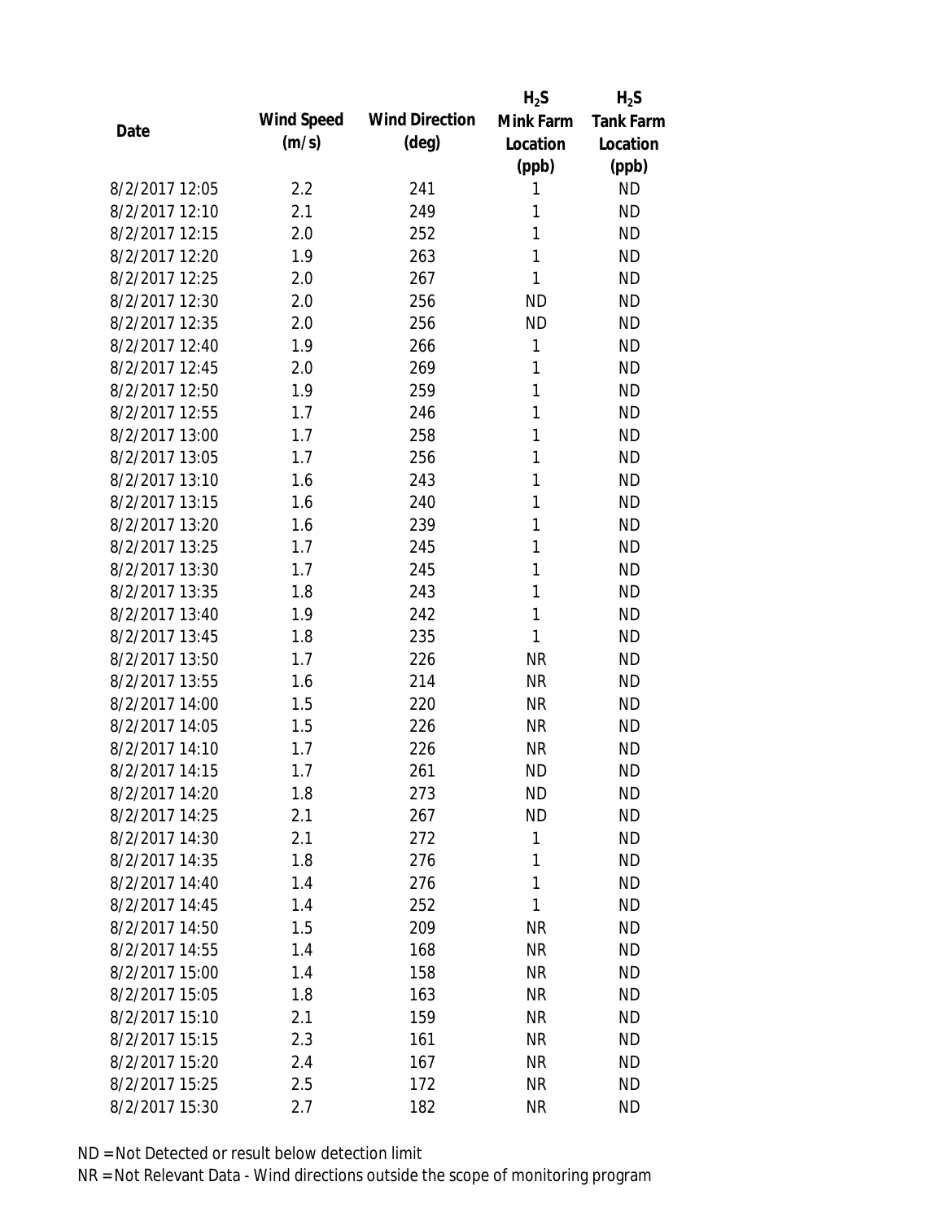| Date | Wind Speed (m/s) | Wind Direction (deg) | $H_2S$ Mink Farm Location (ppb) | $H_2S$ Tank Farm Location (ppb) |
|---|---|---|---|---|
| 8/2/2017 12:05 | 2.2 | 241 | 1 | ND |
| 8/2/2017 12:10 | 2.1 | 249 | 1 | ND |
| 8/2/2017 12:15 | 2.0 | 252 | 1 | ND |
| 8/2/2017 12:20 | 1.9 | 263 | 1 | ND |
| 8/2/2017 12:25 | 2.0 | 267 | 1 | ND |
| 8/2/2017 12:30 | 2.0 | 256 | ND | ND |
| 8/2/2017 12:35 | 2.0 | 256 | ND | ND |
| 8/2/2017 12:40 | 1.9 | 266 | 1 | ND |
| 8/2/2017 12:45 | 2.0 | 269 | 1 | ND |
| 8/2/2017 12:50 | 1.9 | 259 | 1 | ND |
| 8/2/2017 12:55 | 1.7 | 246 | 1 | ND |
| 8/2/2017 13:00 | 1.7 | 258 | 1 | ND |
| 8/2/2017 13:05 | 1.7 | 256 | 1 | ND |
| 8/2/2017 13:10 | 1.6 | 243 | 1 | ND |
| 8/2/2017 13:15 | 1.6 | 240 | 1 | ND |
| 8/2/2017 13:20 | 1.6 | 239 | 1 | ND |
| 8/2/2017 13:25 | 1.7 | 245 | 1 | ND |
| 8/2/2017 13:30 | 1.7 | 245 | 1 | ND |
| 8/2/2017 13:35 | 1.8 | 243 | 1 | ND |
| 8/2/2017 13:40 | 1.9 | 242 | 1 | ND |
| 8/2/2017 13:45 | 1.8 | 235 | 1 | ND |
| 8/2/2017 13:50 | 1.7 | 226 | NR | ND |
| 8/2/2017 13:55 | 1.6 | 214 | NR | ND |
| 8/2/2017 14:00 | 1.5 | 220 | NR | ND |
| 8/2/2017 14:05 | 1.5 | 226 | NR | ND |
| 8/2/2017 14:10 | 1.7 | 226 | NR | ND |
| 8/2/2017 14:15 | 1.7 | 261 | ND | ND |
| 8/2/2017 14:20 | 1.8 | 273 | ND | ND |
| 8/2/2017 14:25 | 2.1 | 267 | ND | ND |
| 8/2/2017 14:30 | 2.1 | 272 | 1 | ND |
| 8/2/2017 14:35 | 1.8 | 276 | 1 | ND |
| 8/2/2017 14:40 | 1.4 | 276 | 1 | ND |
| 8/2/2017 14:45 | 1.4 | 252 | 1 | ND |
| 8/2/2017 14:50 | 1.5 | 209 | NR | ND |
| 8/2/2017 14:55 | 1.4 | 168 | NR | ND |
| 8/2/2017 15:00 | 1.4 | 158 | NR | ND |
| 8/2/2017 15:05 | 1.8 | 163 | NR | ND |
| 8/2/2017 15:10 | 2.1 | 159 | NR | ND |
| 8/2/2017 15:15 | 2.3 | 161 | NR | ND |
| 8/2/2017 15:20 | 2.4 | 167 | NR | ND |
| 8/2/2017 15:25 | 2.5 | 172 | NR | ND |
| 8/2/2017 15:30 | 2.7 | 182 | NR | ND |

ND = Not Detected or result below detection limit

NR = Not Relevant Data - Wind directions outside the scope of monitoring program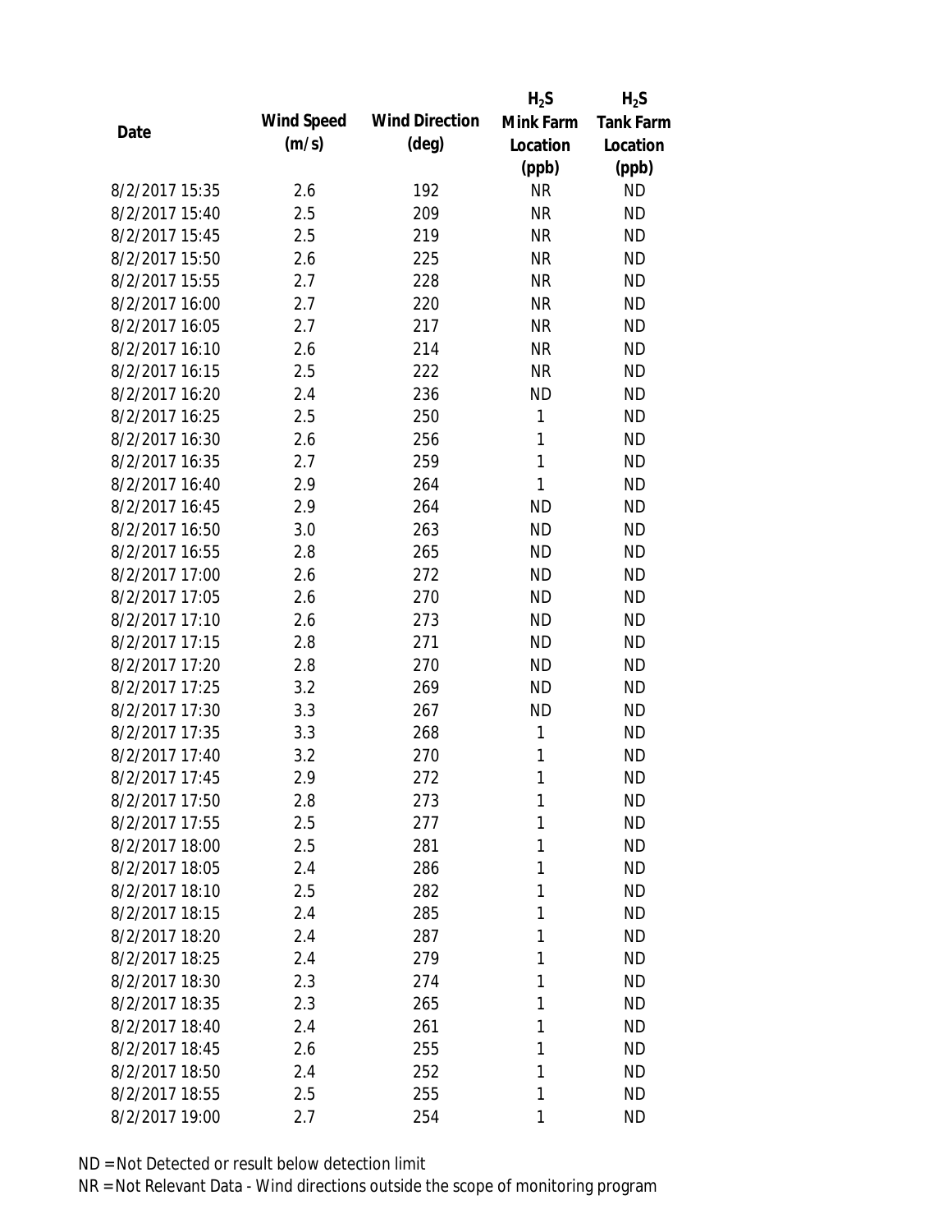| Date | Wind Speed (m/s) | Wind Direction (deg) | $H_2S$ Mink Farm Location (ppb) | $H_2S$ Tank Farm Location (ppb) |
|---|---|---|---|---|
| 8/2/2017 15:35 | 2.6 | 192 | NR | ND |
| 8/2/2017 15:40 | 2.5 | 209 | NR | ND |
| 8/2/2017 15:45 | 2.5 | 219 | NR | ND |
| 8/2/2017 15:50 | 2.6 | 225 | NR | ND |
| 8/2/2017 15:55 | 2.7 | 228 | NR | ND |
| 8/2/2017 16:00 | 2.7 | 220 | NR | ND |
| 8/2/2017 16:05 | 2.7 | 217 | NR | ND |
| 8/2/2017 16:10 | 2.6 | 214 | NR | ND |
| 8/2/2017 16:15 | 2.5 | 222 | NR | ND |
| 8/2/2017 16:20 | 2.4 | 236 | ND | ND |
| 8/2/2017 16:25 | 2.5 | 250 | 1 | ND |
| 8/2/2017 16:30 | 2.6 | 256 | 1 | ND |
| 8/2/2017 16:35 | 2.7 | 259 | 1 | ND |
| 8/2/2017 16:40 | 2.9 | 264 | 1 | ND |
| 8/2/2017 16:45 | 2.9 | 264 | ND | ND |
| 8/2/2017 16:50 | 3.0 | 263 | ND | ND |
| 8/2/2017 16:55 | 2.8 | 265 | ND | ND |
| 8/2/2017 17:00 | 2.6 | 272 | ND | ND |
| 8/2/2017 17:05 | 2.6 | 270 | ND | ND |
| 8/2/2017 17:10 | 2.6 | 273 | ND | ND |
| 8/2/2017 17:15 | 2.8 | 271 | ND | ND |
| 8/2/2017 17:20 | 2.8 | 270 | ND | ND |
| 8/2/2017 17:25 | 3.2 | 269 | ND | ND |
| 8/2/2017 17:30 | 3.3 | 267 | ND | ND |
| 8/2/2017 17:35 | 3.3 | 268 | 1 | ND |
| 8/2/2017 17:40 | 3.2 | 270 | 1 | ND |
| 8/2/2017 17:45 | 2.9 | 272 | 1 | ND |
| 8/2/2017 17:50 | 2.8 | 273 | 1 | ND |
| 8/2/2017 17:55 | 2.5 | 277 | 1 | ND |
| 8/2/2017 18:00 | 2.5 | 281 | 1 | ND |
| 8/2/2017 18:05 | 2.4 | 286 | 1 | ND |
| 8/2/2017 18:10 | 2.5 | 282 | 1 | ND |
| 8/2/2017 18:15 | 2.4 | 285 | 1 | ND |
| 8/2/2017 18:20 | 2.4 | 287 | 1 | ND |
| 8/2/2017 18:25 | 2.4 | 279 | 1 | ND |
| 8/2/2017 18:30 | 2.3 | 274 | 1 | ND |
| 8/2/2017 18:35 | 2.3 | 265 | 1 | ND |
| 8/2/2017 18:40 | 2.4 | 261 | 1 | ND |
| 8/2/2017 18:45 | 2.6 | 255 | 1 | ND |
| 8/2/2017 18:50 | 2.4 | 252 | 1 | ND |
| 8/2/2017 18:55 | 2.5 | 255 | 1 | ND |
| 8/2/2017 19:00 | 2.7 | 254 | 1 | ND |

ND = Not Detected or result below detection limit
NR = Not Relevant Data - Wind directions outside the scope of monitoring program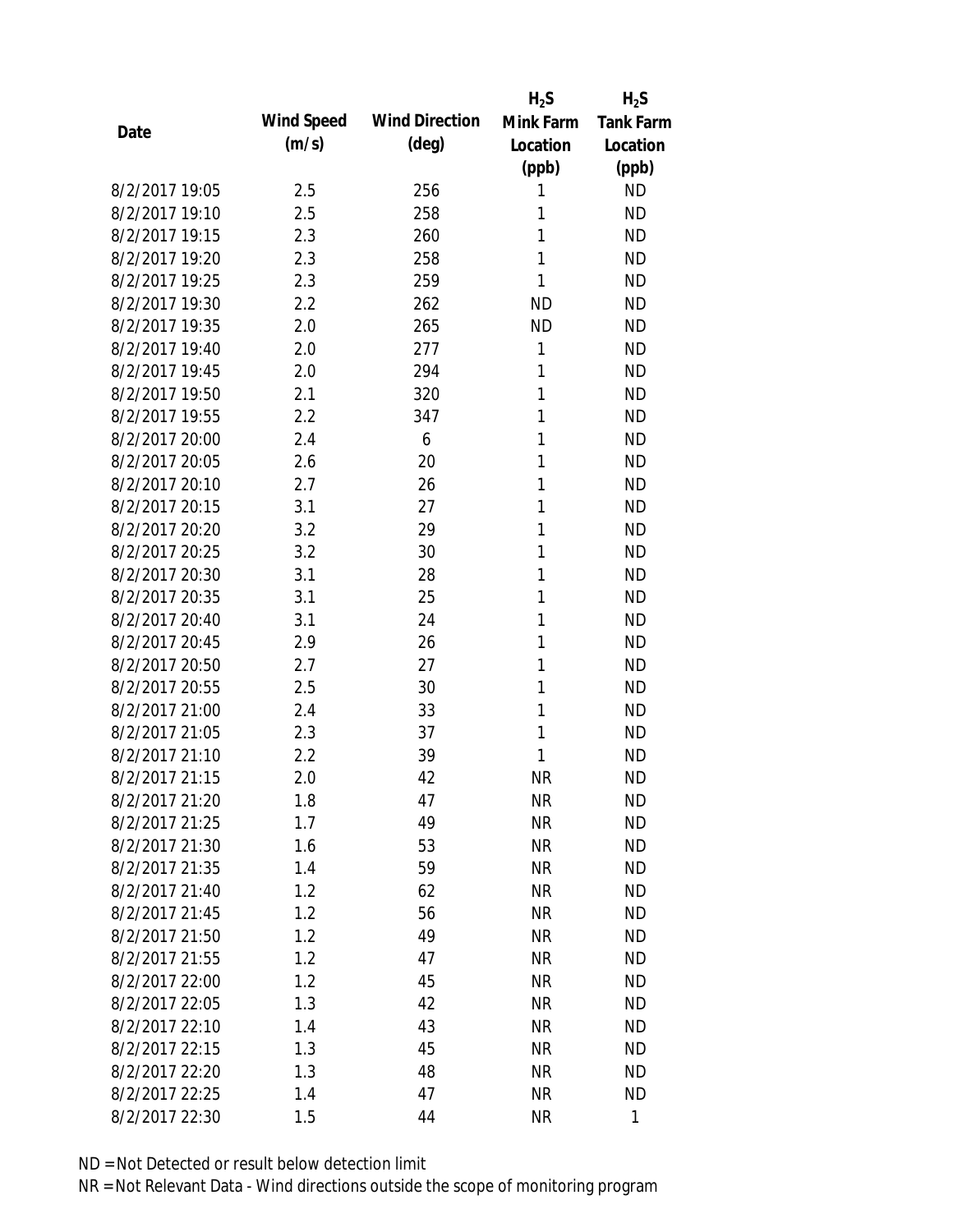| Date | Wind Speed (m/s) | Wind Direction (deg) | $H_2S$ Mink Farm Location (ppb) | $H_2S$ Tank Farm Location (ppb) |
|---|---|---|---|---|
| 8/2/2017 19:05 | 2.5 | 256 | 1 | ND |
| 8/2/2017 19:10 | 2.5 | 258 | 1 | ND |
| 8/2/2017 19:15 | 2.3 | 260 | 1 | ND |
| 8/2/2017 19:20 | 2.3 | 258 | 1 | ND |
| 8/2/2017 19:25 | 2.3 | 259 | 1 | ND |
| 8/2/2017 19:30 | 2.2 | 262 | ND | ND |
| 8/2/2017 19:35 | 2.0 | 265 | ND | ND |
| 8/2/2017 19:40 | 2.0 | 277 | 1 | ND |
| 8/2/2017 19:45 | 2.0 | 294 | 1 | ND |
| 8/2/2017 19:50 | 2.1 | 320 | 1 | ND |
| 8/2/2017 19:55 | 2.2 | 347 | 1 | ND |
| 8/2/2017 20:00 | 2.4 | 6 | 1 | ND |
| 8/2/2017 20:05 | 2.6 | 20 | 1 | ND |
| 8/2/2017 20:10 | 2.7 | 26 | 1 | ND |
| 8/2/2017 20:15 | 3.1 | 27 | 1 | ND |
| 8/2/2017 20:20 | 3.2 | 29 | 1 | ND |
| 8/2/2017 20:25 | 3.2 | 30 | 1 | ND |
| 8/2/2017 20:30 | 3.1 | 28 | 1 | ND |
| 8/2/2017 20:35 | 3.1 | 25 | 1 | ND |
| 8/2/2017 20:40 | 3.1 | 24 | 1 | ND |
| 8/2/2017 20:45 | 2.9 | 26 | 1 | ND |
| 8/2/2017 20:50 | 2.7 | 27 | 1 | ND |
| 8/2/2017 20:55 | 2.5 | 30 | 1 | ND |
| 8/2/2017 21:00 | 2.4 | 33 | 1 | ND |
| 8/2/2017 21:05 | 2.3 | 37 | 1 | ND |
| 8/2/2017 21:10 | 2.2 | 39 | 1 | ND |
| 8/2/2017 21:15 | 2.0 | 42 | NR | ND |
| 8/2/2017 21:20 | 1.8 | 47 | NR | ND |
| 8/2/2017 21:25 | 1.7 | 49 | NR | ND |
| 8/2/2017 21:30 | 1.6 | 53 | NR | ND |
| 8/2/2017 21:35 | 1.4 | 59 | NR | ND |
| 8/2/2017 21:40 | 1.2 | 62 | NR | ND |
| 8/2/2017 21:45 | 1.2 | 56 | NR | ND |
| 8/2/2017 21:50 | 1.2 | 49 | NR | ND |
| 8/2/2017 21:55 | 1.2 | 47 | NR | ND |
| 8/2/2017 22:00 | 1.2 | 45 | NR | ND |
| 8/2/2017 22:05 | 1.3 | 42 | NR | ND |
| 8/2/2017 22:10 | 1.4 | 43 | NR | ND |
| 8/2/2017 22:15 | 1.3 | 45 | NR | ND |
| 8/2/2017 22:20 | 1.3 | 48 | NR | ND |
| 8/2/2017 22:25 | 1.4 | 47 | NR | ND |
| 8/2/2017 22:30 | 1.5 | 44 | NR | 1 |

ND = Not Detected or result below detection limit

NR = Not Relevant Data - Wind directions outside the scope of monitoring program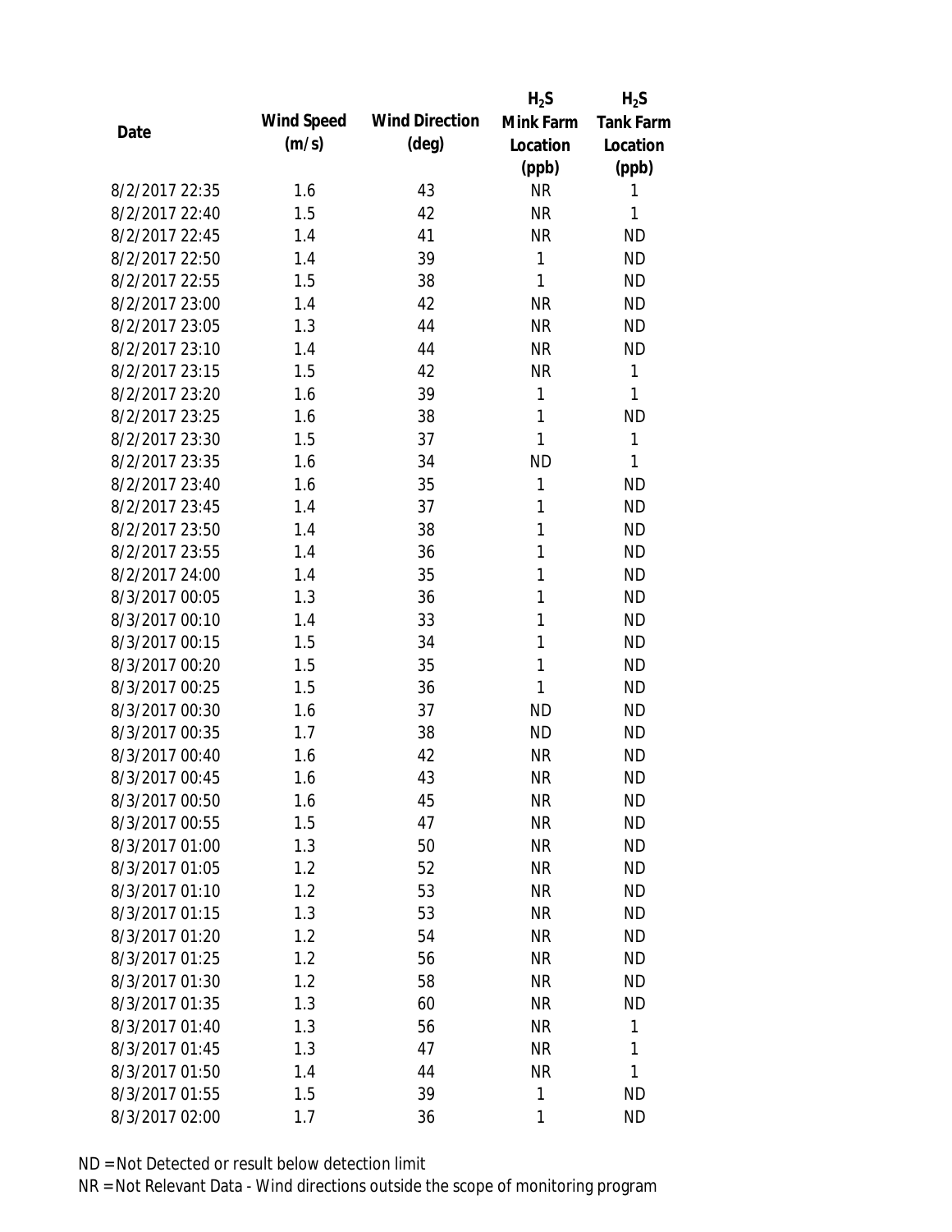| Date | Wind Speed (m/s) | Wind Direction (deg) | $H_2S$ Mink Farm Location (ppb) | $H_2S$ Tank Farm Location (ppb) |
|---|---|---|---|---|
| 8/2/2017 22:35 | 1.6 | 43 | NR | 1 |
| 8/2/2017 22:40 | 1.5 | 42 | NR | 1 |
| 8/2/2017 22:45 | 1.4 | 41 | NR | ND |
| 8/2/2017 22:50 | 1.4 | 39 | 1 | ND |
| 8/2/2017 22:55 | 1.5 | 38 | 1 | ND |
| 8/2/2017 23:00 | 1.4 | 42 | NR | ND |
| 8/2/2017 23:05 | 1.3 | 44 | NR | ND |
| 8/2/2017 23:10 | 1.4 | 44 | NR | ND |
| 8/2/2017 23:15 | 1.5 | 42 | NR | 1 |
| 8/2/2017 23:20 | 1.6 | 39 | 1 | 1 |
| 8/2/2017 23:25 | 1.6 | 38 | 1 | ND |
| 8/2/2017 23:30 | 1.5 | 37 | 1 | 1 |
| 8/2/2017 23:35 | 1.6 | 34 | ND | 1 |
| 8/2/2017 23:40 | 1.6 | 35 | 1 | ND |
| 8/2/2017 23:45 | 1.4 | 37 | 1 | ND |
| 8/2/2017 23:50 | 1.4 | 38 | 1 | ND |
| 8/2/2017 23:55 | 1.4 | 36 | 1 | ND |
| 8/2/2017 24:00 | 1.4 | 35 | 1 | ND |
| 8/3/2017 00:05 | 1.3 | 36 | 1 | ND |
| 8/3/2017 00:10 | 1.4 | 33 | 1 | ND |
| 8/3/2017 00:15 | 1.5 | 34 | 1 | ND |
| 8/3/2017 00:20 | 1.5 | 35 | 1 | ND |
| 8/3/2017 00:25 | 1.5 | 36 | 1 | ND |
| 8/3/2017 00:30 | 1.6 | 37 | ND | ND |
| 8/3/2017 00:35 | 1.7 | 38 | ND | ND |
| 8/3/2017 00:40 | 1.6 | 42 | NR | ND |
| 8/3/2017 00:45 | 1.6 | 43 | NR | ND |
| 8/3/2017 00:50 | 1.6 | 45 | NR | ND |
| 8/3/2017 00:55 | 1.5 | 47 | NR | ND |
| 8/3/2017 01:00 | 1.3 | 50 | NR | ND |
| 8/3/2017 01:05 | 1.2 | 52 | NR | ND |
| 8/3/2017 01:10 | 1.2 | 53 | NR | ND |
| 8/3/2017 01:15 | 1.3 | 53 | NR | ND |
| 8/3/2017 01:20 | 1.2 | 54 | NR | ND |
| 8/3/2017 01:25 | 1.2 | 56 | NR | ND |
| 8/3/2017 01:30 | 1.2 | 58 | NR | ND |
| 8/3/2017 01:35 | 1.3 | 60 | NR | ND |
| 8/3/2017 01:40 | 1.3 | 56 | NR | 1 |
| 8/3/2017 01:45 | 1.3 | 47 | NR | 1 |
| 8/3/2017 01:50 | 1.4 | 44 | NR | 1 |
| 8/3/2017 01:55 | 1.5 | 39 | 1 | ND |
| 8/3/2017 02:00 | 1.7 | 36 | 1 | ND |

ND = Not Detected or result below detection limit

NR = Not Relevant Data - Wind directions outside the scope of monitoring program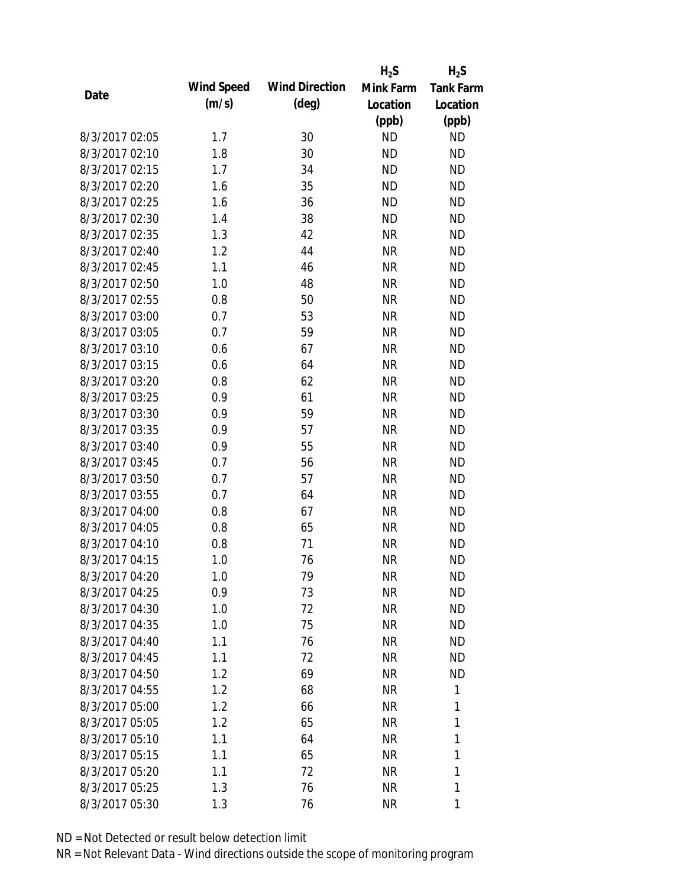| Date | Wind Speed (m/s) | Wind Direction (deg) | $H_2S$ Mink Farm Location (ppb) | $H_2S$ Tank Farm Location (ppb) |
|---|---|---|---|---|
| 8/3/2017 02:05 | 1.7 | 30 | ND | ND |
| 8/3/2017 02:10 | 1.8 | 30 | ND | ND |
| 8/3/2017 02:15 | 1.7 | 34 | ND | ND |
| 8/3/2017 02:20 | 1.6 | 35 | ND | ND |
| 8/3/2017 02:25 | 1.6 | 36 | ND | ND |
| 8/3/2017 02:30 | 1.4 | 38 | ND | ND |
| 8/3/2017 02:35 | 1.3 | 42 | NR | ND |
| 8/3/2017 02:40 | 1.2 | 44 | NR | ND |
| 8/3/2017 02:45 | 1.1 | 46 | NR | ND |
| 8/3/2017 02:50 | 1.0 | 48 | NR | ND |
| 8/3/2017 02:55 | 0.8 | 50 | NR | ND |
| 8/3/2017 03:00 | 0.7 | 53 | NR | ND |
| 8/3/2017 03:05 | 0.7 | 59 | NR | ND |
| 8/3/2017 03:10 | 0.6 | 67 | NR | ND |
| 8/3/2017 03:15 | 0.6 | 64 | NR | ND |
| 8/3/2017 03:20 | 0.8 | 62 | NR | ND |
| 8/3/2017 03:25 | 0.9 | 61 | NR | ND |
| 8/3/2017 03:30 | 0.9 | 59 | NR | ND |
| 8/3/2017 03:35 | 0.9 | 57 | NR | ND |
| 8/3/2017 03:40 | 0.9 | 55 | NR | ND |
| 8/3/2017 03:45 | 0.7 | 56 | NR | ND |
| 8/3/2017 03:50 | 0.7 | 57 | NR | ND |
| 8/3/2017 03:55 | 0.7 | 64 | NR | ND |
| 8/3/2017 04:00 | 0.8 | 67 | NR | ND |
| 8/3/2017 04:05 | 0.8 | 65 | NR | ND |
| 8/3/2017 04:10 | 0.8 | 71 | NR | ND |
| 8/3/2017 04:15 | 1.0 | 76 | NR | ND |
| 8/3/2017 04:20 | 1.0 | 79 | NR | ND |
| 8/3/2017 04:25 | 0.9 | 73 | NR | ND |
| 8/3/2017 04:30 | 1.0 | 72 | NR | ND |
| 8/3/2017 04:35 | 1.0 | 75 | NR | ND |
| 8/3/2017 04:40 | 1.1 | 76 | NR | ND |
| 8/3/2017 04:45 | 1.1 | 72 | NR | ND |
| 8/3/2017 04:50 | 1.2 | 69 | NR | ND |
| 8/3/2017 04:55 | 1.2 | 68 | NR | 1 |
| 8/3/2017 05:00 | 1.2 | 66 | NR | 1 |
| 8/3/2017 05:05 | 1.2 | 65 | NR | 1 |
| 8/3/2017 05:10 | 1.1 | 64 | NR | 1 |
| 8/3/2017 05:15 | 1.1 | 65 | NR | 1 |
| 8/3/2017 05:20 | 1.1 | 72 | NR | 1 |
| 8/3/2017 05:25 | 1.3 | 76 | NR | 1 |
| 8/3/2017 05:30 | 1.3 | 76 | NR | 1 |

ND = Not Detected or result below detection limit

NR = Not Relevant Data - Wind directions outside the scope of monitoring program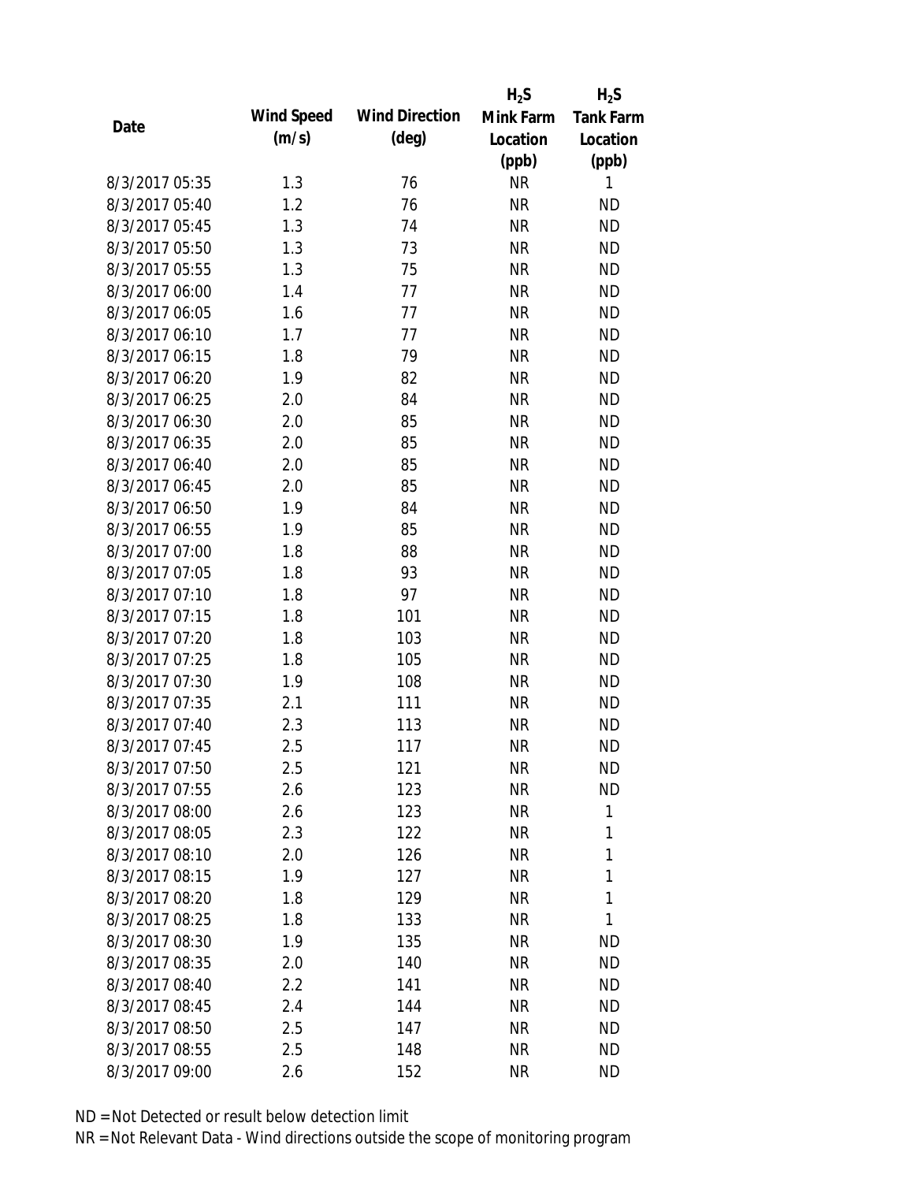| Date | Wind Speed (m/s) | Wind Direction (deg) | $H_2S$ Mink Farm Location (ppb) | $H_2S$ Tank Farm Location (ppb) |
|---|---|---|---|---|
| 8/3/2017 05:35 | 1.3 | 76 | NR | 1 |
| 8/3/2017 05:40 | 1.2 | 76 | NR | ND |
| 8/3/2017 05:45 | 1.3 | 74 | NR | ND |
| 8/3/2017 05:50 | 1.3 | 73 | NR | ND |
| 8/3/2017 05:55 | 1.3 | 75 | NR | ND |
| 8/3/2017 06:00 | 1.4 | 77 | NR | ND |
| 8/3/2017 06:05 | 1.6 | 77 | NR | ND |
| 8/3/2017 06:10 | 1.7 | 77 | NR | ND |
| 8/3/2017 06:15 | 1.8 | 79 | NR | ND |
| 8/3/2017 06:20 | 1.9 | 82 | NR | ND |
| 8/3/2017 06:25 | 2.0 | 84 | NR | ND |
| 8/3/2017 06:30 | 2.0 | 85 | NR | ND |
| 8/3/2017 06:35 | 2.0 | 85 | NR | ND |
| 8/3/2017 06:40 | 2.0 | 85 | NR | ND |
| 8/3/2017 06:45 | 2.0 | 85 | NR | ND |
| 8/3/2017 06:50 | 1.9 | 84 | NR | ND |
| 8/3/2017 06:55 | 1.9 | 85 | NR | ND |
| 8/3/2017 07:00 | 1.8 | 88 | NR | ND |
| 8/3/2017 07:05 | 1.8 | 93 | NR | ND |
| 8/3/2017 07:10 | 1.8 | 97 | NR | ND |
| 8/3/2017 07:15 | 1.8 | 101 | NR | ND |
| 8/3/2017 07:20 | 1.8 | 103 | NR | ND |
| 8/3/2017 07:25 | 1.8 | 105 | NR | ND |
| 8/3/2017 07:30 | 1.9 | 108 | NR | ND |
| 8/3/2017 07:35 | 2.1 | 111 | NR | ND |
| 8/3/2017 07:40 | 2.3 | 113 | NR | ND |
| 8/3/2017 07:45 | 2.5 | 117 | NR | ND |
| 8/3/2017 07:50 | 2.5 | 121 | NR | ND |
| 8/3/2017 07:55 | 2.6 | 123 | NR | ND |
| 8/3/2017 08:00 | 2.6 | 123 | NR | 1 |
| 8/3/2017 08:05 | 2.3 | 122 | NR | 1 |
| 8/3/2017 08:10 | 2.0 | 126 | NR | 1 |
| 8/3/2017 08:15 | 1.9 | 127 | NR | 1 |
| 8/3/2017 08:20 | 1.8 | 129 | NR | 1 |
| 8/3/2017 08:25 | 1.8 | 133 | NR | 1 |
| 8/3/2017 08:30 | 1.9 | 135 | NR | ND |
| 8/3/2017 08:35 | 2.0 | 140 | NR | ND |
| 8/3/2017 08:40 | 2.2 | 141 | NR | ND |
| 8/3/2017 08:45 | 2.4 | 144 | NR | ND |
| 8/3/2017 08:50 | 2.5 | 147 | NR | ND |
| 8/3/2017 08:55 | 2.5 | 148 | NR | ND |
| 8/3/2017 09:00 | 2.6 | 152 | NR | ND |

ND = Not Detected or result below detection limit

NR = Not Relevant Data - Wind directions outside the scope of monitoring program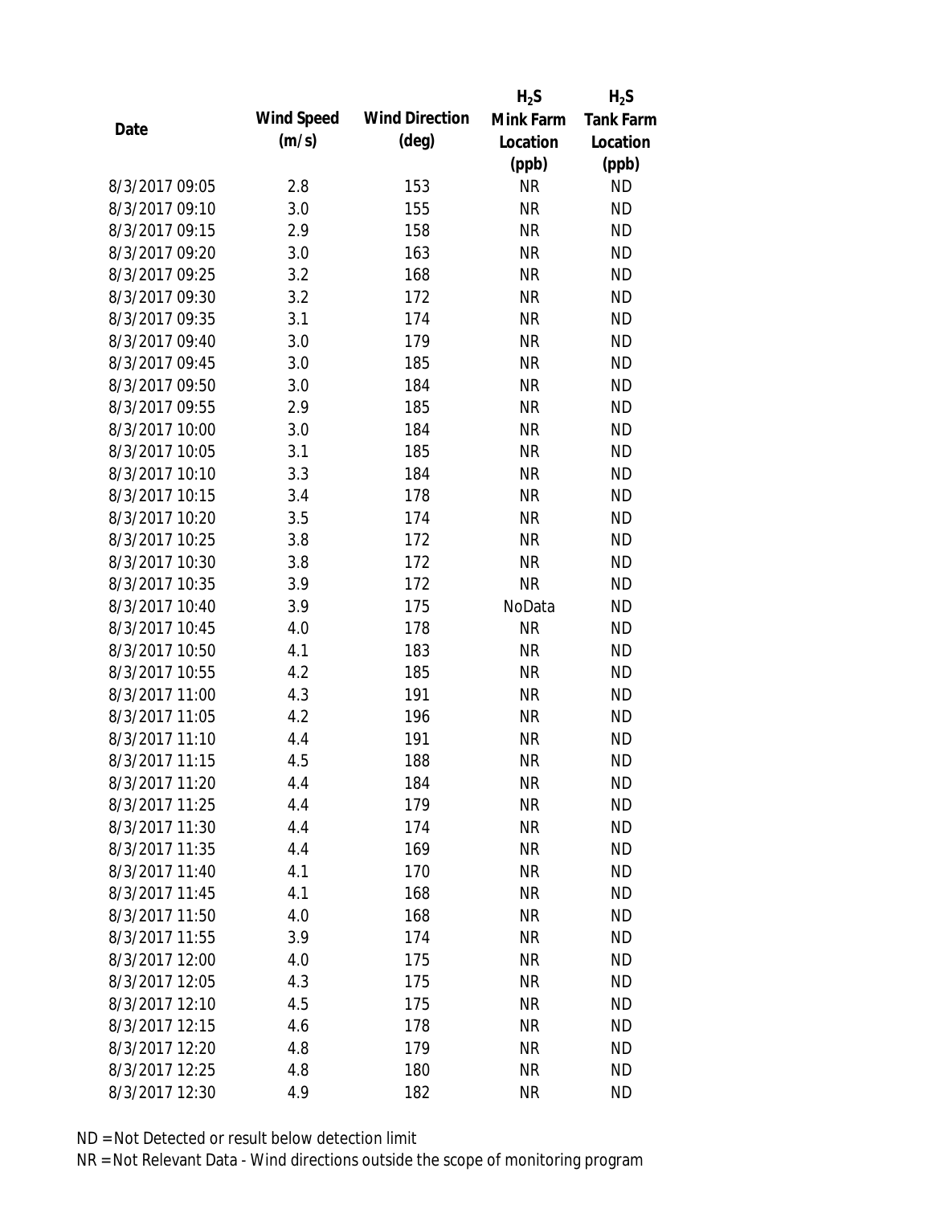| Date | Wind Speed (m/s) | Wind Direction (deg) | $H_2S$ Mink Farm Location (ppb) | $H_2S$ Tank Farm Location (ppb) |
|---|---|---|---|---|
| 8/3/2017 09:05 | 2.8 | 153 | NR | ND |
| 8/3/2017 09:10 | 3.0 | 155 | NR | ND |
| 8/3/2017 09:15 | 2.9 | 158 | NR | ND |
| 8/3/2017 09:20 | 3.0 | 163 | NR | ND |
| 8/3/2017 09:25 | 3.2 | 168 | NR | ND |
| 8/3/2017 09:30 | 3.2 | 172 | NR | ND |
| 8/3/2017 09:35 | 3.1 | 174 | NR | ND |
| 8/3/2017 09:40 | 3.0 | 179 | NR | ND |
| 8/3/2017 09:45 | 3.0 | 185 | NR | ND |
| 8/3/2017 09:50 | 3.0 | 184 | NR | ND |
| 8/3/2017 09:55 | 2.9 | 185 | NR | ND |
| 8/3/2017 10:00 | 3.0 | 184 | NR | ND |
| 8/3/2017 10:05 | 3.1 | 185 | NR | ND |
| 8/3/2017 10:10 | 3.3 | 184 | NR | ND |
| 8/3/2017 10:15 | 3.4 | 178 | NR | ND |
| 8/3/2017 10:20 | 3.5 | 174 | NR | ND |
| 8/3/2017 10:25 | 3.8 | 172 | NR | ND |
| 8/3/2017 10:30 | 3.8 | 172 | NR | ND |
| 8/3/2017 10:35 | 3.9 | 172 | NR | ND |
| 8/3/2017 10:40 | 3.9 | 175 | NoData | ND |
| 8/3/2017 10:45 | 4.0 | 178 | NR | ND |
| 8/3/2017 10:50 | 4.1 | 183 | NR | ND |
| 8/3/2017 10:55 | 4.2 | 185 | NR | ND |
| 8/3/2017 11:00 | 4.3 | 191 | NR | ND |
| 8/3/2017 11:05 | 4.2 | 196 | NR | ND |
| 8/3/2017 11:10 | 4.4 | 191 | NR | ND |
| 8/3/2017 11:15 | 4.5 | 188 | NR | ND |
| 8/3/2017 11:20 | 4.4 | 184 | NR | ND |
| 8/3/2017 11:25 | 4.4 | 179 | NR | ND |
| 8/3/2017 11:30 | 4.4 | 174 | NR | ND |
| 8/3/2017 11:35 | 4.4 | 169 | NR | ND |
| 8/3/2017 11:40 | 4.1 | 170 | NR | ND |
| 8/3/2017 11:45 | 4.1 | 168 | NR | ND |
| 8/3/2017 11:50 | 4.0 | 168 | NR | ND |
| 8/3/2017 11:55 | 3.9 | 174 | NR | ND |
| 8/3/2017 12:00 | 4.0 | 175 | NR | ND |
| 8/3/2017 12:05 | 4.3 | 175 | NR | ND |
| 8/3/2017 12:10 | 4.5 | 175 | NR | ND |
| 8/3/2017 12:15 | 4.6 | 178 | NR | ND |
| 8/3/2017 12:20 | 4.8 | 179 | NR | ND |
| 8/3/2017 12:25 | 4.8 | 180 | NR | ND |
| 8/3/2017 12:30 | 4.9 | 182 | NR | ND |

ND = Not Detected or result below detection limit

NR = Not Relevant Data - Wind directions outside the scope of monitoring program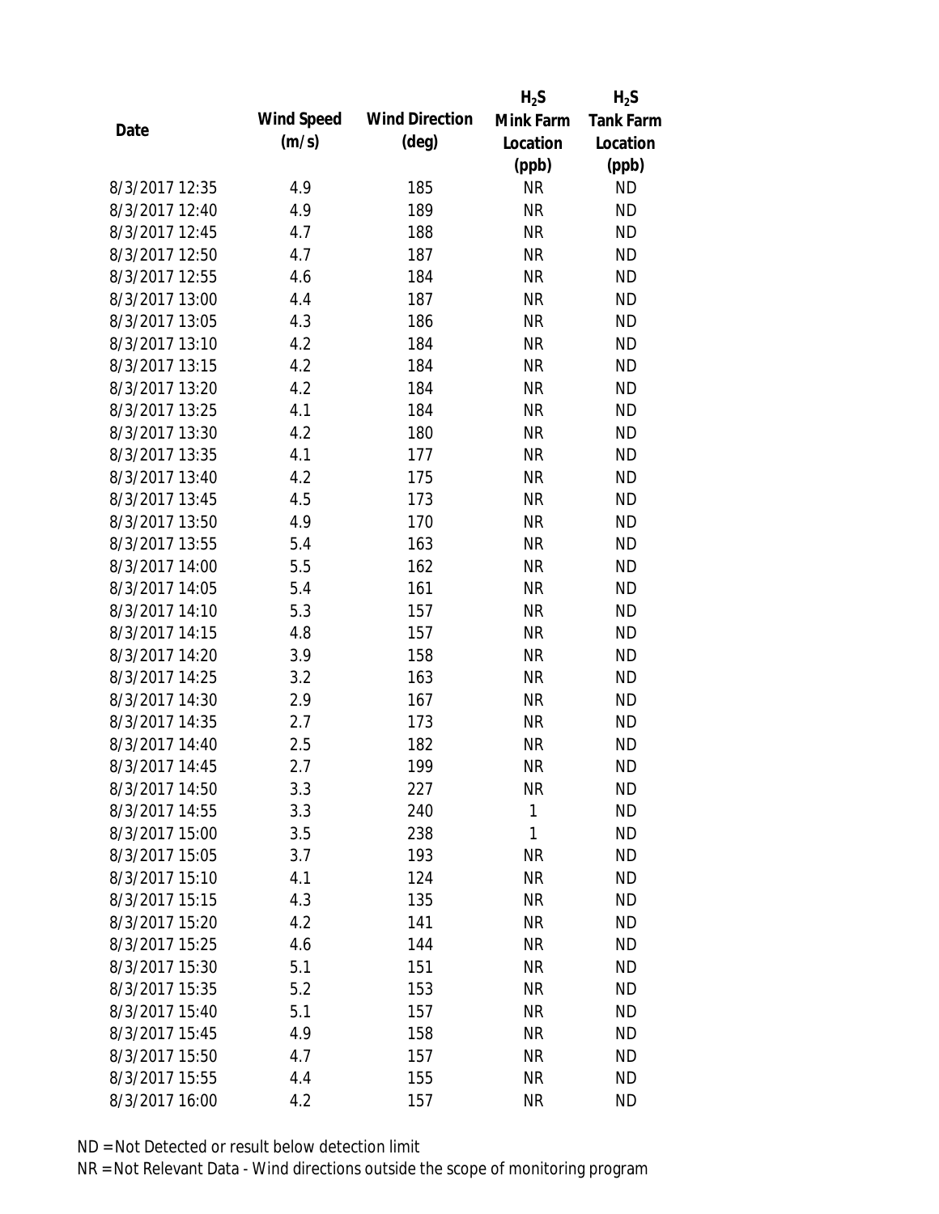| Date | Wind Speed (m/s) | Wind Direction (deg) | $H_2S$ Mink Farm Location (ppb) | $H_2S$ Tank Farm Location (ppb) |
|---|---|---|---|---|
| 8/3/2017 12:35 | 4.9 | 185 | NR | ND |
| 8/3/2017 12:40 | 4.9 | 189 | NR | ND |
| 8/3/2017 12:45 | 4.7 | 188 | NR | ND |
| 8/3/2017 12:50 | 4.7 | 187 | NR | ND |
| 8/3/2017 12:55 | 4.6 | 184 | NR | ND |
| 8/3/2017 13:00 | 4.4 | 187 | NR | ND |
| 8/3/2017 13:05 | 4.3 | 186 | NR | ND |
| 8/3/2017 13:10 | 4.2 | 184 | NR | ND |
| 8/3/2017 13:15 | 4.2 | 184 | NR | ND |
| 8/3/2017 13:20 | 4.2 | 184 | NR | ND |
| 8/3/2017 13:25 | 4.1 | 184 | NR | ND |
| 8/3/2017 13:30 | 4.2 | 180 | NR | ND |
| 8/3/2017 13:35 | 4.1 | 177 | NR | ND |
| 8/3/2017 13:40 | 4.2 | 175 | NR | ND |
| 8/3/2017 13:45 | 4.5 | 173 | NR | ND |
| 8/3/2017 13:50 | 4.9 | 170 | NR | ND |
| 8/3/2017 13:55 | 5.4 | 163 | NR | ND |
| 8/3/2017 14:00 | 5.5 | 162 | NR | ND |
| 8/3/2017 14:05 | 5.4 | 161 | NR | ND |
| 8/3/2017 14:10 | 5.3 | 157 | NR | ND |
| 8/3/2017 14:15 | 4.8 | 157 | NR | ND |
| 8/3/2017 14:20 | 3.9 | 158 | NR | ND |
| 8/3/2017 14:25 | 3.2 | 163 | NR | ND |
| 8/3/2017 14:30 | 2.9 | 167 | NR | ND |
| 8/3/2017 14:35 | 2.7 | 173 | NR | ND |
| 8/3/2017 14:40 | 2.5 | 182 | NR | ND |
| 8/3/2017 14:45 | 2.7 | 199 | NR | ND |
| 8/3/2017 14:50 | 3.3 | 227 | NR | ND |
| 8/3/2017 14:55 | 3.3 | 240 | 1 | ND |
| 8/3/2017 15:00 | 3.5 | 238 | 1 | ND |
| 8/3/2017 15:05 | 3.7 | 193 | NR | ND |
| 8/3/2017 15:10 | 4.1 | 124 | NR | ND |
| 8/3/2017 15:15 | 4.3 | 135 | NR | ND |
| 8/3/2017 15:20 | 4.2 | 141 | NR | ND |
| 8/3/2017 15:25 | 4.6 | 144 | NR | ND |
| 8/3/2017 15:30 | 5.1 | 151 | NR | ND |
| 8/3/2017 15:35 | 5.2 | 153 | NR | ND |
| 8/3/2017 15:40 | 5.1 | 157 | NR | ND |
| 8/3/2017 15:45 | 4.9 | 158 | NR | ND |
| 8/3/2017 15:50 | 4.7 | 157 | NR | ND |
| 8/3/2017 15:55 | 4.4 | 155 | NR | ND |
| 8/3/2017 16:00 | 4.2 | 157 | NR | ND |

ND = Not Detected or result below detection limit

NR = Not Relevant Data - Wind directions outside the scope of monitoring program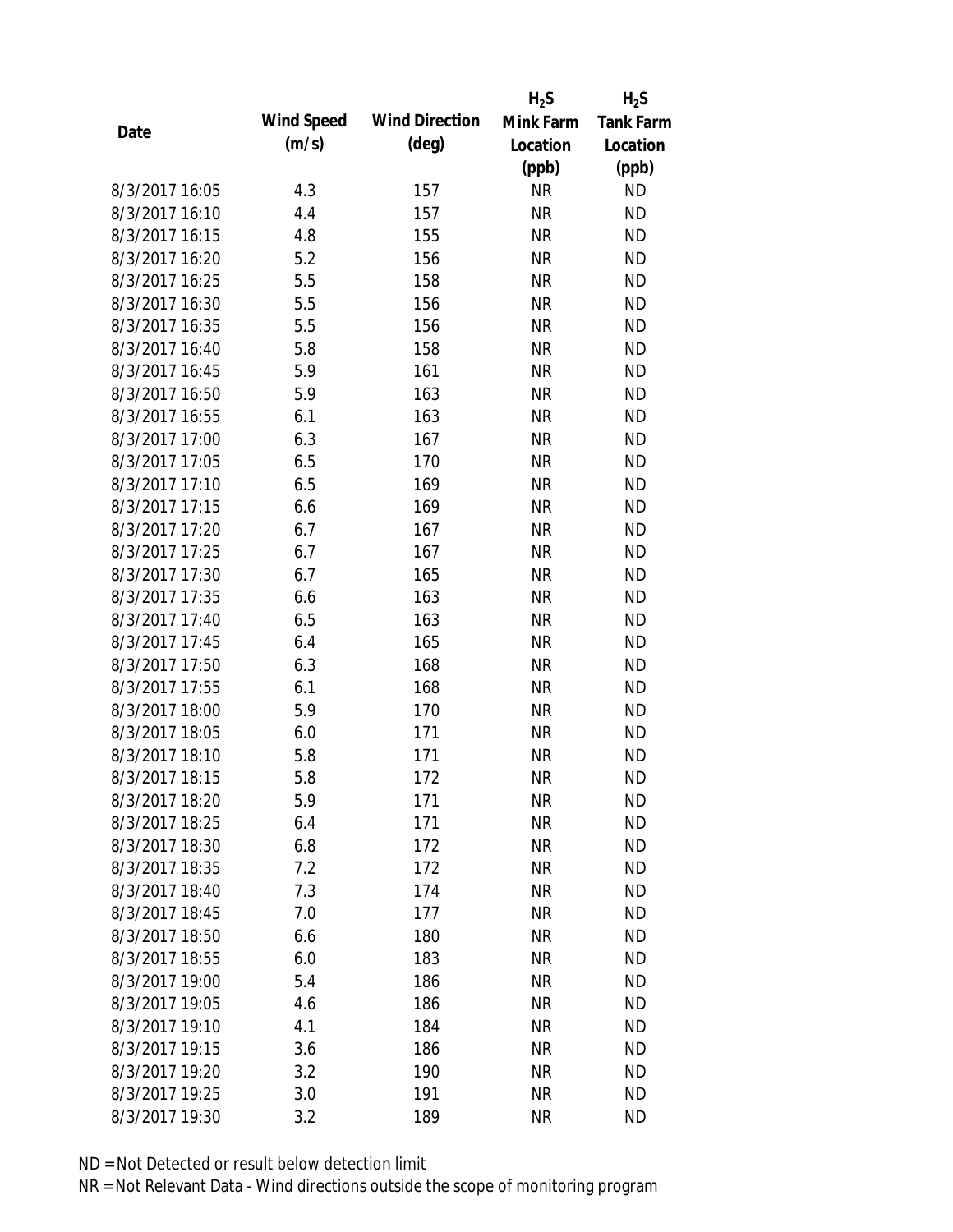| Date | Wind Speed (m/s) | Wind Direction (deg) | $H_2S$ Mink Farm Location (ppb) | $H_2S$ Tank Farm Location (ppb) |
|---|---|---|---|---|
| 8/3/2017 16:05 | 4.3 | 157 | NR | ND |
| 8/3/2017 16:10 | 4.4 | 157 | NR | ND |
| 8/3/2017 16:15 | 4.8 | 155 | NR | ND |
| 8/3/2017 16:20 | 5.2 | 156 | NR | ND |
| 8/3/2017 16:25 | 5.5 | 158 | NR | ND |
| 8/3/2017 16:30 | 5.5 | 156 | NR | ND |
| 8/3/2017 16:35 | 5.5 | 156 | NR | ND |
| 8/3/2017 16:40 | 5.8 | 158 | NR | ND |
| 8/3/2017 16:45 | 5.9 | 161 | NR | ND |
| 8/3/2017 16:50 | 5.9 | 163 | NR | ND |
| 8/3/2017 16:55 | 6.1 | 163 | NR | ND |
| 8/3/2017 17:00 | 6.3 | 167 | NR | ND |
| 8/3/2017 17:05 | 6.5 | 170 | NR | ND |
| 8/3/2017 17:10 | 6.5 | 169 | NR | ND |
| 8/3/2017 17:15 | 6.6 | 169 | NR | ND |
| 8/3/2017 17:20 | 6.7 | 167 | NR | ND |
| 8/3/2017 17:25 | 6.7 | 167 | NR | ND |
| 8/3/2017 17:30 | 6.7 | 165 | NR | ND |
| 8/3/2017 17:35 | 6.6 | 163 | NR | ND |
| 8/3/2017 17:40 | 6.5 | 163 | NR | ND |
| 8/3/2017 17:45 | 6.4 | 165 | NR | ND |
| 8/3/2017 17:50 | 6.3 | 168 | NR | ND |
| 8/3/2017 17:55 | 6.1 | 168 | NR | ND |
| 8/3/2017 18:00 | 5.9 | 170 | NR | ND |
| 8/3/2017 18:05 | 6.0 | 171 | NR | ND |
| 8/3/2017 18:10 | 5.8 | 171 | NR | ND |
| 8/3/2017 18:15 | 5.8 | 172 | NR | ND |
| 8/3/2017 18:20 | 5.9 | 171 | NR | ND |
| 8/3/2017 18:25 | 6.4 | 171 | NR | ND |
| 8/3/2017 18:30 | 6.8 | 172 | NR | ND |
| 8/3/2017 18:35 | 7.2 | 172 | NR | ND |
| 8/3/2017 18:40 | 7.3 | 174 | NR | ND |
| 8/3/2017 18:45 | 7.0 | 177 | NR | ND |
| 8/3/2017 18:50 | 6.6 | 180 | NR | ND |
| 8/3/2017 18:55 | 6.0 | 183 | NR | ND |
| 8/3/2017 19:00 | 5.4 | 186 | NR | ND |
| 8/3/2017 19:05 | 4.6 | 186 | NR | ND |
| 8/3/2017 19:10 | 4.1 | 184 | NR | ND |
| 8/3/2017 19:15 | 3.6 | 186 | NR | ND |
| 8/3/2017 19:20 | 3.2 | 190 | NR | ND |
| 8/3/2017 19:25 | 3.0 | 191 | NR | ND |
| 8/3/2017 19:30 | 3.2 | 189 | NR | ND |

ND = Not Detected or result below detection limit

NR = Not Relevant Data - Wind directions outside the scope of monitoring program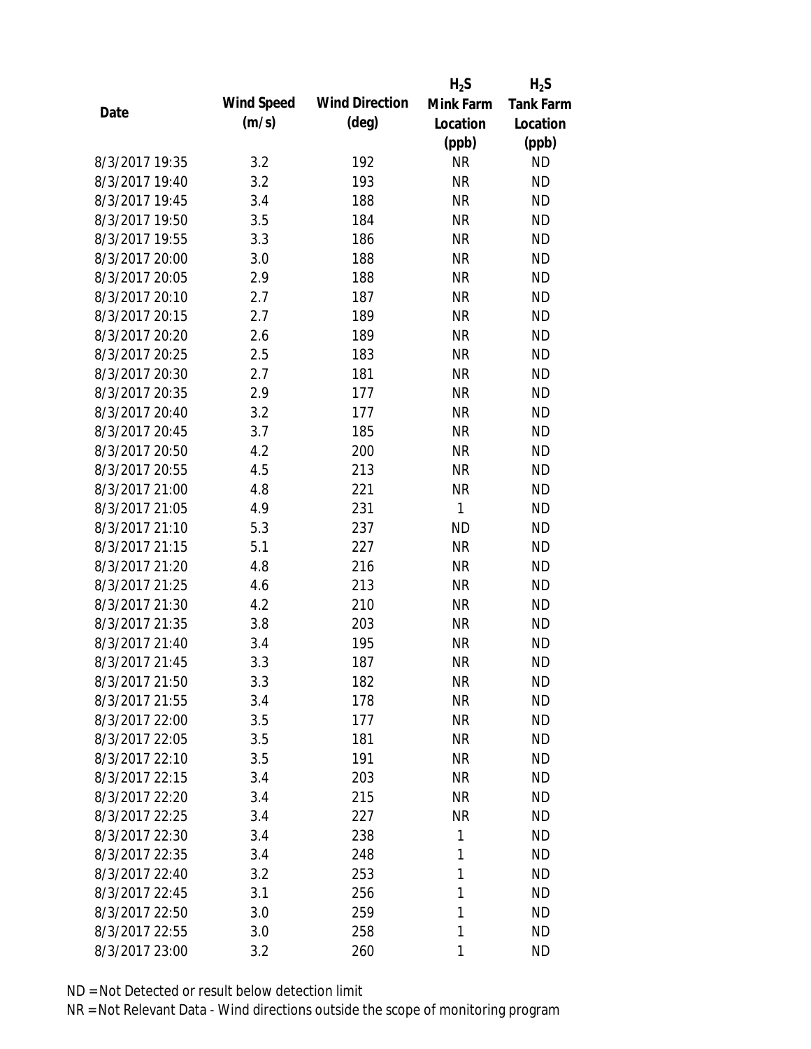| Date | Wind Speed (m/s) | Wind Direction (deg) | $H_2S$ Mink Farm Location (ppb) | $H_2S$ Tank Farm Location (ppb) |
|---|---|---|---|---|
| 8/3/2017 19:35 | 3.2 | 192 | NR | ND |
| 8/3/2017 19:40 | 3.2 | 193 | NR | ND |
| 8/3/2017 19:45 | 3.4 | 188 | NR | ND |
| 8/3/2017 19:50 | 3.5 | 184 | NR | ND |
| 8/3/2017 19:55 | 3.3 | 186 | NR | ND |
| 8/3/2017 20:00 | 3.0 | 188 | NR | ND |
| 8/3/2017 20:05 | 2.9 | 188 | NR | ND |
| 8/3/2017 20:10 | 2.7 | 187 | NR | ND |
| 8/3/2017 20:15 | 2.7 | 189 | NR | ND |
| 8/3/2017 20:20 | 2.6 | 189 | NR | ND |
| 8/3/2017 20:25 | 2.5 | 183 | NR | ND |
| 8/3/2017 20:30 | 2.7 | 181 | NR | ND |
| 8/3/2017 20:35 | 2.9 | 177 | NR | ND |
| 8/3/2017 20:40 | 3.2 | 177 | NR | ND |
| 8/3/2017 20:45 | 3.7 | 185 | NR | ND |
| 8/3/2017 20:50 | 4.2 | 200 | NR | ND |
| 8/3/2017 20:55 | 4.5 | 213 | NR | ND |
| 8/3/2017 21:00 | 4.8 | 221 | NR | ND |
| 8/3/2017 21:05 | 4.9 | 231 | 1 | ND |
| 8/3/2017 21:10 | 5.3 | 237 | ND | ND |
| 8/3/2017 21:15 | 5.1 | 227 | NR | ND |
| 8/3/2017 21:20 | 4.8 | 216 | NR | ND |
| 8/3/2017 21:25 | 4.6 | 213 | NR | ND |
| 8/3/2017 21:30 | 4.2 | 210 | NR | ND |
| 8/3/2017 21:35 | 3.8 | 203 | NR | ND |
| 8/3/2017 21:40 | 3.4 | 195 | NR | ND |
| 8/3/2017 21:45 | 3.3 | 187 | NR | ND |
| 8/3/2017 21:50 | 3.3 | 182 | NR | ND |
| 8/3/2017 21:55 | 3.4 | 178 | NR | ND |
| 8/3/2017 22:00 | 3.5 | 177 | NR | ND |
| 8/3/2017 22:05 | 3.5 | 181 | NR | ND |
| 8/3/2017 22:10 | 3.5 | 191 | NR | ND |
| 8/3/2017 22:15 | 3.4 | 203 | NR | ND |
| 8/3/2017 22:20 | 3.4 | 215 | NR | ND |
| 8/3/2017 22:25 | 3.4 | 227 | NR | ND |
| 8/3/2017 22:30 | 3.4 | 238 | 1 | ND |
| 8/3/2017 22:35 | 3.4 | 248 | 1 | ND |
| 8/3/2017 22:40 | 3.2 | 253 | 1 | ND |
| 8/3/2017 22:45 | 3.1 | 256 | 1 | ND |
| 8/3/2017 22:50 | 3.0 | 259 | 1 | ND |
| 8/3/2017 22:55 | 3.0 | 258 | 1 | ND |
| 8/3/2017 23:00 | 3.2 | 260 | 1 | ND |

ND = Not Detected or result below detection limit

NR = Not Relevant Data - Wind directions outside the scope of monitoring program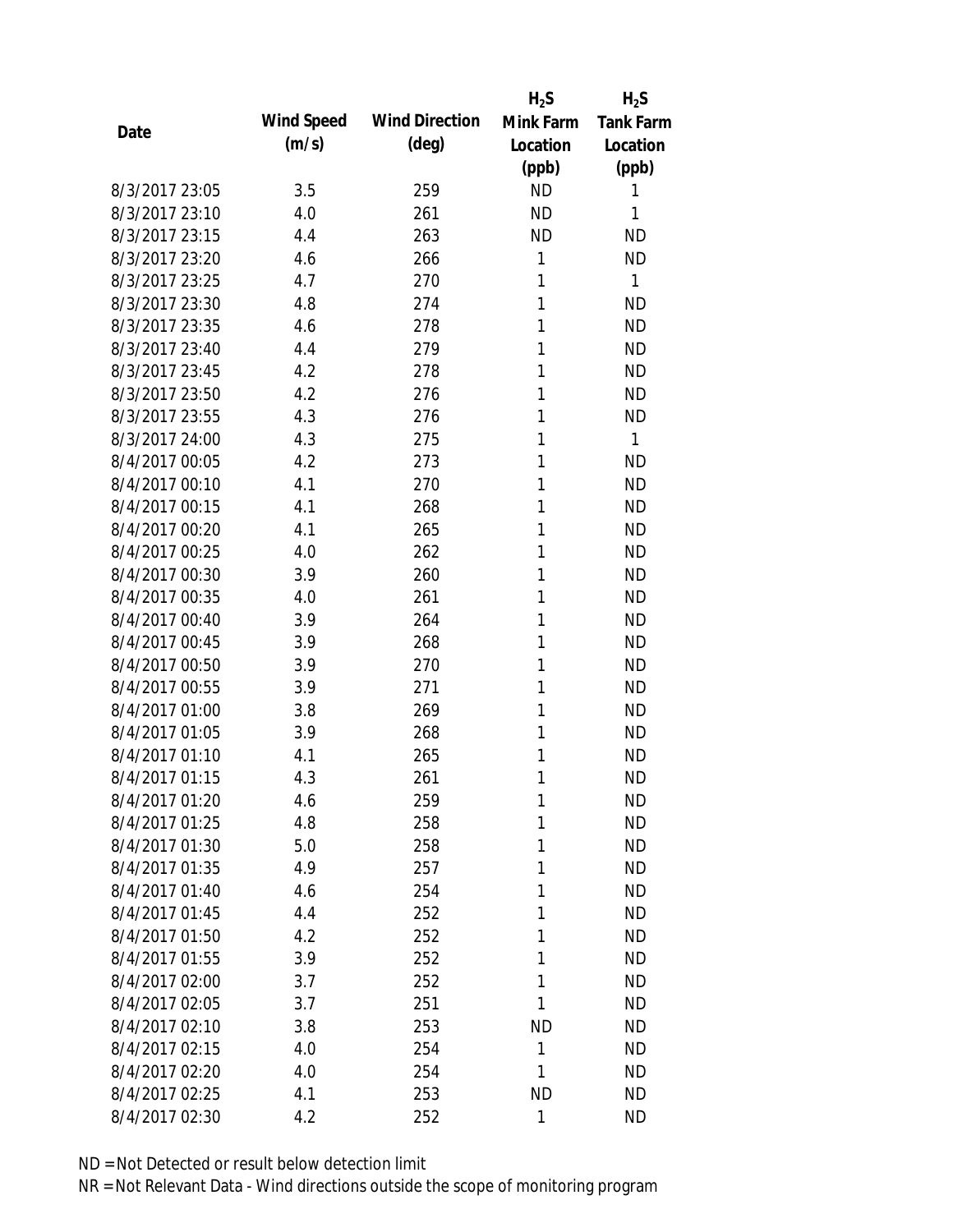| Date | Wind Speed (m/s) | Wind Direction (deg) | $H_2S$ Mink Farm Location (ppb) | $H_2S$ Tank Farm Location (ppb) |
|---|---|---|---|---|
| 8/3/2017 23:05 | 3.5 | 259 | ND | 1 |
| 8/3/2017 23:10 | 4.0 | 261 | ND | 1 |
| 8/3/2017 23:15 | 4.4 | 263 | ND | ND |
| 8/3/2017 23:20 | 4.6 | 266 | 1 | ND |
| 8/3/2017 23:25 | 4.7 | 270 | 1 | 1 |
| 8/3/2017 23:30 | 4.8 | 274 | 1 | ND |
| 8/3/2017 23:35 | 4.6 | 278 | 1 | ND |
| 8/3/2017 23:40 | 4.4 | 279 | 1 | ND |
| 8/3/2017 23:45 | 4.2 | 278 | 1 | ND |
| 8/3/2017 23:50 | 4.2 | 276 | 1 | ND |
| 8/3/2017 23:55 | 4.3 | 276 | 1 | ND |
| 8/3/2017 24:00 | 4.3 | 275 | 1 | 1 |
| 8/4/2017 00:05 | 4.2 | 273 | 1 | ND |
| 8/4/2017 00:10 | 4.1 | 270 | 1 | ND |
| 8/4/2017 00:15 | 4.1 | 268 | 1 | ND |
| 8/4/2017 00:20 | 4.1 | 265 | 1 | ND |
| 8/4/2017 00:25 | 4.0 | 262 | 1 | ND |
| 8/4/2017 00:30 | 3.9 | 260 | 1 | ND |
| 8/4/2017 00:35 | 4.0 | 261 | 1 | ND |
| 8/4/2017 00:40 | 3.9 | 264 | 1 | ND |
| 8/4/2017 00:45 | 3.9 | 268 | 1 | ND |
| 8/4/2017 00:50 | 3.9 | 270 | 1 | ND |
| 8/4/2017 00:55 | 3.9 | 271 | 1 | ND |
| 8/4/2017 01:00 | 3.8 | 269 | 1 | ND |
| 8/4/2017 01:05 | 3.9 | 268 | 1 | ND |
| 8/4/2017 01:10 | 4.1 | 265 | 1 | ND |
| 8/4/2017 01:15 | 4.3 | 261 | 1 | ND |
| 8/4/2017 01:20 | 4.6 | 259 | 1 | ND |
| 8/4/2017 01:25 | 4.8 | 258 | 1 | ND |
| 8/4/2017 01:30 | 5.0 | 258 | 1 | ND |
| 8/4/2017 01:35 | 4.9 | 257 | 1 | ND |
| 8/4/2017 01:40 | 4.6 | 254 | 1 | ND |
| 8/4/2017 01:45 | 4.4 | 252 | 1 | ND |
| 8/4/2017 01:50 | 4.2 | 252 | 1 | ND |
| 8/4/2017 01:55 | 3.9 | 252 | 1 | ND |
| 8/4/2017 02:00 | 3.7 | 252 | 1 | ND |
| 8/4/2017 02:05 | 3.7 | 251 | 1 | ND |
| 8/4/2017 02:10 | 3.8 | 253 | ND | ND |
| 8/4/2017 02:15 | 4.0 | 254 | 1 | ND |
| 8/4/2017 02:20 | 4.0 | 254 | 1 | ND |
| 8/4/2017 02:25 | 4.1 | 253 | ND | ND |
| 8/4/2017 02:30 | 4.2 | 252 | 1 | ND |

ND = Not Detected or result below detection limit

NR = Not Relevant Data - Wind directions outside the scope of monitoring program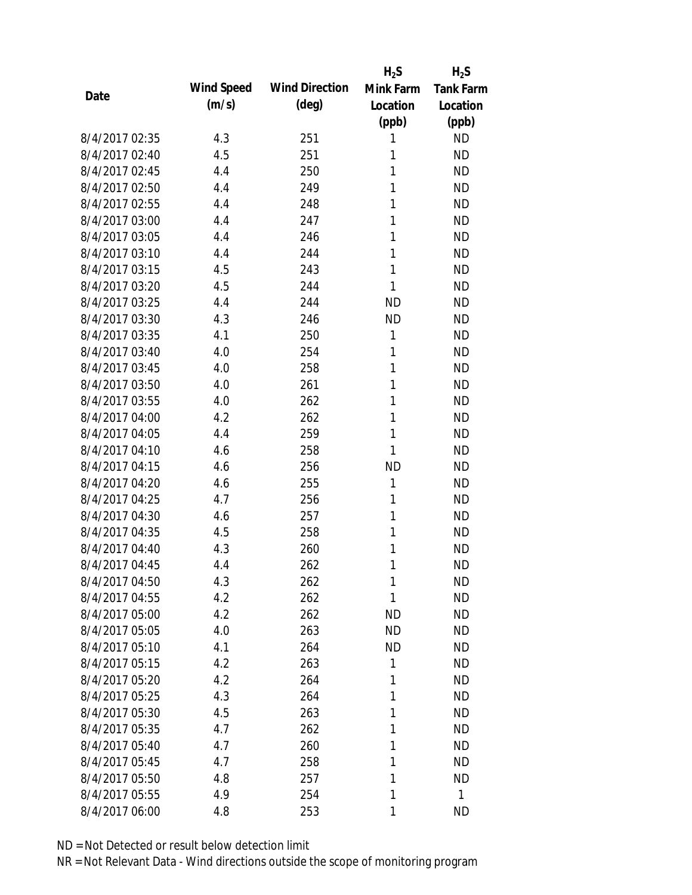| Date | Wind Speed (m/s) | Wind Direction (deg) | $H_2S$ Mink Farm Location (ppb) | $H_2S$ Tank Farm Location (ppb) |
|---|---|---|---|---|
| 8/4/2017 02:35 | 4.3 | 251 | 1 | ND |
| 8/4/2017 02:40 | 4.5 | 251 | 1 | ND |
| 8/4/2017 02:45 | 4.4 | 250 | 1 | ND |
| 8/4/2017 02:50 | 4.4 | 249 | 1 | ND |
| 8/4/2017 02:55 | 4.4 | 248 | 1 | ND |
| 8/4/2017 03:00 | 4.4 | 247 | 1 | ND |
| 8/4/2017 03:05 | 4.4 | 246 | 1 | ND |
| 8/4/2017 03:10 | 4.4 | 244 | 1 | ND |
| 8/4/2017 03:15 | 4.5 | 243 | 1 | ND |
| 8/4/2017 03:20 | 4.5 | 244 | 1 | ND |
| 8/4/2017 03:25 | 4.4 | 244 | ND | ND |
| 8/4/2017 03:30 | 4.3 | 246 | ND | ND |
| 8/4/2017 03:35 | 4.1 | 250 | 1 | ND |
| 8/4/2017 03:40 | 4.0 | 254 | 1 | ND |
| 8/4/2017 03:45 | 4.0 | 258 | 1 | ND |
| 8/4/2017 03:50 | 4.0 | 261 | 1 | ND |
| 8/4/2017 03:55 | 4.0 | 262 | 1 | ND |
| 8/4/2017 04:00 | 4.2 | 262 | 1 | ND |
| 8/4/2017 04:05 | 4.4 | 259 | 1 | ND |
| 8/4/2017 04:10 | 4.6 | 258 | 1 | ND |
| 8/4/2017 04:15 | 4.6 | 256 | ND | ND |
| 8/4/2017 04:20 | 4.6 | 255 | 1 | ND |
| 8/4/2017 04:25 | 4.7 | 256 | 1 | ND |
| 8/4/2017 04:30 | 4.6 | 257 | 1 | ND |
| 8/4/2017 04:35 | 4.5 | 258 | 1 | ND |
| 8/4/2017 04:40 | 4.3 | 260 | 1 | ND |
| 8/4/2017 04:45 | 4.4 | 262 | 1 | ND |
| 8/4/2017 04:50 | 4.3 | 262 | 1 | ND |
| 8/4/2017 04:55 | 4.2 | 262 | 1 | ND |
| 8/4/2017 05:00 | 4.2 | 262 | ND | ND |
| 8/4/2017 05:05 | 4.0 | 263 | ND | ND |
| 8/4/2017 05:10 | 4.1 | 264 | ND | ND |
| 8/4/2017 05:15 | 4.2 | 263 | 1 | ND |
| 8/4/2017 05:20 | 4.2 | 264 | 1 | ND |
| 8/4/2017 05:25 | 4.3 | 264 | 1 | ND |
| 8/4/2017 05:30 | 4.5 | 263 | 1 | ND |
| 8/4/2017 05:35 | 4.7 | 262 | 1 | ND |
| 8/4/2017 05:40 | 4.7 | 260 | 1 | ND |
| 8/4/2017 05:45 | 4.7 | 258 | 1 | ND |
| 8/4/2017 05:50 | 4.8 | 257 | 1 | ND |
| 8/4/2017 05:55 | 4.9 | 254 | 1 | 1 |
| 8/4/2017 06:00 | 4.8 | 253 | 1 | ND |

ND = Not Detected or result below detection limit

NR = Not Relevant Data - Wind directions outside the scope of monitoring program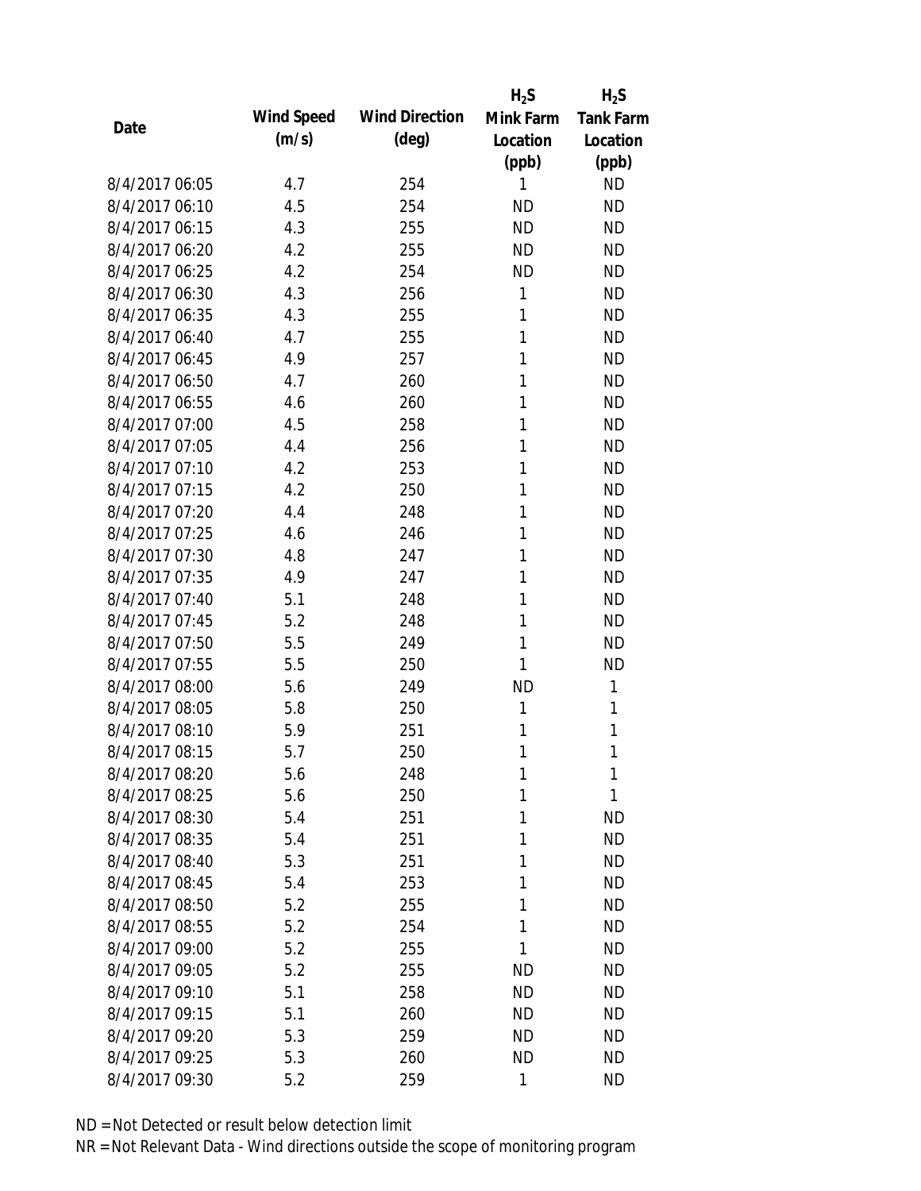| Date | Wind Speed (m/s) | Wind Direction (deg) | $H_2S$ Mink Farm Location (ppb) | $H_2S$ Tank Farm Location (ppb) |
|---|---|---|---|---|
| 8/4/2017 06:05 | 4.7 | 254 | 1 | ND |
| 8/4/2017 06:10 | 4.5 | 254 | ND | ND |
| 8/4/2017 06:15 | 4.3 | 255 | ND | ND |
| 8/4/2017 06:20 | 4.2 | 255 | ND | ND |
| 8/4/2017 06:25 | 4.2 | 254 | ND | ND |
| 8/4/2017 06:30 | 4.3 | 256 | 1 | ND |
| 8/4/2017 06:35 | 4.3 | 255 | 1 | ND |
| 8/4/2017 06:40 | 4.7 | 255 | 1 | ND |
| 8/4/2017 06:45 | 4.9 | 257 | 1 | ND |
| 8/4/2017 06:50 | 4.7 | 260 | 1 | ND |
| 8/4/2017 06:55 | 4.6 | 260 | 1 | ND |
| 8/4/2017 07:00 | 4.5 | 258 | 1 | ND |
| 8/4/2017 07:05 | 4.4 | 256 | 1 | ND |
| 8/4/2017 07:10 | 4.2 | 253 | 1 | ND |
| 8/4/2017 07:15 | 4.2 | 250 | 1 | ND |
| 8/4/2017 07:20 | 4.4 | 248 | 1 | ND |
| 8/4/2017 07:25 | 4.6 | 246 | 1 | ND |
| 8/4/2017 07:30 | 4.8 | 247 | 1 | ND |
| 8/4/2017 07:35 | 4.9 | 247 | 1 | ND |
| 8/4/2017 07:40 | 5.1 | 248 | 1 | ND |
| 8/4/2017 07:45 | 5.2 | 248 | 1 | ND |
| 8/4/2017 07:50 | 5.5 | 249 | 1 | ND |
| 8/4/2017 07:55 | 5.5 | 250 | 1 | ND |
| 8/4/2017 08:00 | 5.6 | 249 | ND | 1 |
| 8/4/2017 08:05 | 5.8 | 250 | 1 | 1 |
| 8/4/2017 08:10 | 5.9 | 251 | 1 | 1 |
| 8/4/2017 08:15 | 5.7 | 250 | 1 | 1 |
| 8/4/2017 08:20 | 5.6 | 248 | 1 | 1 |
| 8/4/2017 08:25 | 5.6 | 250 | 1 | 1 |
| 8/4/2017 08:30 | 5.4 | 251 | 1 | ND |
| 8/4/2017 08:35 | 5.4 | 251 | 1 | ND |
| 8/4/2017 08:40 | 5.3 | 251 | 1 | ND |
| 8/4/2017 08:45 | 5.4 | 253 | 1 | ND |
| 8/4/2017 08:50 | 5.2 | 255 | 1 | ND |
| 8/4/2017 08:55 | 5.2 | 254 | 1 | ND |
| 8/4/2017 09:00 | 5.2 | 255 | 1 | ND |
| 8/4/2017 09:05 | 5.2 | 255 | ND | ND |
| 8/4/2017 09:10 | 5.1 | 258 | ND | ND |
| 8/4/2017 09:15 | 5.1 | 260 | ND | ND |
| 8/4/2017 09:20 | 5.3 | 259 | ND | ND |
| 8/4/2017 09:25 | 5.3 | 260 | ND | ND |
| 8/4/2017 09:30 | 5.2 | 259 | 1 | ND |

ND = Not Detected or result below detection limit

NR = Not Relevant Data - Wind directions outside the scope of monitoring program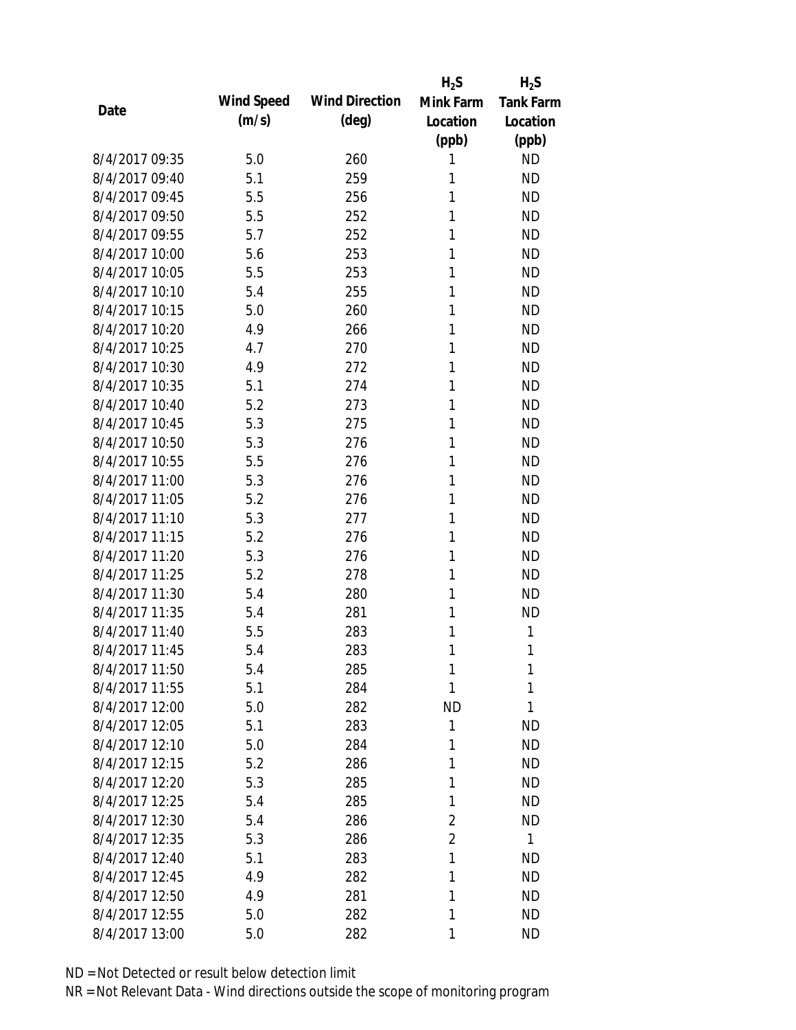| Date | Wind Speed (m/s) | Wind Direction (deg) | $H_2S$ Mink Farm Location (ppb) | $H_2S$ Tank Farm Location (ppb) |
|---|---|---|---|---|
| 8/4/2017 09:35 | 5.0 | 260 | 1 | ND |
| 8/4/2017 09:40 | 5.1 | 259 | 1 | ND |
| 8/4/2017 09:45 | 5.5 | 256 | 1 | ND |
| 8/4/2017 09:50 | 5.5 | 252 | 1 | ND |
| 8/4/2017 09:55 | 5.7 | 252 | 1 | ND |
| 8/4/2017 10:00 | 5.6 | 253 | 1 | ND |
| 8/4/2017 10:05 | 5.5 | 253 | 1 | ND |
| 8/4/2017 10:10 | 5.4 | 255 | 1 | ND |
| 8/4/2017 10:15 | 5.0 | 260 | 1 | ND |
| 8/4/2017 10:20 | 4.9 | 266 | 1 | ND |
| 8/4/2017 10:25 | 4.7 | 270 | 1 | ND |
| 8/4/2017 10:30 | 4.9 | 272 | 1 | ND |
| 8/4/2017 10:35 | 5.1 | 274 | 1 | ND |
| 8/4/2017 10:40 | 5.2 | 273 | 1 | ND |
| 8/4/2017 10:45 | 5.3 | 275 | 1 | ND |
| 8/4/2017 10:50 | 5.3 | 276 | 1 | ND |
| 8/4/2017 10:55 | 5.5 | 276 | 1 | ND |
| 8/4/2017 11:00 | 5.3 | 276 | 1 | ND |
| 8/4/2017 11:05 | 5.2 | 276 | 1 | ND |
| 8/4/2017 11:10 | 5.3 | 277 | 1 | ND |
| 8/4/2017 11:15 | 5.2 | 276 | 1 | ND |
| 8/4/2017 11:20 | 5.3 | 276 | 1 | ND |
| 8/4/2017 11:25 | 5.2 | 278 | 1 | ND |
| 8/4/2017 11:30 | 5.4 | 280 | 1 | ND |
| 8/4/2017 11:35 | 5.4 | 281 | 1 | ND |
| 8/4/2017 11:40 | 5.5 | 283 | 1 | 1 |
| 8/4/2017 11:45 | 5.4 | 283 | 1 | 1 |
| 8/4/2017 11:50 | 5.4 | 285 | 1 | 1 |
| 8/4/2017 11:55 | 5.1 | 284 | 1 | 1 |
| 8/4/2017 12:00 | 5.0 | 282 | ND | 1 |
| 8/4/2017 12:05 | 5.1 | 283 | 1 | ND |
| 8/4/2017 12:10 | 5.0 | 284 | 1 | ND |
| 8/4/2017 12:15 | 5.2 | 286 | 1 | ND |
| 8/4/2017 12:20 | 5.3 | 285 | 1 | ND |
| 8/4/2017 12:25 | 5.4 | 285 | 1 | ND |
| 8/4/2017 12:30 | 5.4 | 286 | 2 | ND |
| 8/4/2017 12:35 | 5.3 | 286 | 2 | 1 |
| 8/4/2017 12:40 | 5.1 | 283 | 1 | ND |
| 8/4/2017 12:45 | 4.9 | 282 | 1 | ND |
| 8/4/2017 12:50 | 4.9 | 281 | 1 | ND |
| 8/4/2017 12:55 | 5.0 | 282 | 1 | ND |
| 8/4/2017 13:00 | 5.0 | 282 | 1 | ND |

ND = Not Detected or result below detection limit

NR = Not Relevant Data - Wind directions outside the scope of monitoring program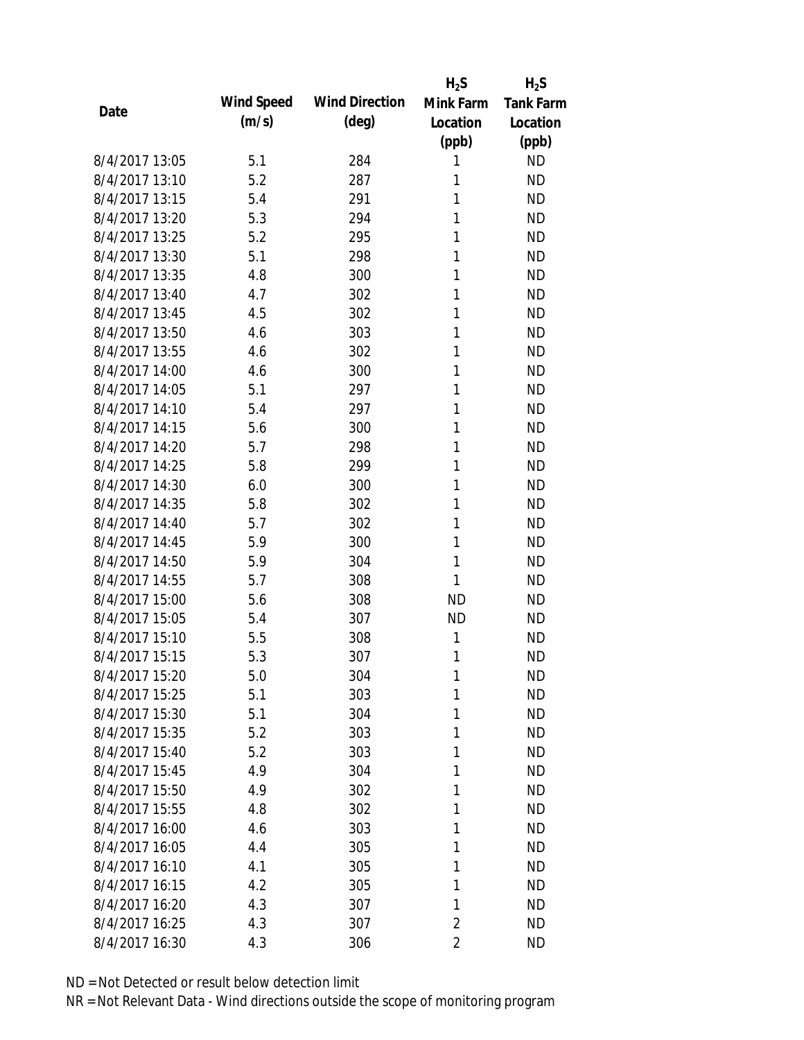| Date | Wind Speed (m/s) | Wind Direction (deg) | $H_2S$ Mink Farm Location (ppb) | $H_2S$ Tank Farm Location (ppb) |
|---|---|---|---|---|
| 8/4/2017 13:05 | 5.1 | 284 | 1 | ND |
| 8/4/2017 13:10 | 5.2 | 287 | 1 | ND |
| 8/4/2017 13:15 | 5.4 | 291 | 1 | ND |
| 8/4/2017 13:20 | 5.3 | 294 | 1 | ND |
| 8/4/2017 13:25 | 5.2 | 295 | 1 | ND |
| 8/4/2017 13:30 | 5.1 | 298 | 1 | ND |
| 8/4/2017 13:35 | 4.8 | 300 | 1 | ND |
| 8/4/2017 13:40 | 4.7 | 302 | 1 | ND |
| 8/4/2017 13:45 | 4.5 | 302 | 1 | ND |
| 8/4/2017 13:50 | 4.6 | 303 | 1 | ND |
| 8/4/2017 13:55 | 4.6 | 302 | 1 | ND |
| 8/4/2017 14:00 | 4.6 | 300 | 1 | ND |
| 8/4/2017 14:05 | 5.1 | 297 | 1 | ND |
| 8/4/2017 14:10 | 5.4 | 297 | 1 | ND |
| 8/4/2017 14:15 | 5.6 | 300 | 1 | ND |
| 8/4/2017 14:20 | 5.7 | 298 | 1 | ND |
| 8/4/2017 14:25 | 5.8 | 299 | 1 | ND |
| 8/4/2017 14:30 | 6.0 | 300 | 1 | ND |
| 8/4/2017 14:35 | 5.8 | 302 | 1 | ND |
| 8/4/2017 14:40 | 5.7 | 302 | 1 | ND |
| 8/4/2017 14:45 | 5.9 | 300 | 1 | ND |
| 8/4/2017 14:50 | 5.9 | 304 | 1 | ND |
| 8/4/2017 14:55 | 5.7 | 308 | 1 | ND |
| 8/4/2017 15:00 | 5.6 | 308 | ND | ND |
| 8/4/2017 15:05 | 5.4 | 307 | ND | ND |
| 8/4/2017 15:10 | 5.5 | 308 | 1 | ND |
| 8/4/2017 15:15 | 5.3 | 307 | 1 | ND |
| 8/4/2017 15:20 | 5.0 | 304 | 1 | ND |
| 8/4/2017 15:25 | 5.1 | 303 | 1 | ND |
| 8/4/2017 15:30 | 5.1 | 304 | 1 | ND |
| 8/4/2017 15:35 | 5.2 | 303 | 1 | ND |
| 8/4/2017 15:40 | 5.2 | 303 | 1 | ND |
| 8/4/2017 15:45 | 4.9 | 304 | 1 | ND |
| 8/4/2017 15:50 | 4.9 | 302 | 1 | ND |
| 8/4/2017 15:55 | 4.8 | 302 | 1 | ND |
| 8/4/2017 16:00 | 4.6 | 303 | 1 | ND |
| 8/4/2017 16:05 | 4.4 | 305 | 1 | ND |
| 8/4/2017 16:10 | 4.1 | 305 | 1 | ND |
| 8/4/2017 16:15 | 4.2 | 305 | 1 | ND |
| 8/4/2017 16:20 | 4.3 | 307 | 1 | ND |
| 8/4/2017 16:25 | 4.3 | 307 | 2 | ND |
| 8/4/2017 16:30 | 4.3 | 306 | 2 | ND |

ND = Not Detected or result below detection limit

NR = Not Relevant Data - Wind directions outside the scope of monitoring program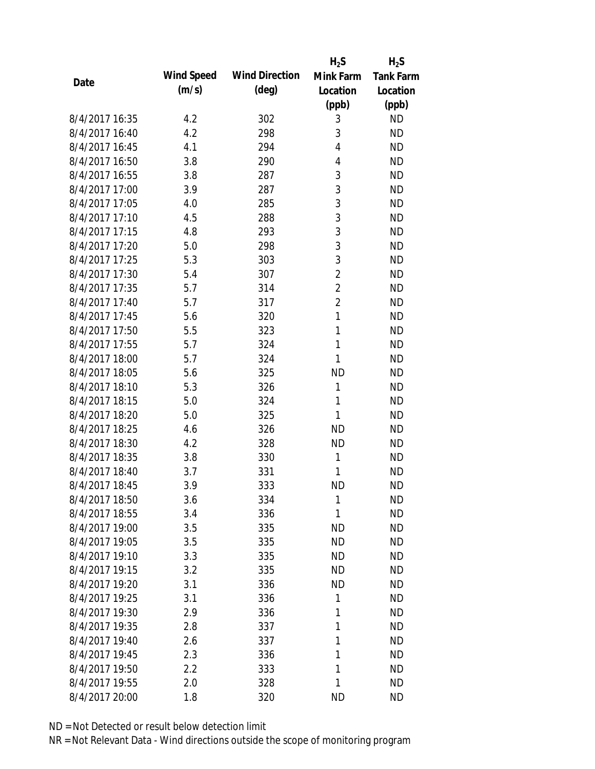| Date | Wind Speed (m/s) | Wind Direction (deg) | $H_2S$ Mink Farm Location (ppb) | $H_2S$ Tank Farm Location (ppb) |
|---|---|---|---|---|
| 8/4/2017 16:35 | 4.2 | 302 | 3 | ND |
| 8/4/2017 16:40 | 4.2 | 298 | 3 | ND |
| 8/4/2017 16:45 | 4.1 | 294 | 4 | ND |
| 8/4/2017 16:50 | 3.8 | 290 | 4 | ND |
| 8/4/2017 16:55 | 3.8 | 287 | 3 | ND |
| 8/4/2017 17:00 | 3.9 | 287 | 3 | ND |
| 8/4/2017 17:05 | 4.0 | 285 | 3 | ND |
| 8/4/2017 17:10 | 4.5 | 288 | 3 | ND |
| 8/4/2017 17:15 | 4.8 | 293 | 3 | ND |
| 8/4/2017 17:20 | 5.0 | 298 | 3 | ND |
| 8/4/2017 17:25 | 5.3 | 303 | 3 | ND |
| 8/4/2017 17:30 | 5.4 | 307 | 2 | ND |
| 8/4/2017 17:35 | 5.7 | 314 | 2 | ND |
| 8/4/2017 17:40 | 5.7 | 317 | 2 | ND |
| 8/4/2017 17:45 | 5.6 | 320 | 1 | ND |
| 8/4/2017 17:50 | 5.5 | 323 | 1 | ND |
| 8/4/2017 17:55 | 5.7 | 324 | 1 | ND |
| 8/4/2017 18:00 | 5.7 | 324 | 1 | ND |
| 8/4/2017 18:05 | 5.6 | 325 | ND | ND |
| 8/4/2017 18:10 | 5.3 | 326 | 1 | ND |
| 8/4/2017 18:15 | 5.0 | 324 | 1 | ND |
| 8/4/2017 18:20 | 5.0 | 325 | 1 | ND |
| 8/4/2017 18:25 | 4.6 | 326 | ND | ND |
| 8/4/2017 18:30 | 4.2 | 328 | ND | ND |
| 8/4/2017 18:35 | 3.8 | 330 | 1 | ND |
| 8/4/2017 18:40 | 3.7 | 331 | 1 | ND |
| 8/4/2017 18:45 | 3.9 | 333 | ND | ND |
| 8/4/2017 18:50 | 3.6 | 334 | 1 | ND |
| 8/4/2017 18:55 | 3.4 | 336 | 1 | ND |
| 8/4/2017 19:00 | 3.5 | 335 | ND | ND |
| 8/4/2017 19:05 | 3.5 | 335 | ND | ND |
| 8/4/2017 19:10 | 3.3 | 335 | ND | ND |
| 8/4/2017 19:15 | 3.2 | 335 | ND | ND |
| 8/4/2017 19:20 | 3.1 | 336 | ND | ND |
| 8/4/2017 19:25 | 3.1 | 336 | 1 | ND |
| 8/4/2017 19:30 | 2.9 | 336 | 1 | ND |
| 8/4/2017 19:35 | 2.8 | 337 | 1 | ND |
| 8/4/2017 19:40 | 2.6 | 337 | 1 | ND |
| 8/4/2017 19:45 | 2.3 | 336 | 1 | ND |
| 8/4/2017 19:50 | 2.2 | 333 | 1 | ND |
| 8/4/2017 19:55 | 2.0 | 328 | 1 | ND |
| 8/4/2017 20:00 | 1.8 | 320 | ND | ND |

ND = Not Detected or result below detection limit

NR = Not Relevant Data - Wind directions outside the scope of monitoring program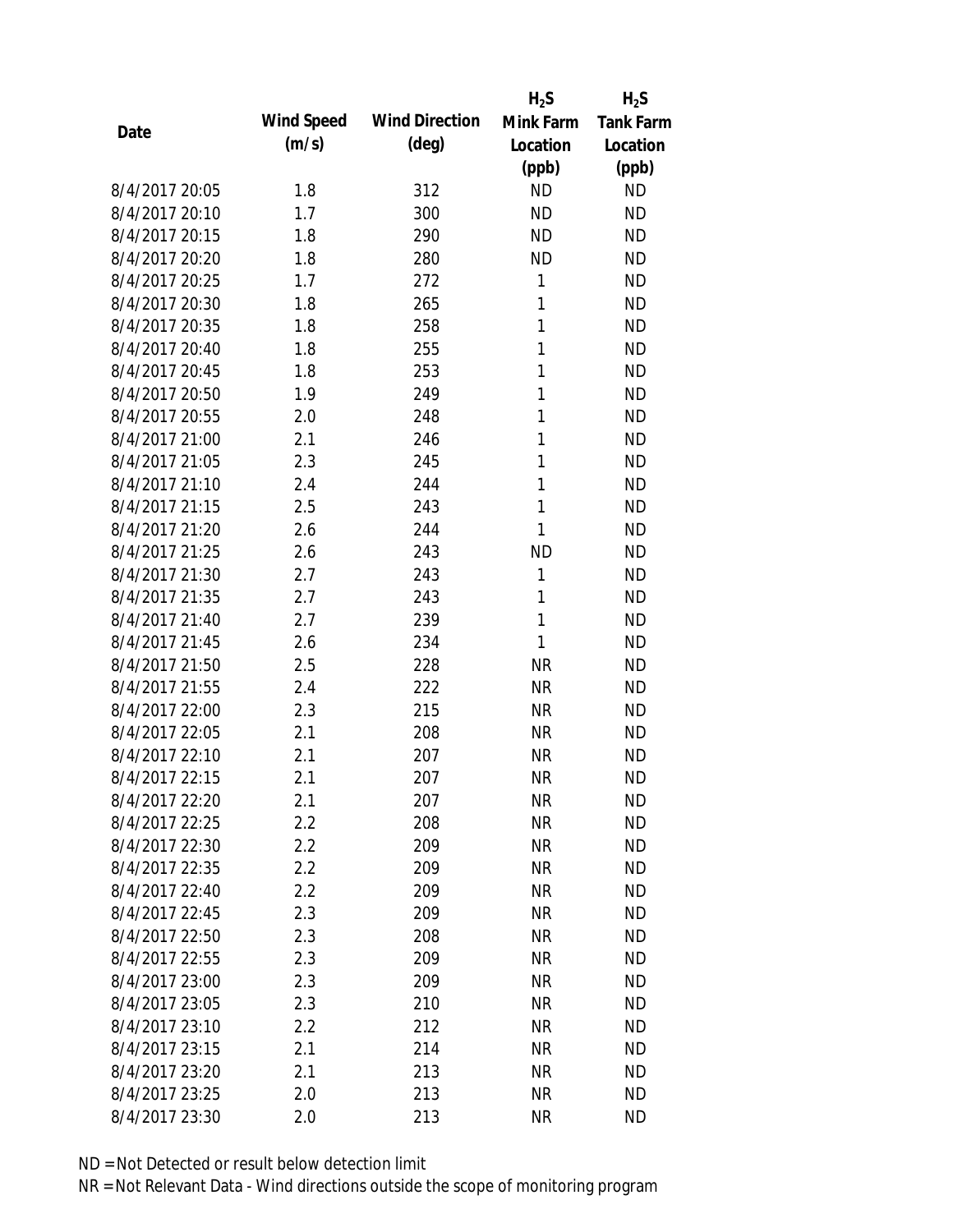| Date | Wind Speed (m/s) | Wind Direction (deg) | $H_2S$ Mink Farm Location (ppb) | $H_2S$ Tank Farm Location (ppb) |
|---|---|---|---|---|
| 8/4/2017 20:05 | 1.8 | 312 | ND | ND |
| 8/4/2017 20:10 | 1.7 | 300 | ND | ND |
| 8/4/2017 20:15 | 1.8 | 290 | ND | ND |
| 8/4/2017 20:20 | 1.8 | 280 | ND | ND |
| 8/4/2017 20:25 | 1.7 | 272 | 1 | ND |
| 8/4/2017 20:30 | 1.8 | 265 | 1 | ND |
| 8/4/2017 20:35 | 1.8 | 258 | 1 | ND |
| 8/4/2017 20:40 | 1.8 | 255 | 1 | ND |
| 8/4/2017 20:45 | 1.8 | 253 | 1 | ND |
| 8/4/2017 20:50 | 1.9 | 249 | 1 | ND |
| 8/4/2017 20:55 | 2.0 | 248 | 1 | ND |
| 8/4/2017 21:00 | 2.1 | 246 | 1 | ND |
| 8/4/2017 21:05 | 2.3 | 245 | 1 | ND |
| 8/4/2017 21:10 | 2.4 | 244 | 1 | ND |
| 8/4/2017 21:15 | 2.5 | 243 | 1 | ND |
| 8/4/2017 21:20 | 2.6 | 244 | 1 | ND |
| 8/4/2017 21:25 | 2.6 | 243 | ND | ND |
| 8/4/2017 21:30 | 2.7 | 243 | 1 | ND |
| 8/4/2017 21:35 | 2.7 | 243 | 1 | ND |
| 8/4/2017 21:40 | 2.7 | 239 | 1 | ND |
| 8/4/2017 21:45 | 2.6 | 234 | 1 | ND |
| 8/4/2017 21:50 | 2.5 | 228 | NR | ND |
| 8/4/2017 21:55 | 2.4 | 222 | NR | ND |
| 8/4/2017 22:00 | 2.3 | 215 | NR | ND |
| 8/4/2017 22:05 | 2.1 | 208 | NR | ND |
| 8/4/2017 22:10 | 2.1 | 207 | NR | ND |
| 8/4/2017 22:15 | 2.1 | 207 | NR | ND |
| 8/4/2017 22:20 | 2.1 | 207 | NR | ND |
| 8/4/2017 22:25 | 2.2 | 208 | NR | ND |
| 8/4/2017 22:30 | 2.2 | 209 | NR | ND |
| 8/4/2017 22:35 | 2.2 | 209 | NR | ND |
| 8/4/2017 22:40 | 2.2 | 209 | NR | ND |
| 8/4/2017 22:45 | 2.3 | 209 | NR | ND |
| 8/4/2017 22:50 | 2.3 | 208 | NR | ND |
| 8/4/2017 22:55 | 2.3 | 209 | NR | ND |
| 8/4/2017 23:00 | 2.3 | 209 | NR | ND |
| 8/4/2017 23:05 | 2.3 | 210 | NR | ND |
| 8/4/2017 23:10 | 2.2 | 212 | NR | ND |
| 8/4/2017 23:15 | 2.1 | 214 | NR | ND |
| 8/4/2017 23:20 | 2.1 | 213 | NR | ND |
| 8/4/2017 23:25 | 2.0 | 213 | NR | ND |
| 8/4/2017 23:30 | 2.0 | 213 | NR | ND |

ND = Not Detected or result below detection limit

NR = Not Relevant Data - Wind directions outside the scope of monitoring program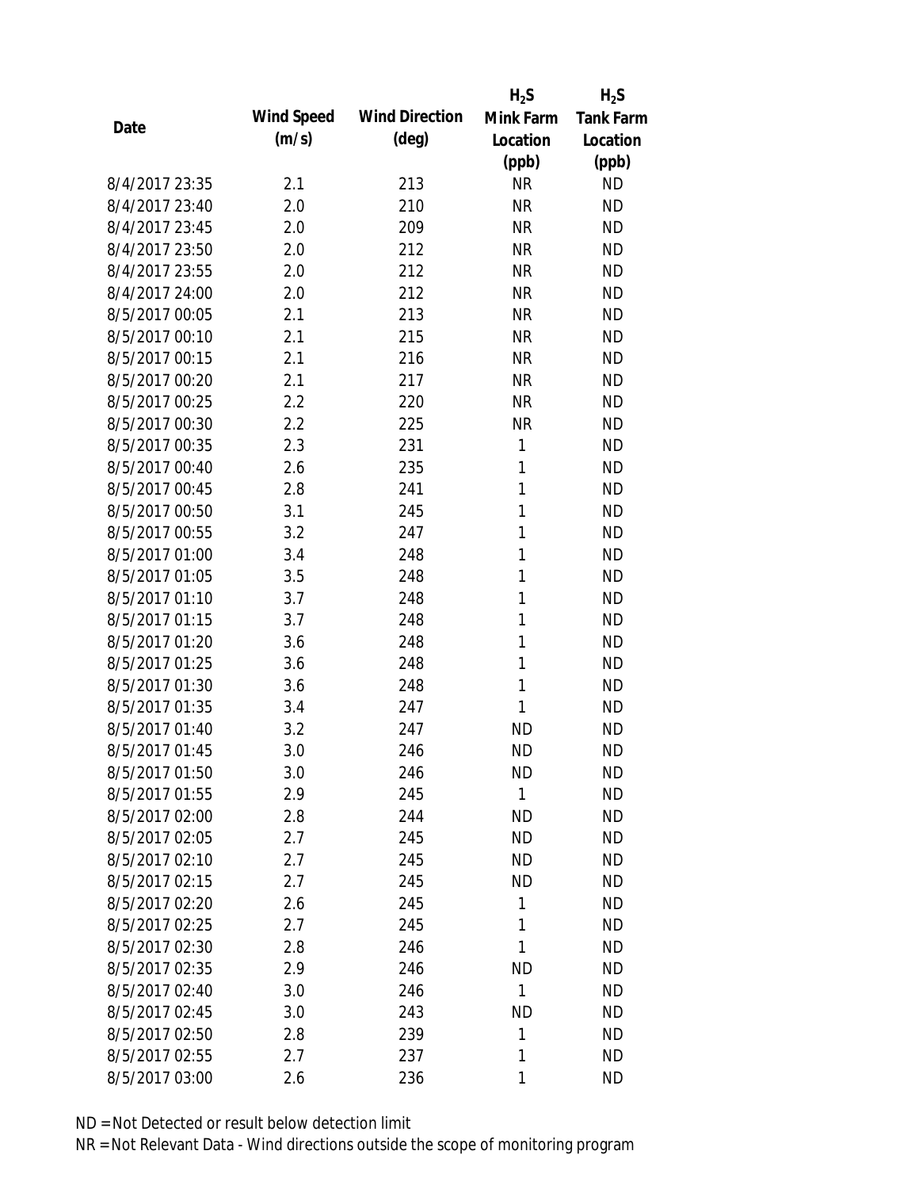| Date | Wind Speed (m/s) | Wind Direction (deg) | $H_2S$ Mink Farm Location (ppb) | $H_2S$ Tank Farm Location (ppb) |
|---|---|---|---|---|
| 8/4/2017 23:35 | 2.1 | 213 | NR | ND |
| 8/4/2017 23:40 | 2.0 | 210 | NR | ND |
| 8/4/2017 23:45 | 2.0 | 209 | NR | ND |
| 8/4/2017 23:50 | 2.0 | 212 | NR | ND |
| 8/4/2017 23:55 | 2.0 | 212 | NR | ND |
| 8/4/2017 24:00 | 2.0 | 212 | NR | ND |
| 8/5/2017 00:05 | 2.1 | 213 | NR | ND |
| 8/5/2017 00:10 | 2.1 | 215 | NR | ND |
| 8/5/2017 00:15 | 2.1 | 216 | NR | ND |
| 8/5/2017 00:20 | 2.1 | 217 | NR | ND |
| 8/5/2017 00:25 | 2.2 | 220 | NR | ND |
| 8/5/2017 00:30 | 2.2 | 225 | NR | ND |
| 8/5/2017 00:35 | 2.3 | 231 | 1 | ND |
| 8/5/2017 00:40 | 2.6 | 235 | 1 | ND |
| 8/5/2017 00:45 | 2.8 | 241 | 1 | ND |
| 8/5/2017 00:50 | 3.1 | 245 | 1 | ND |
| 8/5/2017 00:55 | 3.2 | 247 | 1 | ND |
| 8/5/2017 01:00 | 3.4 | 248 | 1 | ND |
| 8/5/2017 01:05 | 3.5 | 248 | 1 | ND |
| 8/5/2017 01:10 | 3.7 | 248 | 1 | ND |
| 8/5/2017 01:15 | 3.7 | 248 | 1 | ND |
| 8/5/2017 01:20 | 3.6 | 248 | 1 | ND |
| 8/5/2017 01:25 | 3.6 | 248 | 1 | ND |
| 8/5/2017 01:30 | 3.6 | 248 | 1 | ND |
| 8/5/2017 01:35 | 3.4 | 247 | 1 | ND |
| 8/5/2017 01:40 | 3.2 | 247 | ND | ND |
| 8/5/2017 01:45 | 3.0 | 246 | ND | ND |
| 8/5/2017 01:50 | 3.0 | 246 | ND | ND |
| 8/5/2017 01:55 | 2.9 | 245 | 1 | ND |
| 8/5/2017 02:00 | 2.8 | 244 | ND | ND |
| 8/5/2017 02:05 | 2.7 | 245 | ND | ND |
| 8/5/2017 02:10 | 2.7 | 245 | ND | ND |
| 8/5/2017 02:15 | 2.7 | 245 | ND | ND |
| 8/5/2017 02:20 | 2.6 | 245 | 1 | ND |
| 8/5/2017 02:25 | 2.7 | 245 | 1 | ND |
| 8/5/2017 02:30 | 2.8 | 246 | 1 | ND |
| 8/5/2017 02:35 | 2.9 | 246 | ND | ND |
| 8/5/2017 02:40 | 3.0 | 246 | 1 | ND |
| 8/5/2017 02:45 | 3.0 | 243 | ND | ND |
| 8/5/2017 02:50 | 2.8 | 239 | 1 | ND |
| 8/5/2017 02:55 | 2.7 | 237 | 1 | ND |
| 8/5/2017 03:00 | 2.6 | 236 | 1 | ND |

ND = Not Detected or result below detection limit

NR = Not Relevant Data - Wind directions outside the scope of monitoring program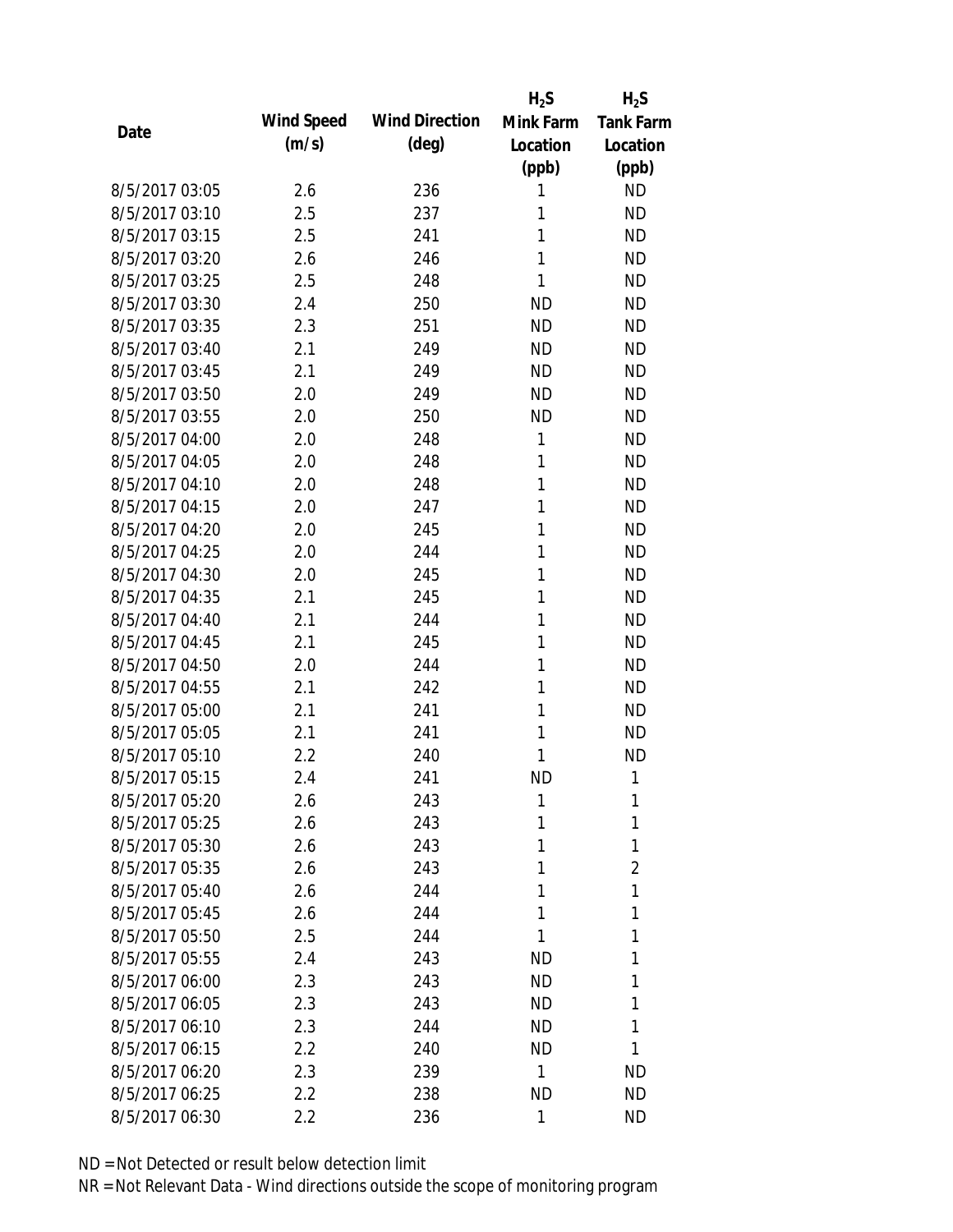| Date | Wind Speed (m/s) | Wind Direction (deg) | $H_2S$ Mink Farm Location (ppb) | $H_2S$ Tank Farm Location (ppb) |
|---|---|---|---|---|
| 8/5/2017 03:05 | 2.6 | 236 | 1 | ND |
| 8/5/2017 03:10 | 2.5 | 237 | 1 | ND |
| 8/5/2017 03:15 | 2.5 | 241 | 1 | ND |
| 8/5/2017 03:20 | 2.6 | 246 | 1 | ND |
| 8/5/2017 03:25 | 2.5 | 248 | 1 | ND |
| 8/5/2017 03:30 | 2.4 | 250 | ND | ND |
| 8/5/2017 03:35 | 2.3 | 251 | ND | ND |
| 8/5/2017 03:40 | 2.1 | 249 | ND | ND |
| 8/5/2017 03:45 | 2.1 | 249 | ND | ND |
| 8/5/2017 03:50 | 2.0 | 249 | ND | ND |
| 8/5/2017 03:55 | 2.0 | 250 | ND | ND |
| 8/5/2017 04:00 | 2.0 | 248 | 1 | ND |
| 8/5/2017 04:05 | 2.0 | 248 | 1 | ND |
| 8/5/2017 04:10 | 2.0 | 248 | 1 | ND |
| 8/5/2017 04:15 | 2.0 | 247 | 1 | ND |
| 8/5/2017 04:20 | 2.0 | 245 | 1 | ND |
| 8/5/2017 04:25 | 2.0 | 244 | 1 | ND |
| 8/5/2017 04:30 | 2.0 | 245 | 1 | ND |
| 8/5/2017 04:35 | 2.1 | 245 | 1 | ND |
| 8/5/2017 04:40 | 2.1 | 244 | 1 | ND |
| 8/5/2017 04:45 | 2.1 | 245 | 1 | ND |
| 8/5/2017 04:50 | 2.0 | 244 | 1 | ND |
| 8/5/2017 04:55 | 2.1 | 242 | 1 | ND |
| 8/5/2017 05:00 | 2.1 | 241 | 1 | ND |
| 8/5/2017 05:05 | 2.1 | 241 | 1 | ND |
| 8/5/2017 05:10 | 2.2 | 240 | 1 | ND |
| 8/5/2017 05:15 | 2.4 | 241 | ND | 1 |
| 8/5/2017 05:20 | 2.6 | 243 | 1 | 1 |
| 8/5/2017 05:25 | 2.6 | 243 | 1 | 1 |
| 8/5/2017 05:30 | 2.6 | 243 | 1 | 1 |
| 8/5/2017 05:35 | 2.6 | 243 | 1 | 2 |
| 8/5/2017 05:40 | 2.6 | 244 | 1 | 1 |
| 8/5/2017 05:45 | 2.6 | 244 | 1 | 1 |
| 8/5/2017 05:50 | 2.5 | 244 | 1 | 1 |
| 8/5/2017 05:55 | 2.4 | 243 | ND | 1 |
| 8/5/2017 06:00 | 2.3 | 243 | ND | 1 |
| 8/5/2017 06:05 | 2.3 | 243 | ND | 1 |
| 8/5/2017 06:10 | 2.3 | 244 | ND | 1 |
| 8/5/2017 06:15 | 2.2 | 240 | ND | 1 |
| 8/5/2017 06:20 | 2.3 | 239 | 1 | ND |
| 8/5/2017 06:25 | 2.2 | 238 | ND | ND |
| 8/5/2017 06:30 | 2.2 | 236 | 1 | ND |

ND = Not Detected or result below detection limit

NR = Not Relevant Data - Wind directions outside the scope of monitoring program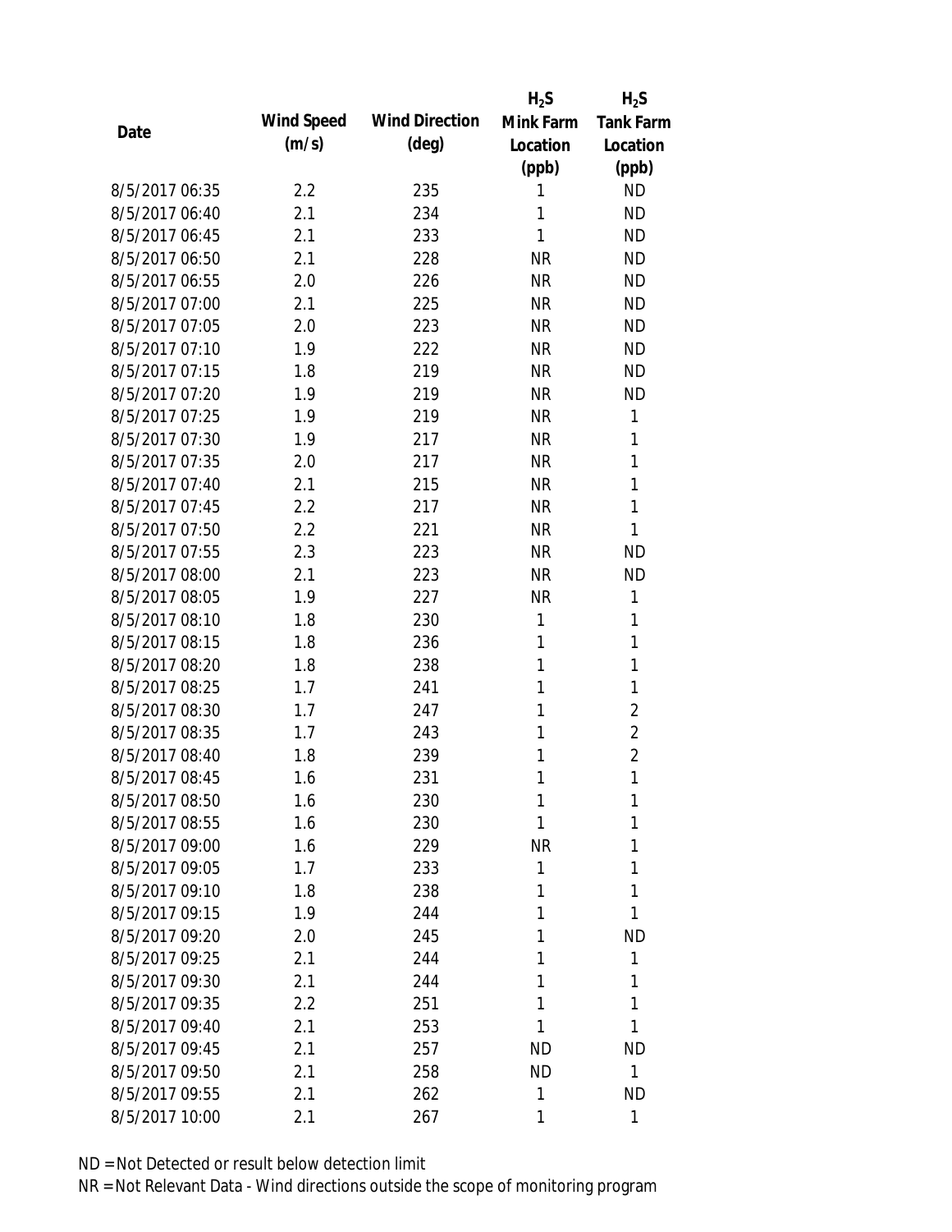| Date | Wind Speed (m/s) | Wind Direction (deg) | $H_2S$ Mink Farm Location (ppb) | $H_2S$ Tank Farm Location (ppb) |
|---|---|---|---|---|
| 8/5/2017 06:35 | 2.2 | 235 | 1 | ND |
| 8/5/2017 06:40 | 2.1 | 234 | 1 | ND |
| 8/5/2017 06:45 | 2.1 | 233 | 1 | ND |
| 8/5/2017 06:50 | 2.1 | 228 | NR | ND |
| 8/5/2017 06:55 | 2.0 | 226 | NR | ND |
| 8/5/2017 07:00 | 2.1 | 225 | NR | ND |
| 8/5/2017 07:05 | 2.0 | 223 | NR | ND |
| 8/5/2017 07:10 | 1.9 | 222 | NR | ND |
| 8/5/2017 07:15 | 1.8 | 219 | NR | ND |
| 8/5/2017 07:20 | 1.9 | 219 | NR | ND |
| 8/5/2017 07:25 | 1.9 | 219 | NR | 1 |
| 8/5/2017 07:30 | 1.9 | 217 | NR | 1 |
| 8/5/2017 07:35 | 2.0 | 217 | NR | 1 |
| 8/5/2017 07:40 | 2.1 | 215 | NR | 1 |
| 8/5/2017 07:45 | 2.2 | 217 | NR | 1 |
| 8/5/2017 07:50 | 2.2 | 221 | NR | 1 |
| 8/5/2017 07:55 | 2.3 | 223 | NR | ND |
| 8/5/2017 08:00 | 2.1 | 223 | NR | ND |
| 8/5/2017 08:05 | 1.9 | 227 | NR | 1 |
| 8/5/2017 08:10 | 1.8 | 230 | 1 | 1 |
| 8/5/2017 08:15 | 1.8 | 236 | 1 | 1 |
| 8/5/2017 08:20 | 1.8 | 238 | 1 | 1 |
| 8/5/2017 08:25 | 1.7 | 241 | 1 | 1 |
| 8/5/2017 08:30 | 1.7 | 247 | 1 | 2 |
| 8/5/2017 08:35 | 1.7 | 243 | 1 | 2 |
| 8/5/2017 08:40 | 1.8 | 239 | 1 | 2 |
| 8/5/2017 08:45 | 1.6 | 231 | 1 | 1 |
| 8/5/2017 08:50 | 1.6 | 230 | 1 | 1 |
| 8/5/2017 08:55 | 1.6 | 230 | 1 | 1 |
| 8/5/2017 09:00 | 1.6 | 229 | NR | 1 |
| 8/5/2017 09:05 | 1.7 | 233 | 1 | 1 |
| 8/5/2017 09:10 | 1.8 | 238 | 1 | 1 |
| 8/5/2017 09:15 | 1.9 | 244 | 1 | 1 |
| 8/5/2017 09:20 | 2.0 | 245 | 1 | ND |
| 8/5/2017 09:25 | 2.1 | 244 | 1 | 1 |
| 8/5/2017 09:30 | 2.1 | 244 | 1 | 1 |
| 8/5/2017 09:35 | 2.2 | 251 | 1 | 1 |
| 8/5/2017 09:40 | 2.1 | 253 | 1 | 1 |
| 8/5/2017 09:45 | 2.1 | 257 | ND | ND |
| 8/5/2017 09:50 | 2.1 | 258 | ND | 1 |
| 8/5/2017 09:55 | 2.1 | 262 | 1 | ND |
| 8/5/2017 10:00 | 2.1 | 267 | 1 | 1 |

ND = Not Detected or result below detection limit
NR = Not Relevant Data - Wind directions outside the scope of monitoring program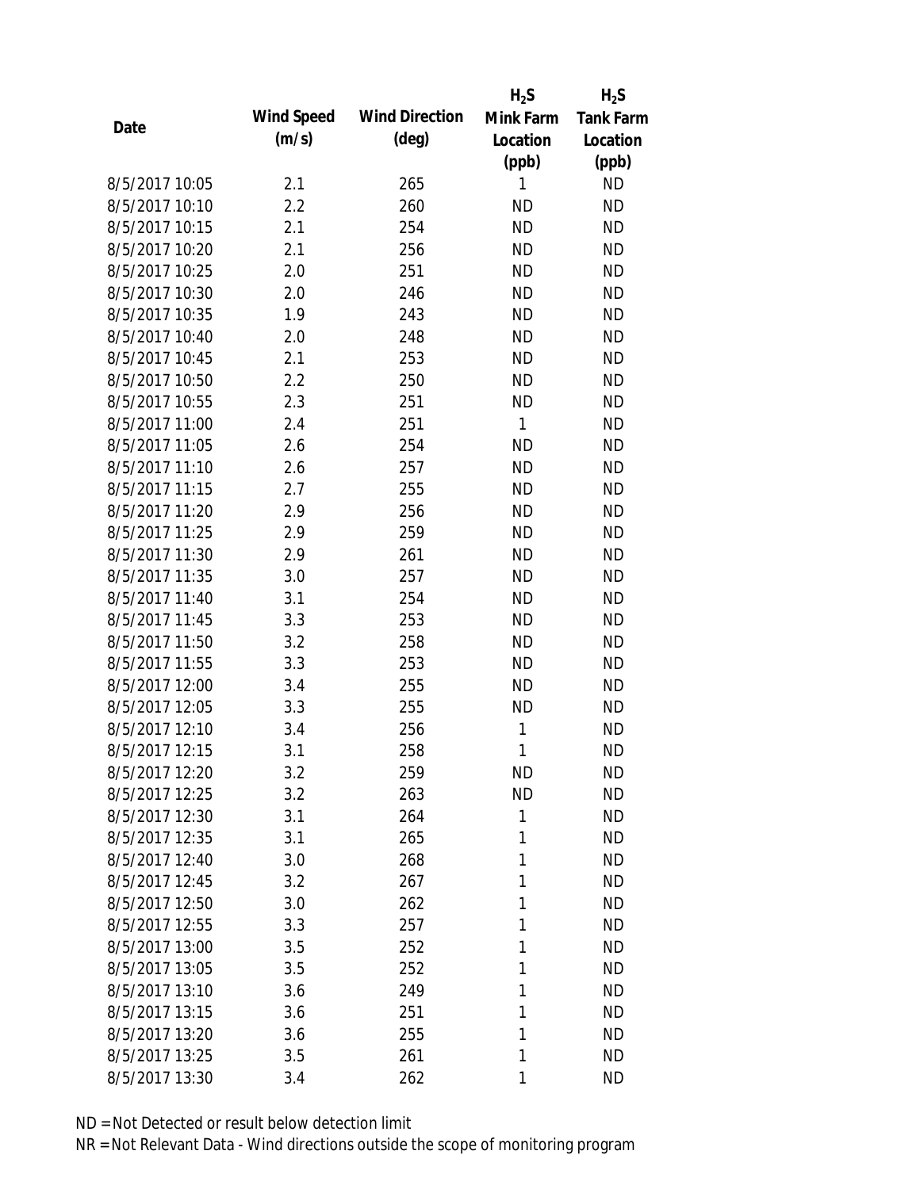| Date | Wind Speed (m/s) | Wind Direction (deg) | $H_2S$ Mink Farm Location (ppb) | $H_2S$ Tank Farm Location (ppb) |
|---|---|---|---|---|
| 8/5/2017 10:05 | 2.1 | 265 | 1 | ND |
| 8/5/2017 10:10 | 2.2 | 260 | ND | ND |
| 8/5/2017 10:15 | 2.1 | 254 | ND | ND |
| 8/5/2017 10:20 | 2.1 | 256 | ND | ND |
| 8/5/2017 10:25 | 2.0 | 251 | ND | ND |
| 8/5/2017 10:30 | 2.0 | 246 | ND | ND |
| 8/5/2017 10:35 | 1.9 | 243 | ND | ND |
| 8/5/2017 10:40 | 2.0 | 248 | ND | ND |
| 8/5/2017 10:45 | 2.1 | 253 | ND | ND |
| 8/5/2017 10:50 | 2.2 | 250 | ND | ND |
| 8/5/2017 10:55 | 2.3 | 251 | ND | ND |
| 8/5/2017 11:00 | 2.4 | 251 | 1 | ND |
| 8/5/2017 11:05 | 2.6 | 254 | ND | ND |
| 8/5/2017 11:10 | 2.6 | 257 | ND | ND |
| 8/5/2017 11:15 | 2.7 | 255 | ND | ND |
| 8/5/2017 11:20 | 2.9 | 256 | ND | ND |
| 8/5/2017 11:25 | 2.9 | 259 | ND | ND |
| 8/5/2017 11:30 | 2.9 | 261 | ND | ND |
| 8/5/2017 11:35 | 3.0 | 257 | ND | ND |
| 8/5/2017 11:40 | 3.1 | 254 | ND | ND |
| 8/5/2017 11:45 | 3.3 | 253 | ND | ND |
| 8/5/2017 11:50 | 3.2 | 258 | ND | ND |
| 8/5/2017 11:55 | 3.3 | 253 | ND | ND |
| 8/5/2017 12:00 | 3.4 | 255 | ND | ND |
| 8/5/2017 12:05 | 3.3 | 255 | ND | ND |
| 8/5/2017 12:10 | 3.4 | 256 | 1 | ND |
| 8/5/2017 12:15 | 3.1 | 258 | 1 | ND |
| 8/5/2017 12:20 | 3.2 | 259 | ND | ND |
| 8/5/2017 12:25 | 3.2 | 263 | ND | ND |
| 8/5/2017 12:30 | 3.1 | 264 | 1 | ND |
| 8/5/2017 12:35 | 3.1 | 265 | 1 | ND |
| 8/5/2017 12:40 | 3.0 | 268 | 1 | ND |
| 8/5/2017 12:45 | 3.2 | 267 | 1 | ND |
| 8/5/2017 12:50 | 3.0 | 262 | 1 | ND |
| 8/5/2017 12:55 | 3.3 | 257 | 1 | ND |
| 8/5/2017 13:00 | 3.5 | 252 | 1 | ND |
| 8/5/2017 13:05 | 3.5 | 252 | 1 | ND |
| 8/5/2017 13:10 | 3.6 | 249 | 1 | ND |
| 8/5/2017 13:15 | 3.6 | 251 | 1 | ND |
| 8/5/2017 13:20 | 3.6 | 255 | 1 | ND |
| 8/5/2017 13:25 | 3.5 | 261 | 1 | ND |
| 8/5/2017 13:30 | 3.4 | 262 | 1 | ND |

ND = Not Detected or result below detection limit

NR = Not Relevant Data - Wind directions outside the scope of monitoring program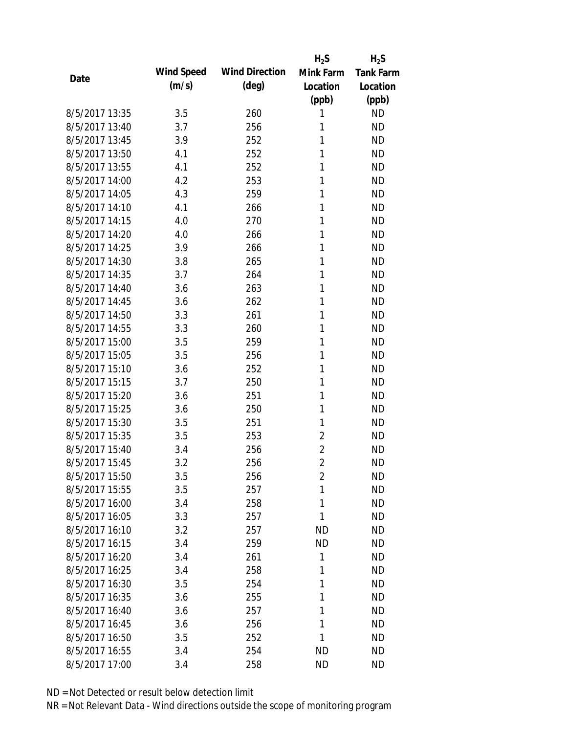| Date | Wind Speed (m/s) | Wind Direction (deg) | $H_2S$ Mink Farm Location (ppb) | $H_2S$ Tank Farm Location (ppb) |
|---|---|---|---|---|
| 8/5/2017 13:35 | 3.5 | 260 | 1 | ND |
| 8/5/2017 13:40 | 3.7 | 256 | 1 | ND |
| 8/5/2017 13:45 | 3.9 | 252 | 1 | ND |
| 8/5/2017 13:50 | 4.1 | 252 | 1 | ND |
| 8/5/2017 13:55 | 4.1 | 252 | 1 | ND |
| 8/5/2017 14:00 | 4.2 | 253 | 1 | ND |
| 8/5/2017 14:05 | 4.3 | 259 | 1 | ND |
| 8/5/2017 14:10 | 4.1 | 266 | 1 | ND |
| 8/5/2017 14:15 | 4.0 | 270 | 1 | ND |
| 8/5/2017 14:20 | 4.0 | 266 | 1 | ND |
| 8/5/2017 14:25 | 3.9 | 266 | 1 | ND |
| 8/5/2017 14:30 | 3.8 | 265 | 1 | ND |
| 8/5/2017 14:35 | 3.7 | 264 | 1 | ND |
| 8/5/2017 14:40 | 3.6 | 263 | 1 | ND |
| 8/5/2017 14:45 | 3.6 | 262 | 1 | ND |
| 8/5/2017 14:50 | 3.3 | 261 | 1 | ND |
| 8/5/2017 14:55 | 3.3 | 260 | 1 | ND |
| 8/5/2017 15:00 | 3.5 | 259 | 1 | ND |
| 8/5/2017 15:05 | 3.5 | 256 | 1 | ND |
| 8/5/2017 15:10 | 3.6 | 252 | 1 | ND |
| 8/5/2017 15:15 | 3.7 | 250 | 1 | ND |
| 8/5/2017 15:20 | 3.6 | 251 | 1 | ND |
| 8/5/2017 15:25 | 3.6 | 250 | 1 | ND |
| 8/5/2017 15:30 | 3.5 | 251 | 1 | ND |
| 8/5/2017 15:35 | 3.5 | 253 | 2 | ND |
| 8/5/2017 15:40 | 3.4 | 256 | 2 | ND |
| 8/5/2017 15:45 | 3.2 | 256 | 2 | ND |
| 8/5/2017 15:50 | 3.5 | 256 | 2 | ND |
| 8/5/2017 15:55 | 3.5 | 257 | 1 | ND |
| 8/5/2017 16:00 | 3.4 | 258 | 1 | ND |
| 8/5/2017 16:05 | 3.3 | 257 | 1 | ND |
| 8/5/2017 16:10 | 3.2 | 257 | ND | ND |
| 8/5/2017 16:15 | 3.4 | 259 | ND | ND |
| 8/5/2017 16:20 | 3.4 | 261 | 1 | ND |
| 8/5/2017 16:25 | 3.4 | 258 | 1 | ND |
| 8/5/2017 16:30 | 3.5 | 254 | 1 | ND |
| 8/5/2017 16:35 | 3.6 | 255 | 1 | ND |
| 8/5/2017 16:40 | 3.6 | 257 | 1 | ND |
| 8/5/2017 16:45 | 3.6 | 256 | 1 | ND |
| 8/5/2017 16:50 | 3.5 | 252 | 1 | ND |
| 8/5/2017 16:55 | 3.4 | 254 | ND | ND |
| 8/5/2017 17:00 | 3.4 | 258 | ND | ND |

ND = Not Detected or result below detection limit

NR = Not Relevant Data - Wind directions outside the scope of monitoring program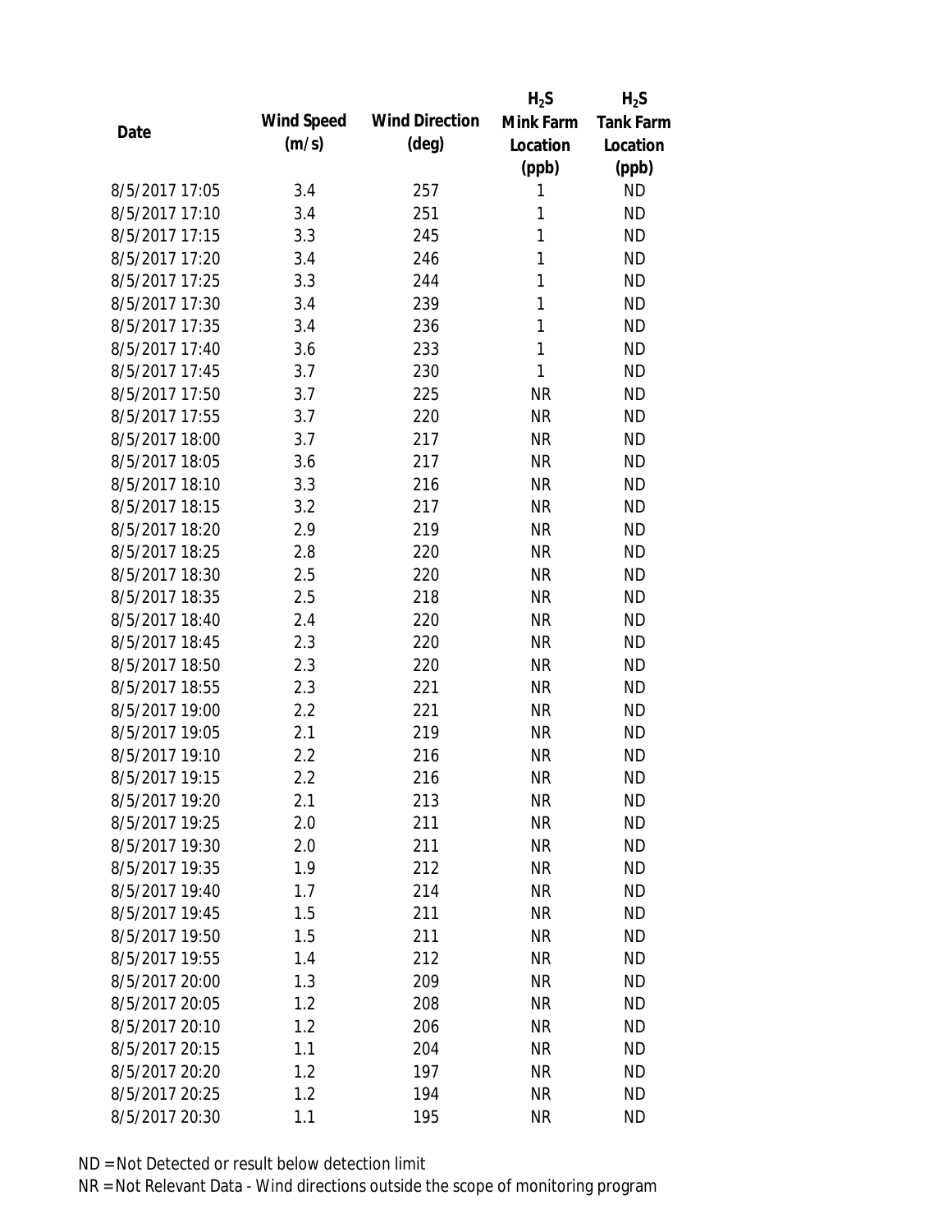| Date | Wind Speed (m/s) | Wind Direction (deg) | $H_2S$ Mink Farm Location (ppb) | $H_2S$ Tank Farm Location (ppb) |
|---|---|---|---|---|
| 8/5/2017 17:05 | 3.4 | 257 | 1 | ND |
| 8/5/2017 17:10 | 3.4 | 251 | 1 | ND |
| 8/5/2017 17:15 | 3.3 | 245 | 1 | ND |
| 8/5/2017 17:20 | 3.4 | 246 | 1 | ND |
| 8/5/2017 17:25 | 3.3 | 244 | 1 | ND |
| 8/5/2017 17:30 | 3.4 | 239 | 1 | ND |
| 8/5/2017 17:35 | 3.4 | 236 | 1 | ND |
| 8/5/2017 17:40 | 3.6 | 233 | 1 | ND |
| 8/5/2017 17:45 | 3.7 | 230 | 1 | ND |
| 8/5/2017 17:50 | 3.7 | 225 | NR | ND |
| 8/5/2017 17:55 | 3.7 | 220 | NR | ND |
| 8/5/2017 18:00 | 3.7 | 217 | NR | ND |
| 8/5/2017 18:05 | 3.6 | 217 | NR | ND |
| 8/5/2017 18:10 | 3.3 | 216 | NR | ND |
| 8/5/2017 18:15 | 3.2 | 217 | NR | ND |
| 8/5/2017 18:20 | 2.9 | 219 | NR | ND |
| 8/5/2017 18:25 | 2.8 | 220 | NR | ND |
| 8/5/2017 18:30 | 2.5 | 220 | NR | ND |
| 8/5/2017 18:35 | 2.5 | 218 | NR | ND |
| 8/5/2017 18:40 | 2.4 | 220 | NR | ND |
| 8/5/2017 18:45 | 2.3 | 220 | NR | ND |
| 8/5/2017 18:50 | 2.3 | 220 | NR | ND |
| 8/5/2017 18:55 | 2.3 | 221 | NR | ND |
| 8/5/2017 19:00 | 2.2 | 221 | NR | ND |
| 8/5/2017 19:05 | 2.1 | 219 | NR | ND |
| 8/5/2017 19:10 | 2.2 | 216 | NR | ND |
| 8/5/2017 19:15 | 2.2 | 216 | NR | ND |
| 8/5/2017 19:20 | 2.1 | 213 | NR | ND |
| 8/5/2017 19:25 | 2.0 | 211 | NR | ND |
| 8/5/2017 19:30 | 2.0 | 211 | NR | ND |
| 8/5/2017 19:35 | 1.9 | 212 | NR | ND |
| 8/5/2017 19:40 | 1.7 | 214 | NR | ND |
| 8/5/2017 19:45 | 1.5 | 211 | NR | ND |
| 8/5/2017 19:50 | 1.5 | 211 | NR | ND |
| 8/5/2017 19:55 | 1.4 | 212 | NR | ND |
| 8/5/2017 20:00 | 1.3 | 209 | NR | ND |
| 8/5/2017 20:05 | 1.2 | 208 | NR | ND |
| 8/5/2017 20:10 | 1.2 | 206 | NR | ND |
| 8/5/2017 20:15 | 1.1 | 204 | NR | ND |
| 8/5/2017 20:20 | 1.2 | 197 | NR | ND |
| 8/5/2017 20:25 | 1.2 | 194 | NR | ND |
| 8/5/2017 20:30 | 1.1 | 195 | NR | ND |

ND = Not Detected or result below detection limit

NR = Not Relevant Data - Wind directions outside the scope of monitoring program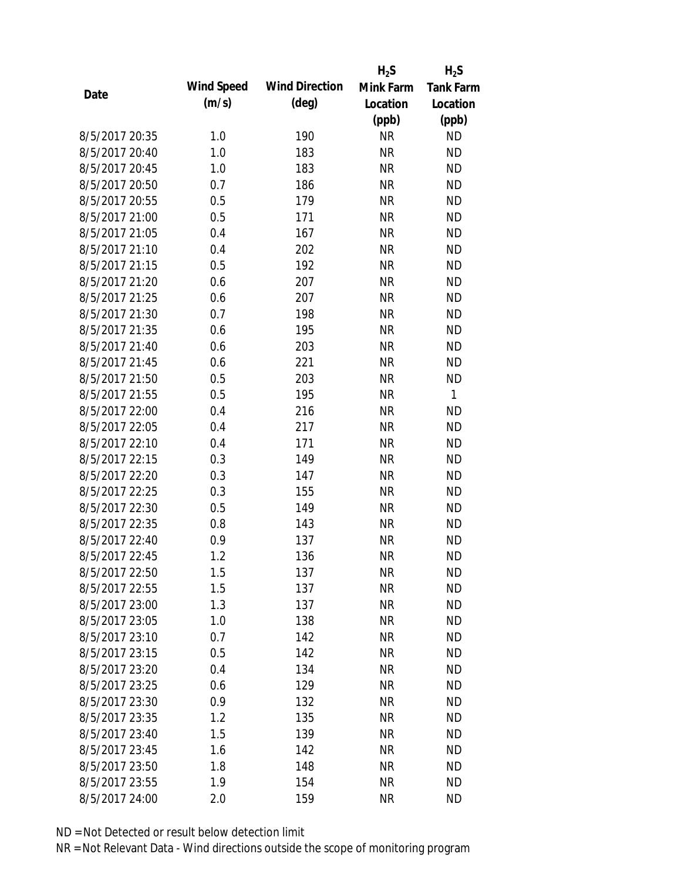| Date | Wind Speed (m/s) | Wind Direction (deg) | $H_2S$ Mink Farm Location (ppb) | $H_2S$ Tank Farm Location (ppb) |
|---|---|---|---|---|
| 8/5/2017 20:35 | 1.0 | 190 | NR | ND |
| 8/5/2017 20:40 | 1.0 | 183 | NR | ND |
| 8/5/2017 20:45 | 1.0 | 183 | NR | ND |
| 8/5/2017 20:50 | 0.7 | 186 | NR | ND |
| 8/5/2017 20:55 | 0.5 | 179 | NR | ND |
| 8/5/2017 21:00 | 0.5 | 171 | NR | ND |
| 8/5/2017 21:05 | 0.4 | 167 | NR | ND |
| 8/5/2017 21:10 | 0.4 | 202 | NR | ND |
| 8/5/2017 21:15 | 0.5 | 192 | NR | ND |
| 8/5/2017 21:20 | 0.6 | 207 | NR | ND |
| 8/5/2017 21:25 | 0.6 | 207 | NR | ND |
| 8/5/2017 21:30 | 0.7 | 198 | NR | ND |
| 8/5/2017 21:35 | 0.6 | 195 | NR | ND |
| 8/5/2017 21:40 | 0.6 | 203 | NR | ND |
| 8/5/2017 21:45 | 0.6 | 221 | NR | ND |
| 8/5/2017 21:50 | 0.5 | 203 | NR | ND |
| 8/5/2017 21:55 | 0.5 | 195 | NR | 1 |
| 8/5/2017 22:00 | 0.4 | 216 | NR | ND |
| 8/5/2017 22:05 | 0.4 | 217 | NR | ND |
| 8/5/2017 22:10 | 0.4 | 171 | NR | ND |
| 8/5/2017 22:15 | 0.3 | 149 | NR | ND |
| 8/5/2017 22:20 | 0.3 | 147 | NR | ND |
| 8/5/2017 22:25 | 0.3 | 155 | NR | ND |
| 8/5/2017 22:30 | 0.5 | 149 | NR | ND |
| 8/5/2017 22:35 | 0.8 | 143 | NR | ND |
| 8/5/2017 22:40 | 0.9 | 137 | NR | ND |
| 8/5/2017 22:45 | 1.2 | 136 | NR | ND |
| 8/5/2017 22:50 | 1.5 | 137 | NR | ND |
| 8/5/2017 22:55 | 1.5 | 137 | NR | ND |
| 8/5/2017 23:00 | 1.3 | 137 | NR | ND |
| 8/5/2017 23:05 | 1.0 | 138 | NR | ND |
| 8/5/2017 23:10 | 0.7 | 142 | NR | ND |
| 8/5/2017 23:15 | 0.5 | 142 | NR | ND |
| 8/5/2017 23:20 | 0.4 | 134 | NR | ND |
| 8/5/2017 23:25 | 0.6 | 129 | NR | ND |
| 8/5/2017 23:30 | 0.9 | 132 | NR | ND |
| 8/5/2017 23:35 | 1.2 | 135 | NR | ND |
| 8/5/2017 23:40 | 1.5 | 139 | NR | ND |
| 8/5/2017 23:45 | 1.6 | 142 | NR | ND |
| 8/5/2017 23:50 | 1.8 | 148 | NR | ND |
| 8/5/2017 23:55 | 1.9 | 154 | NR | ND |
| 8/5/2017 24:00 | 2.0 | 159 | NR | ND |

ND = Not Detected or result below detection limit

NR = Not Relevant Data - Wind directions outside the scope of monitoring program